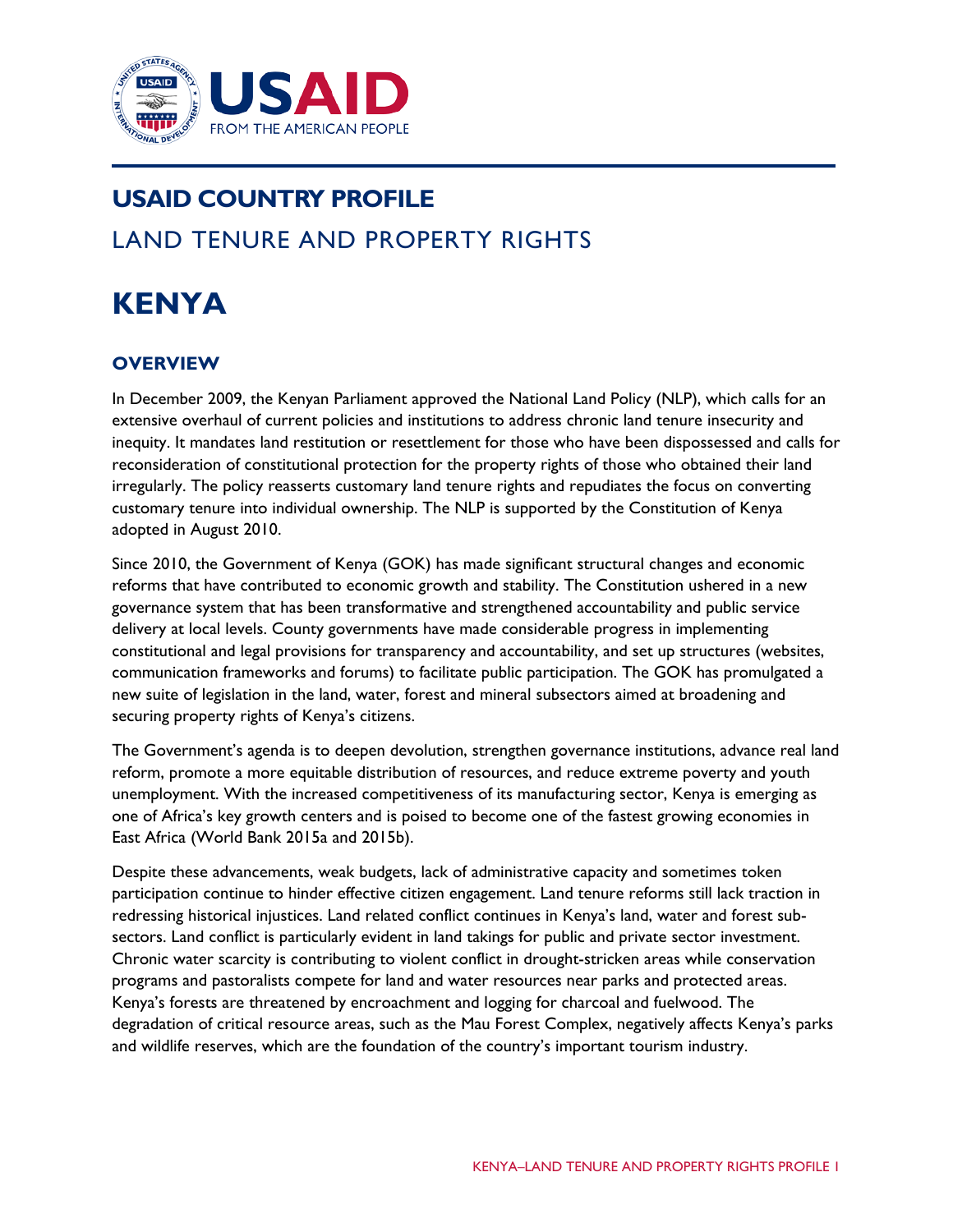# USAID COUNTRY PROFILE

## LAND TENURE AND PROPERTY RIGHTS

# KENYA

## OVERVIEW

In December 2009, the Kenyan Parliament approved the National Land Policy (NLP), which calls for an extensive overhaul of current policies and institutions to address chronic land tenure insecurity and inequity. It mandates land restitution or resettlement for those who have been dispossessed and calls for reconsideration of constitutional protection for the property rights of those who obtained their land irregularly. The policy reasserts customary land tenure rights and repudiates the focus on converting customary tenure into individual ownership. The NLP is supported by the Constitution of Kenya adopted in August 2010.

Since 2010, the Government of Kenya (GOK) has made significant structural changes and economic reforms that have contributed to economic growth and stability. The Constitution ushered in a new governance system that has been transformative and strengthened accountability and public service delivery at local levels. County governments have made considerable progress in implementing constitutional and legal provisions for transparency and accountability, and set up structures (websites, communication frameworks and forums) to facilitate public participation. The GOK has promulgated a new suite of legislation in the land, water, forest and mineral subsectors aimed at broadening and securing property rights of Kenya's citizens.

The Government's agenda is to deepen devolution, strengthen governance institutions, advance real land reform, promote a more equitable distribution of resources, and reduce extreme poverty and youth unemployment. With the increased competitiveness of its manufacturing sector, Kenya is emerging as one of Africa's key growth centers and is poised to become one of the fastest growing economies in East Africa (World Bank 2015a and 2015b).

Despite these advancements, weak budgets, lack of administrative capacity and sometimes token participation continue to hinder effective citizen engagement. Land tenure reforms still lack traction in redressing historical injustices. Land related conflict continues in Kenya's land, water and forest sub-sectors. Land conflict is particularly evident in land takings for public and private sector investment. Chronic water scarcity is contributing to violent conflict in drought-stricken areas while conservation programs and pastoralists compete for land and water resources near parks and protected areas. Kenya's forests are threatened by encroachment and logging for charcoal and fuelwood. The degradation of critical resource areas, such as the Mau Forest Complex, negatively affects Kenya's parks and wildlife reserves, which are the foundation of the country's important tourism industry.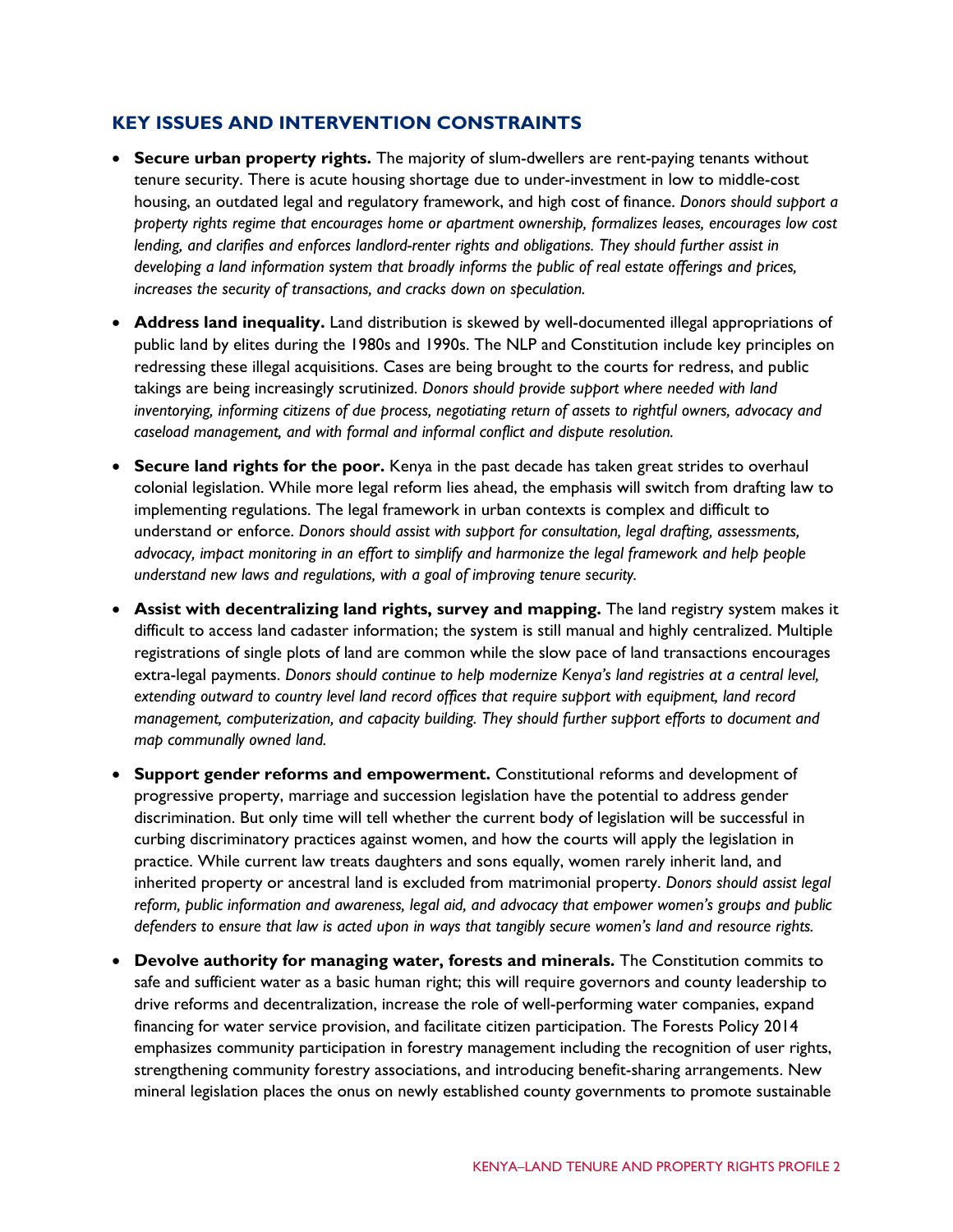## KEY ISSUES AND INTERVENTION CONSTRAINTS

- **Secure urban property rights.** The majority of slum-dwellers are rent-paying tenants without tenure security. There is acute housing shortage due to under-investment in low to middle-cost housing, an outdated legal and regulatory framework, and high cost of finance. *Donors should support a property rights regime that encourages home or apartment ownership, formalizes leases, encourages low cost lending, and clarifies and enforces landlord-renter rights and obligations. They should further assist in developing a land information system that broadly informs the public of real estate offerings and prices, increases the security of transactions, and cracks down on speculation.*

- **Address land inequality.** Land distribution is skewed by well-documented illegal appropriations of public land by elites during the 1980s and 1990s. The NLP and Constitution include key principles on redressing these illegal acquisitions. Cases are being brought to the courts for redress, and public takings are being increasingly scrutinized. *Donors should provide support where needed with land inventorying, informing citizens of due process, negotiating return of assets to rightful owners, advocacy and caseload management, and with formal and informal conflict and dispute resolution.*

- **Secure land rights for the poor.** Kenya in the past decade has taken great strides to overhaul colonial legislation. While more legal reform lies ahead, the emphasis will switch from drafting law to implementing regulations. The legal framework in urban contexts is complex and difficult to understand or enforce. *Donors should assist with support for consultation, legal drafting, assessments, advocacy, impact monitoring in an effort to simplify and harmonize the legal framework and help people understand new laws and regulations, with a goal of improving tenure security.*

- **Assist with decentralizing land rights, survey and mapping.** The land registry system makes it difficult to access land cadaster information; the system is still manual and highly centralized. Multiple registrations of single plots of land are common while the slow pace of land transactions encourages extra-legal payments. *Donors should continue to help modernize Kenya's land registries at a central level, extending outward to country level land record offices that require support with equipment, land record management, computerization, and capacity building. They should further support efforts to document and map communally owned land.*

- **Support gender reforms and empowerment.** Constitutional reforms and development of progressive property, marriage and succession legislation have the potential to address gender discrimination. But only time will tell whether the current body of legislation will be successful in curbing discriminatory practices against women, and how the courts will apply the legislation in practice. While current law treats daughters and sons equally, women rarely inherit land, and inherited property or ancestral land is excluded from matrimonial property. *Donors should assist legal reform, public information and awareness, legal aid, and advocacy that empower women's groups and public defenders to ensure that law is acted upon in ways that tangibly secure women's land and resource rights.*

- **Devolve authority for managing water, forests and minerals.** The Constitution commits to safe and sufficient water as a basic human right; this will require governors and county leadership to drive reforms and decentralization, increase the role of well-performing water companies, expand financing for water service provision, and facilitate citizen participation. The Forests Policy 2014 emphasizes community participation in forestry management including the recognition of user rights, strengthening community forestry associations, and introducing benefit-sharing arrangements. New mineral legislation places the onus on newly established county governments to promote sustainable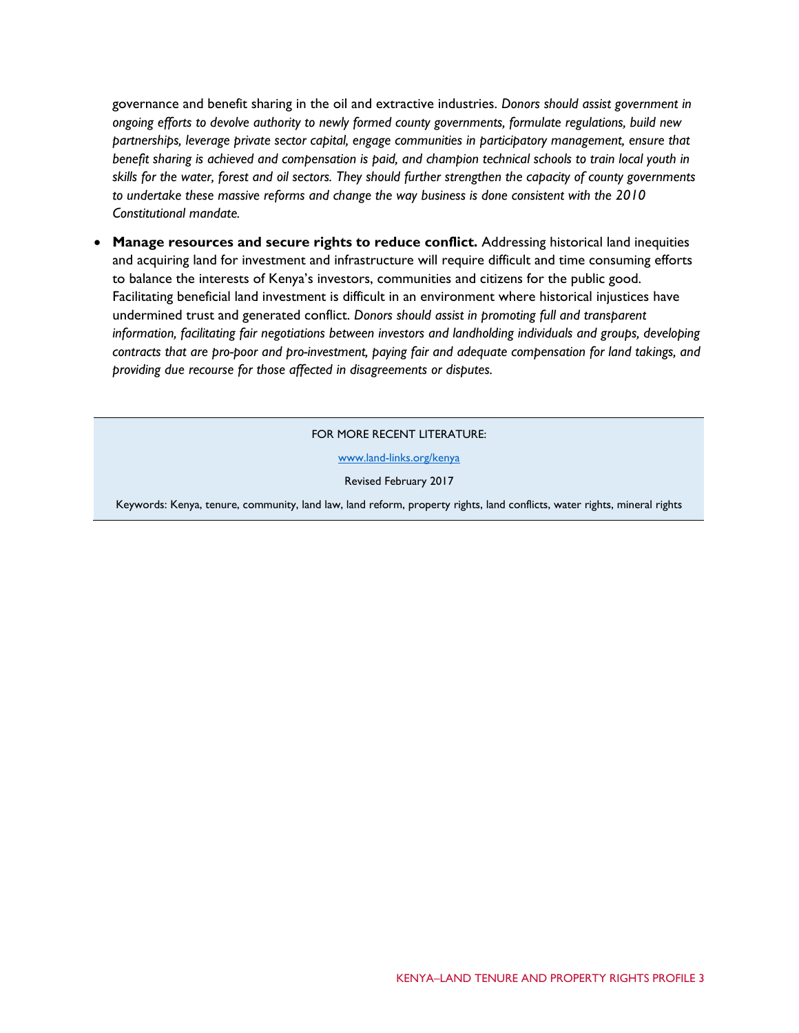governance and benefit sharing in the oil and extractive industries. *Donors should assist government in ongoing efforts to devolve authority to newly formed county governments, formulate regulations, build new partnerships, leverage private sector capital, engage communities in participatory management, ensure that benefit sharing is achieved and compensation is paid, and champion technical schools to train local youth in skills for the water, forest and oil sectors. They should further strengthen the capacity of county governments to undertake these massive reforms and change the way business is done consistent with the 2010 Constitutional mandate.*

- **Manage resources and secure rights to reduce conflict.** Addressing historical land inequities and acquiring land for investment and infrastructure will require difficult and time consuming efforts to balance the interests of Kenya's investors, communities and citizens for the public good. Facilitating beneficial land investment is difficult in an environment where historical injustices have undermined trust and generated conflict. *Donors should assist in promoting full and transparent information, facilitating fair negotiations between investors and landholding individuals and groups, developing contracts that are pro-poor and pro-investment, paying fair and adequate compensation for land takings, and providing due recourse for those affected in disagreements or disputes.*

FOR MORE RECENT LITERATURE:

www.land-links.org/kenya

Revised February 2017

Keywords: Kenya, tenure, community, land law, land reform, property rights, land conflicts, water rights, mineral rights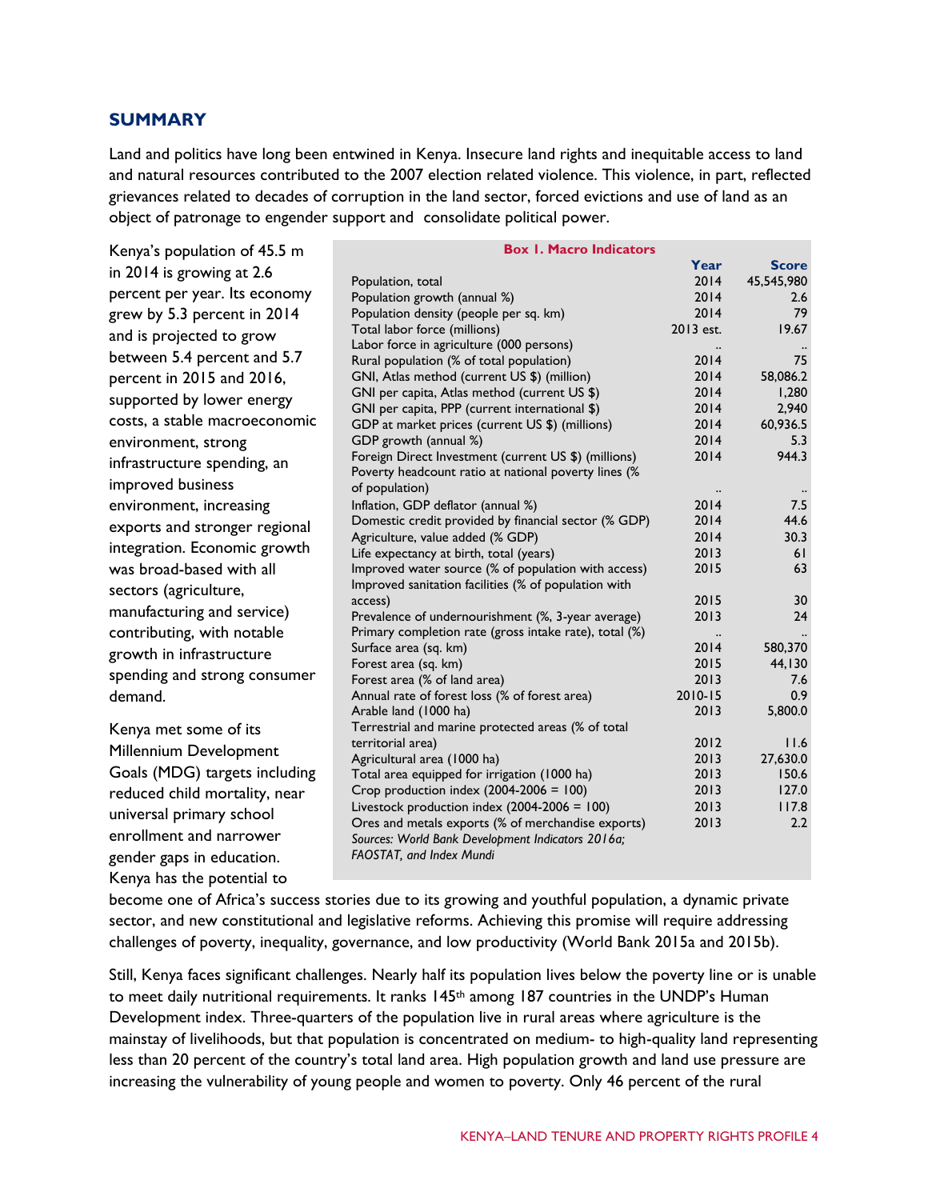## SUMMARY

Land and politics have long been entwined in Kenya. Insecure land rights and inequitable access to land and natural resources contributed to the 2007 election related violence. This violence, in part, reflected grievances related to decades of corruption in the land sector, forced evictions and use of land as an object of patronage to engender support and consolidate political power.

Kenya's population of 45.5 m in 2014 is growing at 2.6 percent per year. Its economy grew by 5.3 percent in 2014 and is projected to grow between 5.4 percent and 5.7 percent in 2015 and 2016, supported by lower energy costs, a stable macroeconomic environment, strong infrastructure spending, an improved business environment, increasing exports and stronger regional integration. Economic growth was broad-based with all sectors (agriculture, manufacturing and service) contributing, with notable growth in infrastructure spending and strong consumer demand.

**Box 1. Macro Indicators**

| | Year | Score |
|---|---|---|
| Population, total | 2014 | 45,545,980 |
| Population growth (annual %) | 2014 | 2.6 |
| Population density (people per sq. km) | 2014 | 79 |
| Total labor force (millions) | 2013 est. | 19.67 |
| Labor force in agriculture (000 persons) | .. | .. |
| Rural population (% of total population) | 2014 | 75 |
| GNI, Atlas method (current US $) (million) | 2014 | 58,086.2 |
| GNI per capita, Atlas method (current US $) | 2014 | 1,280 |
| GNI per capita, PPP (current international $) | 2014 | 2,940 |
| GDP at market prices (current US $) (millions) | 2014 | 60,936.5 |
| GDP growth (annual %) | 2014 | 5.3 |
| Foreign Direct Investment (current US $) (millions) | 2014 | 944.3 |
| Poverty headcount ratio at national poverty lines (% of population) | .. | .. |
| Inflation, GDP deflator (annual %) | 2014 | 7.5 |
| Domestic credit provided by financial sector (% GDP) | 2014 | 44.6 |
| Agriculture, value added (% GDP) | 2014 | 30.3 |
| Life expectancy at birth, total (years) | 2013 | 61 |
| Improved water source (% of population with access) | 2015 | 63 |
| Improved sanitation facilities (% of population with access) | 2015 | 30 |
| Prevalence of undernourishment (%, 3-year average) | 2013 | 24 |
| Primary completion rate (gross intake rate), total (%) | .. | .. |
| Surface area (sq. km) | 2014 | 580,370 |
| Forest area (sq. km) | 2015 | 44,130 |
| Forest area (% of land area) | 2013 | 7.6 |
| Annual rate of forest loss (% of forest area) | 2010-15 | 0.9 |
| Arable land (1000 ha) | 2013 | 5,800.0 |
| Terrestrial and marine protected areas (% of total territorial area) | 2012 | 11.6 |
| Agricultural area (1000 ha) | 2013 | 27,630.0 |
| Total area equipped for irrigation (1000 ha) | 2013 | 150.6 |
| Crop production index (2004-2006 = 100) | 2013 | 127.0 |
| Livestock production index (2004-2006 = 100) | 2013 | 117.8 |
| Ores and metals exports (% of merchandise exports) | 2013 | 2.2 |

*Sources: World Bank Development Indicators 2016a; FAOSTAT, and Index Mundi*

Kenya met some of its Millennium Development Goals (MDG) targets including reduced child mortality, near universal primary school enrollment and narrower gender gaps in education. Kenya has the potential to become one of Africa's success stories due to its growing and youthful population, a dynamic private sector, and new constitutional and legislative reforms. Achieving this promise will require addressing challenges of poverty, inequality, governance, and low productivity (World Bank 2015a and 2015b).

Still, Kenya faces significant challenges. Nearly half its population lives below the poverty line or is unable to meet daily nutritional requirements. It ranks 145th among 187 countries in the UNDP's Human Development index. Three-quarters of the population live in rural areas where agriculture is the mainstay of livelihoods, but that population is concentrated on medium- to high-quality land representing less than 20 percent of the country's total land area. High population growth and land use pressure are increasing the vulnerability of young people and women to poverty. Only 46 percent of the rural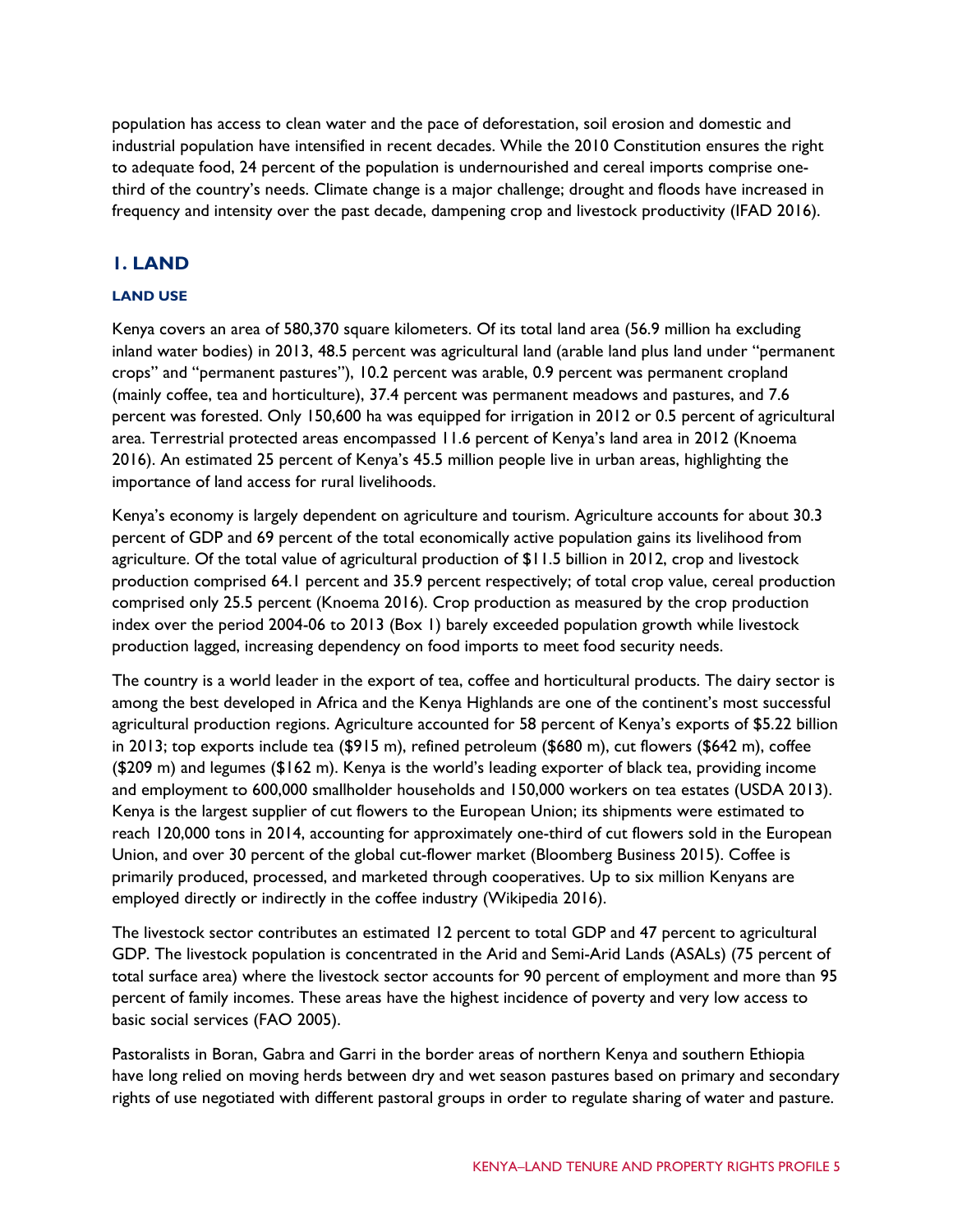population has access to clean water and the pace of deforestation, soil erosion and domestic and industrial population have intensified in recent decades. While the 2010 Constitution ensures the right to adequate food, 24 percent of the population is undernourished and cereal imports comprise one-third of the country's needs. Climate change is a major challenge; drought and floods have increased in frequency and intensity over the past decade, dampening crop and livestock productivity (IFAD 2016).

## 1. LAND

### LAND USE

Kenya covers an area of 580,370 square kilometers. Of its total land area (56.9 million ha excluding inland water bodies) in 2013, 48.5 percent was agricultural land (arable land plus land under "permanent crops" and "permanent pastures"), 10.2 percent was arable, 0.9 percent was permanent cropland (mainly coffee, tea and horticulture), 37.4 percent was permanent meadows and pastures, and 7.6 percent was forested. Only 150,600 ha was equipped for irrigation in 2012 or 0.5 percent of agricultural area. Terrestrial protected areas encompassed 11.6 percent of Kenya's land area in 2012 (Knoema 2016). An estimated 25 percent of Kenya's 45.5 million people live in urban areas, highlighting the importance of land access for rural livelihoods.

Kenya's economy is largely dependent on agriculture and tourism. Agriculture accounts for about 30.3 percent of GDP and 69 percent of the total economically active population gains its livelihood from agriculture. Of the total value of agricultural production of $11.5 billion in 2012, crop and livestock production comprised 64.1 percent and 35.9 percent respectively; of total crop value, cereal production comprised only 25.5 percent (Knoema 2016). Crop production as measured by the crop production index over the period 2004-06 to 2013 (Box 1) barely exceeded population growth while livestock production lagged, increasing dependency on food imports to meet food security needs.

The country is a world leader in the export of tea, coffee and horticultural products. The dairy sector is among the best developed in Africa and the Kenya Highlands are one of the continent's most successful agricultural production regions. Agriculture accounted for 58 percent of Kenya's exports of $5.22 billion in 2013; top exports include tea ($915 m), refined petroleum ($680 m), cut flowers ($642 m), coffee ($209 m) and legumes ($162 m). Kenya is the world's leading exporter of black tea, providing income and employment to 600,000 smallholder households and 150,000 workers on tea estates (USDA 2013). Kenya is the largest supplier of cut flowers to the European Union; its shipments were estimated to reach 120,000 tons in 2014, accounting for approximately one-third of cut flowers sold in the European Union, and over 30 percent of the global cut-flower market (Bloomberg Business 2015). Coffee is primarily produced, processed, and marketed through cooperatives. Up to six million Kenyans are employed directly or indirectly in the coffee industry (Wikipedia 2016).

The livestock sector contributes an estimated 12 percent to total GDP and 47 percent to agricultural GDP. The livestock population is concentrated in the Arid and Semi-Arid Lands (ASALs) (75 percent of total surface area) where the livestock sector accounts for 90 percent of employment and more than 95 percent of family incomes. These areas have the highest incidence of poverty and very low access to basic social services (FAO 2005).

Pastoralists in Boran, Gabra and Garri in the border areas of northern Kenya and southern Ethiopia have long relied on moving herds between dry and wet season pastures based on primary and secondary rights of use negotiated with different pastoral groups in order to regulate sharing of water and pasture.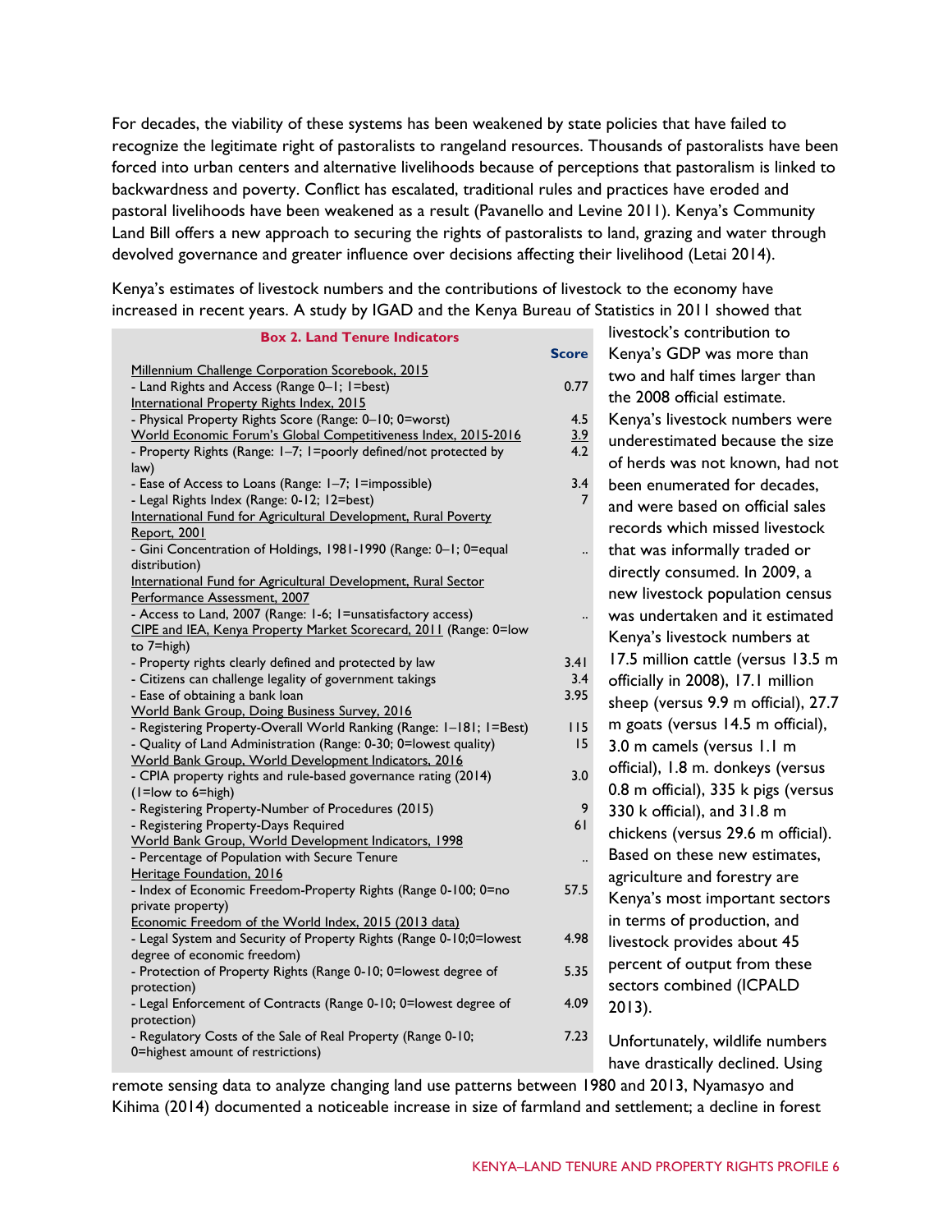For decades, the viability of these systems has been weakened by state policies that have failed to recognize the legitimate right of pastoralists to rangeland resources. Thousands of pastoralists have been forced into urban centers and alternative livelihoods because of perceptions that pastoralism is linked to backwardness and poverty. Conflict has escalated, traditional rules and practices have eroded and pastoral livelihoods have been weakened as a result (Pavanello and Levine 2011). Kenya's Community Land Bill offers a new approach to securing the rights of pastoralists to land, grazing and water through devolved governance and greater influence over decisions affecting their livelihood (Letai 2014).

Kenya's estimates of livestock numbers and the contributions of livestock to the economy have increased in recent years. A study by IGAD and the Kenya Bureau of Statistics in 2011 showed that livestock's contribution to Kenya's GDP was more than two and half times larger than the 2008 official estimate. Kenya's livestock numbers were underestimated because the size of herds was not known, had not been enumerated for decades, and were based on official sales records which missed livestock that was informally traded or directly consumed. In 2009, a new livestock population census was undertaken and it estimated Kenya's livestock numbers at 17.5 million cattle (versus 13.5 m officially in 2008), 17.1 million sheep (versus 9.9 m official), 27.7 m goats (versus 14.5 m official), 3.0 m camels (versus 1.1 m official), 1.8 m. donkeys (versus 0.8 m official), 335 k pigs (versus 330 k official), and 31.8 m chickens (versus 29.6 m official). Based on these new estimates, agriculture and forestry are Kenya's most important sectors in terms of production, and livestock provides about 45 percent of output from these sectors combined (ICPALD 2013).

**Box 2. Land Tenure Indicators**

| | Score |
|---|---|
| Millennium Challenge Corporation Scorebook, 2015 | |
| - Land Rights and Access (Range 0–1; 1=best) | 0.77 |
| International Property Rights Index, 2015 | |
| - Physical Property Rights Score (Range: 0–10; 0=worst) | 4.5 |
| World Economic Forum's Global Competitiveness Index, 2015-2016 | 3.9 |
| - Property Rights (Range: 1–7; 1=poorly defined/not protected by law) | 4.2 |
| - Ease of Access to Loans (Range: 1–7; 1=impossible) | 3.4 |
| - Legal Rights Index (Range: 0-12; 12=best) | 7 |
| International Fund for Agricultural Development, Rural Poverty Report, 2001 | |
| - Gini Concentration of Holdings, 1981-1990 (Range: 0–1; 0=equal distribution) | .. |
| International Fund for Agricultural Development, Rural Sector Performance Assessment, 2007 | |
| - Access to Land, 2007 (Range: 1-6; 1=unsatisfactory access) | .. |
| CIPE and IEA, Kenya Property Market Scorecard, 2011 (Range: 0=low to 7=high) | |
| - Property rights clearly defined and protected by law | 3.41 |
| - Citizens can challenge legality of government takings | 3.4 |
| - Ease of obtaining a bank loan | 3.95 |
| World Bank Group, Doing Business Survey, 2016 | |
| - Registering Property-Overall World Ranking (Range: 1–181; 1=Best) | 115 |
| - Quality of Land Administration (Range: 0-30; 0=lowest quality) | 15 |
| World Bank Group, World Development Indicators, 2016 | |
| - CPIA property rights and rule-based governance rating (2014) (1=low to 6=high) | 3.0 |
| - Registering Property-Number of Procedures (2015) | 9 |
| - Registering Property-Days Required | 61 |
| World Bank Group, World Development Indicators, 1998 | |
| - Percentage of Population with Secure Tenure | .. |
| Heritage Foundation, 2016 | |
| - Index of Economic Freedom-Property Rights (Range 0-100; 0=no private property) | 57.5 |
| Economic Freedom of the World Index, 2015 (2013 data) | |
| - Legal System and Security of Property Rights (Range 0-10;0=lowest degree of economic freedom) | 4.98 |
| - Protection of Property Rights (Range 0-10; 0=lowest degree of protection) | 5.35 |
| - Legal Enforcement of Contracts (Range 0-10; 0=lowest degree of protection) | 4.09 |
| - Regulatory Costs of the Sale of Real Property (Range 0-10; 0=highest amount of restrictions) | 7.23 |

Unfortunately, wildlife numbers have drastically declined. Using remote sensing data to analyze changing land use patterns between 1980 and 2013, Nyamasyo and Kihima (2014) documented a noticeable increase in size of farmland and settlement; a decline in forest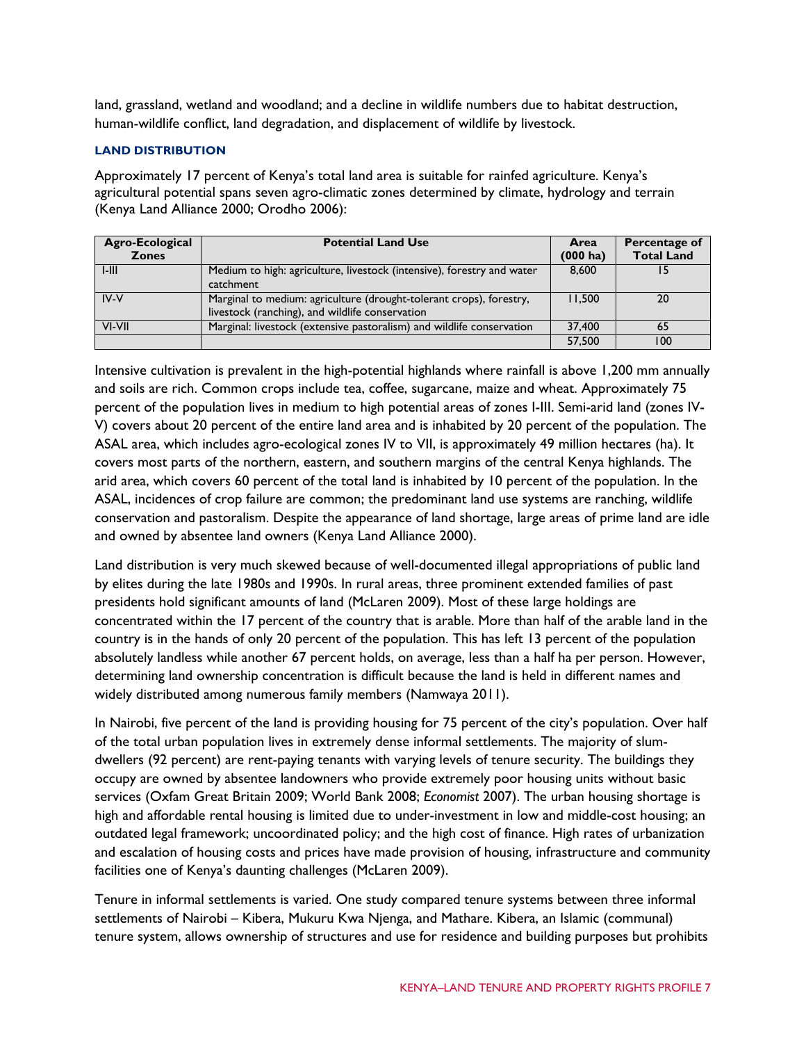land, grassland, wetland and woodland; and a decline in wildlife numbers due to habitat destruction, human-wildlife conflict, land degradation, and displacement of wildlife by livestock.

### LAND DISTRIBUTION

Approximately 17 percent of Kenya's total land area is suitable for rainfed agriculture. Kenya's agricultural potential spans seven agro-climatic zones determined by climate, hydrology and terrain (Kenya Land Alliance 2000; Orodho 2006):

| Agro-Ecological Zones | Potential Land Use | Area (000 ha) | Percentage of Total Land |
|---|---|---|---|
| I-III | Medium to high: agriculture, livestock (intensive), forestry and water catchment | 8,600 | 15 |
| IV-V | Marginal to medium: agriculture (drought-tolerant crops), forestry, livestock (ranching), and wildlife conservation | 11,500 | 20 |
| VI-VII | Marginal: livestock (extensive pastoralism) and wildlife conservation | 37,400 | 65 |
| | | 57,500 | 100 |

Intensive cultivation is prevalent in the high-potential highlands where rainfall is above 1,200 mm annually and soils are rich. Common crops include tea, coffee, sugarcane, maize and wheat. Approximately 75 percent of the population lives in medium to high potential areas of zones I-III. Semi-arid land (zones IV-V) covers about 20 percent of the entire land area and is inhabited by 20 percent of the population. The ASAL area, which includes agro-ecological zones IV to VII, is approximately 49 million hectares (ha). It covers most parts of the northern, eastern, and southern margins of the central Kenya highlands. The arid area, which covers 60 percent of the total land is inhabited by 10 percent of the population. In the ASAL, incidences of crop failure are common; the predominant land use systems are ranching, wildlife conservation and pastoralism. Despite the appearance of land shortage, large areas of prime land are idle and owned by absentee land owners (Kenya Land Alliance 2000).

Land distribution is very much skewed because of well-documented illegal appropriations of public land by elites during the late 1980s and 1990s. In rural areas, three prominent extended families of past presidents hold significant amounts of land (McLaren 2009). Most of these large holdings are concentrated within the 17 percent of the country that is arable. More than half of the arable land in the country is in the hands of only 20 percent of the population. This has left 13 percent of the population absolutely landless while another 67 percent holds, on average, less than a half ha per person. However, determining land ownership concentration is difficult because the land is held in different names and widely distributed among numerous family members (Namwaya 2011).

In Nairobi, five percent of the land is providing housing for 75 percent of the city's population. Over half of the total urban population lives in extremely dense informal settlements. The majority of slum-dwellers (92 percent) are rent-paying tenants with varying levels of tenure security. The buildings they occupy are owned by absentee landowners who provide extremely poor housing units without basic services (Oxfam Great Britain 2009; World Bank 2008; *Economist* 2007). The urban housing shortage is high and affordable rental housing is limited due to under-investment in low and middle-cost housing; an outdated legal framework; uncoordinated policy; and the high cost of finance. High rates of urbanization and escalation of housing costs and prices have made provision of housing, infrastructure and community facilities one of Kenya's daunting challenges (McLaren 2009).

Tenure in informal settlements is varied. One study compared tenure systems between three informal settlements of Nairobi – Kibera, Mukuru Kwa Njenga, and Mathare. Kibera, an Islamic (communal) tenure system, allows ownership of structures and use for residence and building purposes but prohibits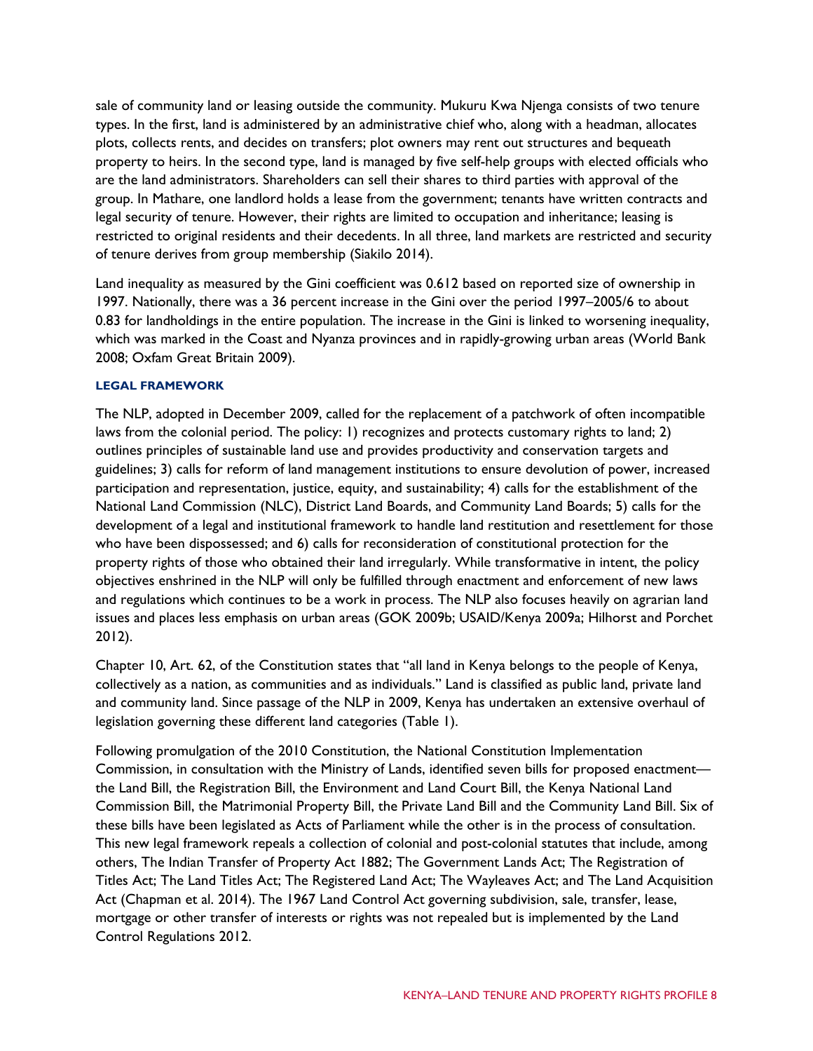sale of community land or leasing outside the community. Mukuru Kwa Njenga consists of two tenure types. In the first, land is administered by an administrative chief who, along with a headman, allocates plots, collects rents, and decides on transfers; plot owners may rent out structures and bequeath property to heirs. In the second type, land is managed by five self-help groups with elected officials who are the land administrators. Shareholders can sell their shares to third parties with approval of the group. In Mathare, one landlord holds a lease from the government; tenants have written contracts and legal security of tenure. However, their rights are limited to occupation and inheritance; leasing is restricted to original residents and their decedents. In all three, land markets are restricted and security of tenure derives from group membership (Siakilo 2014).

Land inequality as measured by the Gini coefficient was 0.612 based on reported size of ownership in 1997. Nationally, there was a 36 percent increase in the Gini over the period 1997–2005/6 to about 0.83 for landholdings in the entire population. The increase in the Gini is linked to worsening inequality, which was marked in the Coast and Nyanza provinces and in rapidly-growing urban areas (World Bank 2008; Oxfam Great Britain 2009).

### LEGAL FRAMEWORK

The NLP, adopted in December 2009, called for the replacement of a patchwork of often incompatible laws from the colonial period. The policy: 1) recognizes and protects customary rights to land; 2) outlines principles of sustainable land use and provides productivity and conservation targets and guidelines; 3) calls for reform of land management institutions to ensure devolution of power, increased participation and representation, justice, equity, and sustainability; 4) calls for the establishment of the National Land Commission (NLC), District Land Boards, and Community Land Boards; 5) calls for the development of a legal and institutional framework to handle land restitution and resettlement for those who have been dispossessed; and 6) calls for reconsideration of constitutional protection for the property rights of those who obtained their land irregularly. While transformative in intent, the policy objectives enshrined in the NLP will only be fulfilled through enactment and enforcement of new laws and regulations which continues to be a work in process. The NLP also focuses heavily on agrarian land issues and places less emphasis on urban areas (GOK 2009b; USAID/Kenya 2009a; Hilhorst and Porchet 2012).

Chapter 10, Art. 62, of the Constitution states that "all land in Kenya belongs to the people of Kenya, collectively as a nation, as communities and as individuals." Land is classified as public land, private land and community land. Since passage of the NLP in 2009, Kenya has undertaken an extensive overhaul of legislation governing these different land categories (Table 1).

Following promulgation of the 2010 Constitution, the National Constitution Implementation Commission, in consultation with the Ministry of Lands, identified seven bills for proposed enactment—the Land Bill, the Registration Bill, the Environment and Land Court Bill, the Kenya National Land Commission Bill, the Matrimonial Property Bill, the Private Land Bill and the Community Land Bill. Six of these bills have been legislated as Acts of Parliament while the other is in the process of consultation. This new legal framework repeals a collection of colonial and post-colonial statutes that include, among others, The Indian Transfer of Property Act 1882; The Government Lands Act; The Registration of Titles Act; The Land Titles Act; The Registered Land Act; The Wayleaves Act; and The Land Acquisition Act (Chapman et al. 2014). The 1967 Land Control Act governing subdivision, sale, transfer, lease, mortgage or other transfer of interests or rights was not repealed but is implemented by the Land Control Regulations 2012.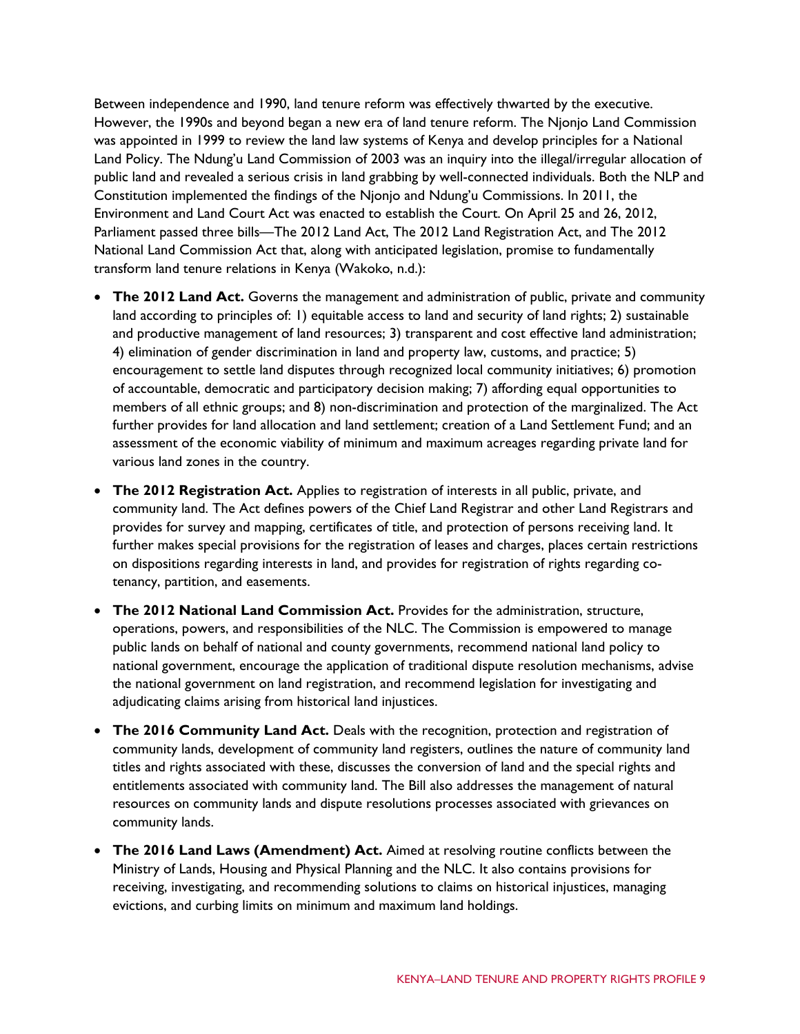Between independence and 1990, land tenure reform was effectively thwarted by the executive. However, the 1990s and beyond began a new era of land tenure reform. The Njonjo Land Commission was appointed in 1999 to review the land law systems of Kenya and develop principles for a National Land Policy. The Ndung'u Land Commission of 2003 was an inquiry into the illegal/irregular allocation of public land and revealed a serious crisis in land grabbing by well-connected individuals. Both the NLP and Constitution implemented the findings of the Njonjo and Ndung'u Commissions. In 2011, the Environment and Land Court Act was enacted to establish the Court. On April 25 and 26, 2012, Parliament passed three bills—The 2012 Land Act, The 2012 Land Registration Act, and The 2012 National Land Commission Act that, along with anticipated legislation, promise to fundamentally transform land tenure relations in Kenya (Wakoko, n.d.):

- **The 2012 Land Act.** Governs the management and administration of public, private and community land according to principles of: 1) equitable access to land and security of land rights; 2) sustainable and productive management of land resources; 3) transparent and cost effective land administration; 4) elimination of gender discrimination in land and property law, customs, and practice; 5) encouragement to settle land disputes through recognized local community initiatives; 6) promotion of accountable, democratic and participatory decision making; 7) affording equal opportunities to members of all ethnic groups; and 8) non-discrimination and protection of the marginalized. The Act further provides for land allocation and land settlement; creation of a Land Settlement Fund; and an assessment of the economic viability of minimum and maximum acreages regarding private land for various land zones in the country.
- **The 2012 Registration Act.** Applies to registration of interests in all public, private, and community land. The Act defines powers of the Chief Land Registrar and other Land Registrars and provides for survey and mapping, certificates of title, and protection of persons receiving land. It further makes special provisions for the registration of leases and charges, places certain restrictions on dispositions regarding interests in land, and provides for registration of rights regarding co-tenancy, partition, and easements.
- **The 2012 National Land Commission Act.** Provides for the administration, structure, operations, powers, and responsibilities of the NLC. The Commission is empowered to manage public lands on behalf of national and county governments, recommend national land policy to national government, encourage the application of traditional dispute resolution mechanisms, advise the national government on land registration, and recommend legislation for investigating and adjudicating claims arising from historical land injustices.
- **The 2016 Community Land Act.** Deals with the recognition, protection and registration of community lands, development of community land registers, outlines the nature of community land titles and rights associated with these, discusses the conversion of land and the special rights and entitlements associated with community land. The Bill also addresses the management of natural resources on community lands and dispute resolutions processes associated with grievances on community lands.
- **The 2016 Land Laws (Amendment) Act.** Aimed at resolving routine conflicts between the Ministry of Lands, Housing and Physical Planning and the NLC. It also contains provisions for receiving, investigating, and recommending solutions to claims on historical injustices, managing evictions, and curbing limits on minimum and maximum land holdings.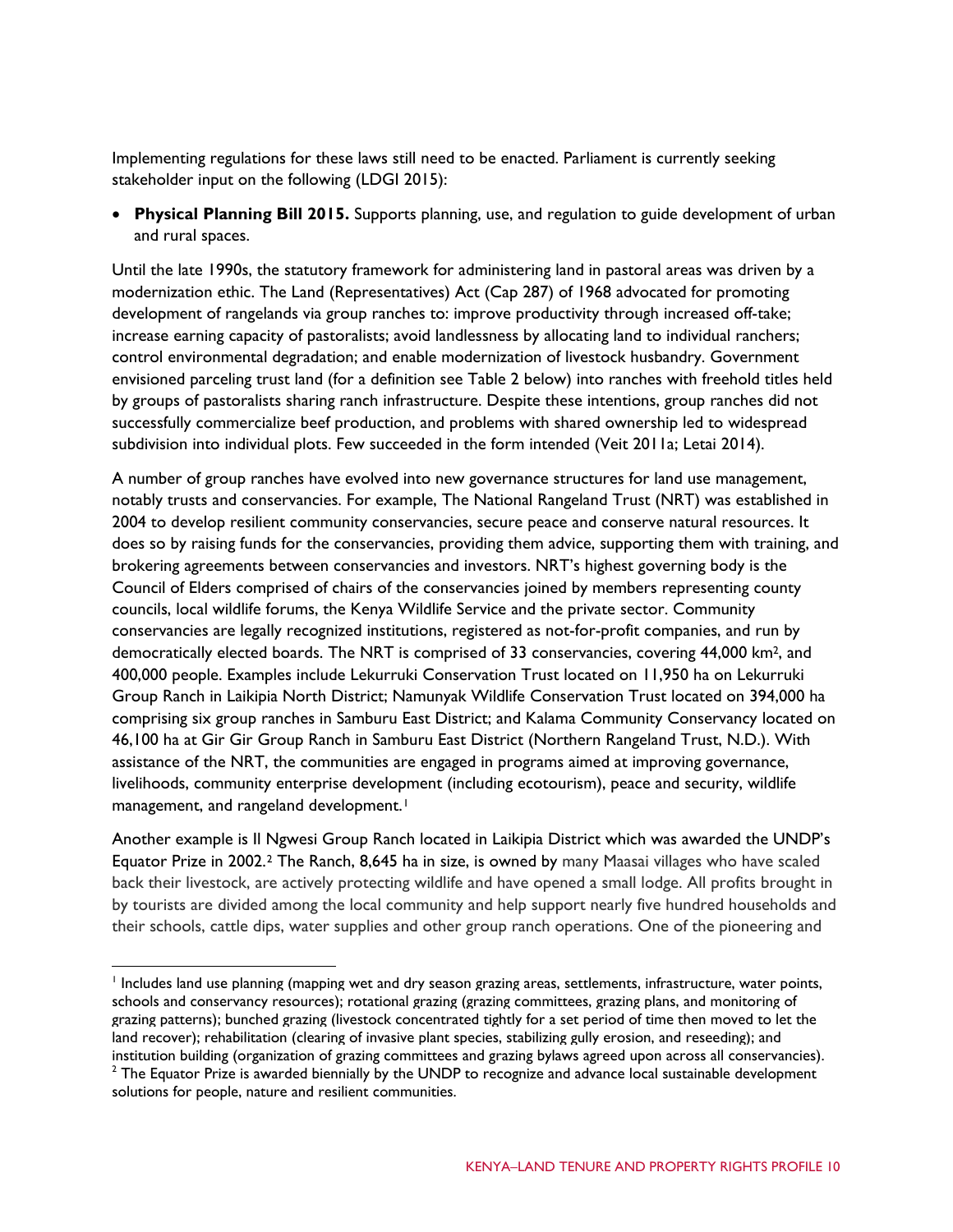Implementing regulations for these laws still need to be enacted. Parliament is currently seeking stakeholder input on the following (LDGI 2015):

- **Physical Planning Bill 2015.** Supports planning, use, and regulation to guide development of urban and rural spaces.

Until the late 1990s, the statutory framework for administering land in pastoral areas was driven by a modernization ethic. The Land (Representatives) Act (Cap 287) of 1968 advocated for promoting development of rangelands via group ranches to: improve productivity through increased off-take; increase earning capacity of pastoralists; avoid landlessness by allocating land to individual ranchers; control environmental degradation; and enable modernization of livestock husbandry. Government envisioned parceling trust land (for a definition see Table 2 below) into ranches with freehold titles held by groups of pastoralists sharing ranch infrastructure. Despite these intentions, group ranches did not successfully commercialize beef production, and problems with shared ownership led to widespread subdivision into individual plots. Few succeeded in the form intended (Veit 2011a; Letai 2014).

A number of group ranches have evolved into new governance structures for land use management, notably trusts and conservancies. For example, The National Rangeland Trust (NRT) was established in 2004 to develop resilient community conservancies, secure peace and conserve natural resources. It does so by raising funds for the conservancies, providing them advice, supporting them with training, and brokering agreements between conservancies and investors. NRT's highest governing body is the Council of Elders comprised of chairs of the conservancies joined by members representing county councils, local wildlife forums, the Kenya Wildlife Service and the private sector. Community conservancies are legally recognized institutions, registered as not-for-profit companies, and run by democratically elected boards. The NRT is comprised of 33 conservancies, covering 44,000 km$^2$, and 400,000 people. Examples include Lekurruki Conservation Trust located on 11,950 ha on Lekurruki Group Ranch in Laikipia North District; Namunyak Wildlife Conservation Trust located on 394,000 ha comprising six group ranches in Samburu East District; and Kalama Community Conservancy located on 46,100 ha at Gir Gir Group Ranch in Samburu East District (Northern Rangeland Trust, N.D.). With assistance of the NRT, the communities are engaged in programs aimed at improving governance, livelihoods, community enterprise development (including ecotourism), peace and security, wildlife management, and rangeland development.[1]

Another example is Il Ngwesi Group Ranch located in Laikipia District which was awarded the UNDP's Equator Prize in 2002.[2] The Ranch, 8,645 ha in size, is owned by many Maasai villages who have scaled back their livestock, are actively protecting wildlife and have opened a small lodge. All profits brought in by tourists are divided among the local community and help support nearly five hundred households and their schools, cattle dips, water supplies and other group ranch operations. One of the pioneering and

[1] Includes land use planning (mapping wet and dry season grazing areas, settlements, infrastructure, water points, schools and conservancy resources); rotational grazing (grazing committees, grazing plans, and monitoring of grazing patterns); bunched grazing (livestock concentrated tightly for a set period of time then moved to let the land recover); rehabilitation (clearing of invasive plant species, stabilizing gully erosion, and reseeding); and institution building (organization of grazing committees and grazing bylaws agreed upon across all conservancies).

[2] The Equator Prize is awarded biennially by the UNDP to recognize and advance local sustainable development solutions for people, nature and resilient communities.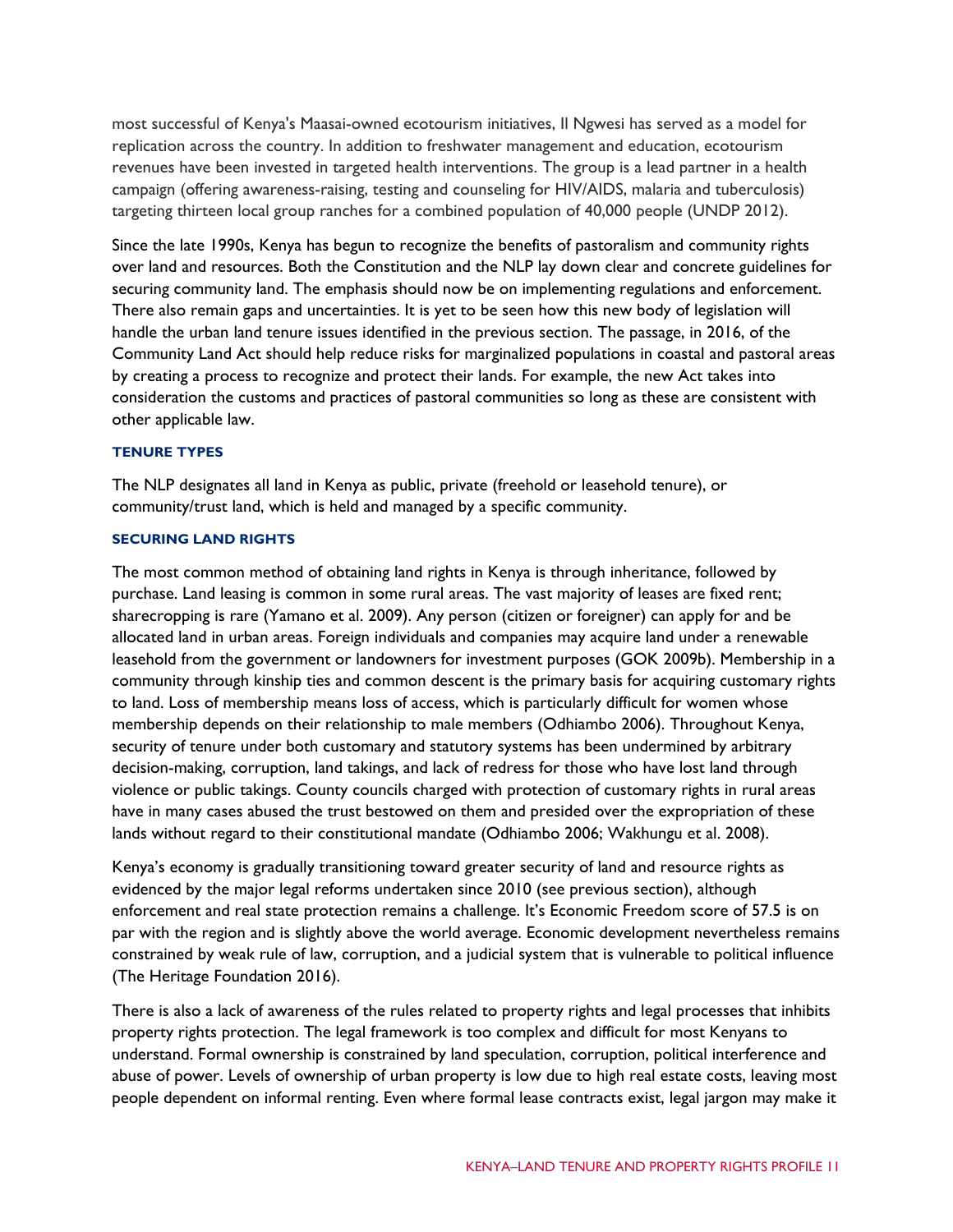most successful of Kenya's Maasai-owned ecotourism initiatives, Il Ngwesi has served as a model for replication across the country. In addition to freshwater management and education, ecotourism revenues have been invested in targeted health interventions. The group is a lead partner in a health campaign (offering awareness-raising, testing and counseling for HIV/AIDS, malaria and tuberculosis) targeting thirteen local group ranches for a combined population of 40,000 people (UNDP 2012).

Since the late 1990s, Kenya has begun to recognize the benefits of pastoralism and community rights over land and resources. Both the Constitution and the NLP lay down clear and concrete guidelines for securing community land. The emphasis should now be on implementing regulations and enforcement. There also remain gaps and uncertainties. It is yet to be seen how this new body of legislation will handle the urban land tenure issues identified in the previous section. The passage, in 2016, of the Community Land Act should help reduce risks for marginalized populations in coastal and pastoral areas by creating a process to recognize and protect their lands. For example, the new Act takes into consideration the customs and practices of pastoral communities so long as these are consistent with other applicable law.

#### TENURE TYPES

The NLP designates all land in Kenya as public, private (freehold or leasehold tenure), or community/trust land, which is held and managed by a specific community.

#### SECURING LAND RIGHTS

The most common method of obtaining land rights in Kenya is through inheritance, followed by purchase. Land leasing is common in some rural areas. The vast majority of leases are fixed rent; sharecropping is rare (Yamano et al. 2009). Any person (citizen or foreigner) can apply for and be allocated land in urban areas. Foreign individuals and companies may acquire land under a renewable leasehold from the government or landowners for investment purposes (GOK 2009b). Membership in a community through kinship ties and common descent is the primary basis for acquiring customary rights to land. Loss of membership means loss of access, which is particularly difficult for women whose membership depends on their relationship to male members (Odhiambo 2006). Throughout Kenya, security of tenure under both customary and statutory systems has been undermined by arbitrary decision-making, corruption, land takings, and lack of redress for those who have lost land through violence or public takings. County councils charged with protection of customary rights in rural areas have in many cases abused the trust bestowed on them and presided over the expropriation of these lands without regard to their constitutional mandate (Odhiambo 2006; Wakhungu et al. 2008).

Kenya's economy is gradually transitioning toward greater security of land and resource rights as evidenced by the major legal reforms undertaken since 2010 (see previous section), although enforcement and real state protection remains a challenge. It's Economic Freedom score of 57.5 is on par with the region and is slightly above the world average. Economic development nevertheless remains constrained by weak rule of law, corruption, and a judicial system that is vulnerable to political influence (The Heritage Foundation 2016).

There is also a lack of awareness of the rules related to property rights and legal processes that inhibits property rights protection. The legal framework is too complex and difficult for most Kenyans to understand. Formal ownership is constrained by land speculation, corruption, political interference and abuse of power. Levels of ownership of urban property is low due to high real estate costs, leaving most people dependent on informal renting. Even where formal lease contracts exist, legal jargon may make it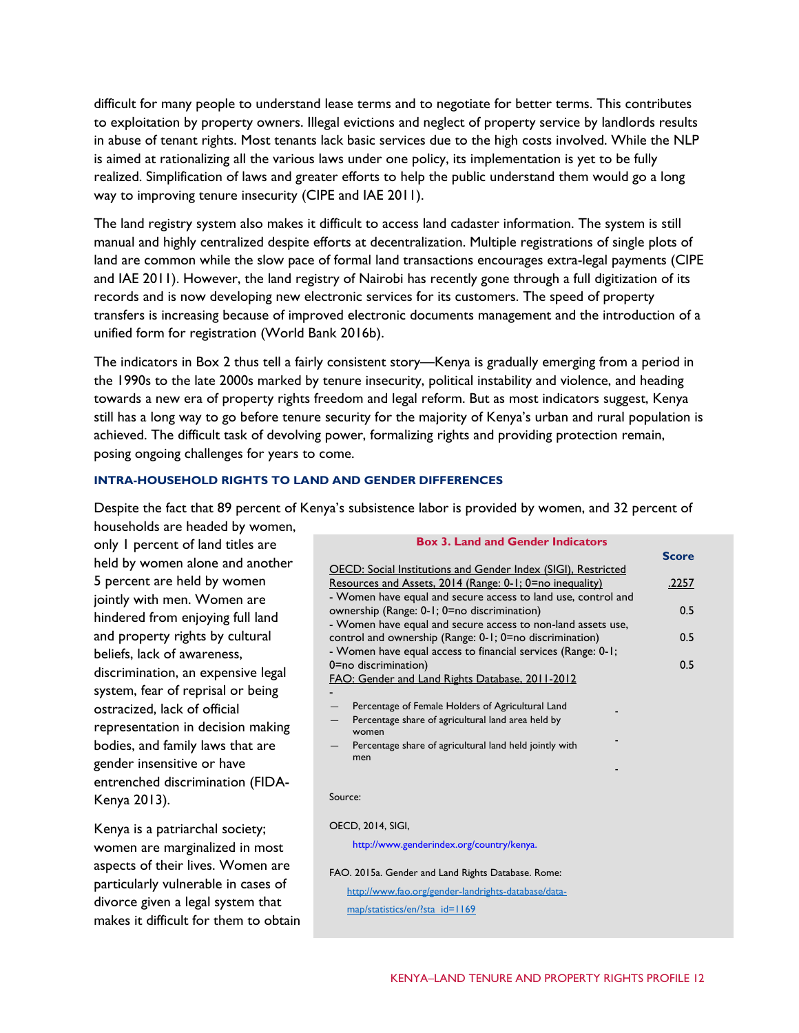difficult for many people to understand lease terms and to negotiate for better terms. This contributes to exploitation by property owners. Illegal evictions and neglect of property service by landlords results in abuse of tenant rights. Most tenants lack basic services due to the high costs involved. While the NLP is aimed at rationalizing all the various laws under one policy, its implementation is yet to be fully realized. Simplification of laws and greater efforts to help the public understand them would go a long way to improving tenure insecurity (CIPE and IAE 2011).

The land registry system also makes it difficult to access land cadaster information. The system is still manual and highly centralized despite efforts at decentralization. Multiple registrations of single plots of land are common while the slow pace of formal land transactions encourages extra-legal payments (CIPE and IAE 2011). However, the land registry of Nairobi has recently gone through a full digitization of its records and is now developing new electronic services for its customers. The speed of property transfers is increasing because of improved electronic documents management and the introduction of a unified form for registration (World Bank 2016b).

The indicators in Box 2 thus tell a fairly consistent story—Kenya is gradually emerging from a period in the 1990s to the late 2000s marked by tenure insecurity, political instability and violence, and heading towards a new era of property rights freedom and legal reform. But as most indicators suggest, Kenya still has a long way to go before tenure security for the majority of Kenya's urban and rural population is achieved. The difficult task of devolving power, formalizing rights and providing protection remain, posing ongoing challenges for years to come.

### INTRA-HOUSEHOLD RIGHTS TO LAND AND GENDER DIFFERENCES

Despite the fact that 89 percent of Kenya's subsistence labor is provided by women, and 32 percent of households are headed by women, only 1 percent of land titles are held by women alone and another 5 percent are held by women jointly with men. Women are hindered from enjoying full land and property rights by cultural beliefs, lack of awareness, discrimination, an expensive legal system, fear of reprisal or being ostracized, lack of official representation in decision making bodies, and family laws that are gender insensitive or have entrenched discrimination (FIDA-Kenya 2013).

Kenya is a patriarchal society; women are marginalized in most aspects of their lives. Women are particularly vulnerable in cases of divorce given a legal system that makes it difficult for them to obtain

**Box 3. Land and Gender Indicators**

| | Score |
|---|---|
| OECD: Social Institutions and Gender Index (SIGI), Restricted Resources and Assets, 2014 (Range: 0-1; 0=no inequality) | .2257 |
| - Women have equal and secure access to land use, control and ownership (Range: 0-1; 0=no discrimination) | 0.5 |
| - Women have equal and secure access to non-land assets use, control and ownership (Range: 0-1; 0=no discrimination) | 0.5 |
| - Women have equal access to financial services (Range: 0-1; 0=no discrimination) | 0.5 |
| FAO: Gender and Land Rights Database, 2011-2012 | - |
| — Percentage of Female Holders of Agricultural Land | - |
| — Percentage share of agricultural land area held by women | - |
| — Percentage share of agricultural land held jointly with men | - |

Source:

OECD, 2014, SIGI, http://www.genderindex.org/country/kenya.

FAO. 2015a. Gender and Land Rights Database. Rome: http://www.fao.org/gender-landrights-database/data-map/statistics/en/?sta_id=1169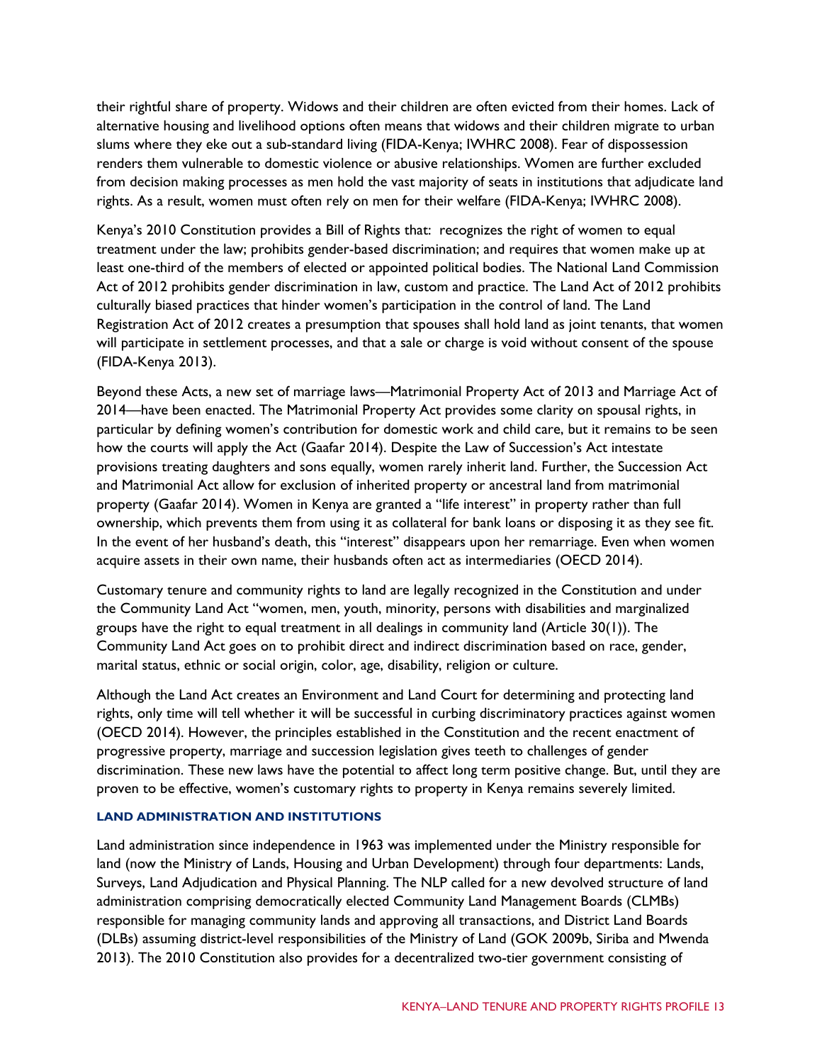their rightful share of property. Widows and their children are often evicted from their homes. Lack of alternative housing and livelihood options often means that widows and their children migrate to urban slums where they eke out a sub-standard living (FIDA-Kenya; IWHRC 2008). Fear of dispossession renders them vulnerable to domestic violence or abusive relationships. Women are further excluded from decision making processes as men hold the vast majority of seats in institutions that adjudicate land rights. As a result, women must often rely on men for their welfare (FIDA-Kenya; IWHRC 2008).

Kenya's 2010 Constitution provides a Bill of Rights that: recognizes the right of women to equal treatment under the law; prohibits gender-based discrimination; and requires that women make up at least one-third of the members of elected or appointed political bodies. The National Land Commission Act of 2012 prohibits gender discrimination in law, custom and practice. The Land Act of 2012 prohibits culturally biased practices that hinder women's participation in the control of land. The Land Registration Act of 2012 creates a presumption that spouses shall hold land as joint tenants, that women will participate in settlement processes, and that a sale or charge is void without consent of the spouse (FIDA-Kenya 2013).

Beyond these Acts, a new set of marriage laws—Matrimonial Property Act of 2013 and Marriage Act of 2014—have been enacted. The Matrimonial Property Act provides some clarity on spousal rights, in particular by defining women's contribution for domestic work and child care, but it remains to be seen how the courts will apply the Act (Gaafar 2014). Despite the Law of Succession's Act intestate provisions treating daughters and sons equally, women rarely inherit land. Further, the Succession Act and Matrimonial Act allow for exclusion of inherited property or ancestral land from matrimonial property (Gaafar 2014). Women in Kenya are granted a "life interest" in property rather than full ownership, which prevents them from using it as collateral for bank loans or disposing it as they see fit. In the event of her husband's death, this "interest" disappears upon her remarriage. Even when women acquire assets in their own name, their husbands often act as intermediaries (OECD 2014).

Customary tenure and community rights to land are legally recognized in the Constitution and under the Community Land Act "women, men, youth, minority, persons with disabilities and marginalized groups have the right to equal treatment in all dealings in community land (Article 30(1)). The Community Land Act goes on to prohibit direct and indirect discrimination based on race, gender, marital status, ethnic or social origin, color, age, disability, religion or culture.

Although the Land Act creates an Environment and Land Court for determining and protecting land rights, only time will tell whether it will be successful in curbing discriminatory practices against women (OECD 2014). However, the principles established in the Constitution and the recent enactment of progressive property, marriage and succession legislation gives teeth to challenges of gender discrimination. These new laws have the potential to affect long term positive change. But, until they are proven to be effective, women's customary rights to property in Kenya remains severely limited.

### LAND ADMINISTRATION AND INSTITUTIONS

Land administration since independence in 1963 was implemented under the Ministry responsible for land (now the Ministry of Lands, Housing and Urban Development) through four departments: Lands, Surveys, Land Adjudication and Physical Planning. The NLP called for a new devolved structure of land administration comprising democratically elected Community Land Management Boards (CLMBs) responsible for managing community lands and approving all transactions, and District Land Boards (DLBs) assuming district-level responsibilities of the Ministry of Land (GOK 2009b, Siriba and Mwenda 2013). The 2010 Constitution also provides for a decentralized two-tier government consisting of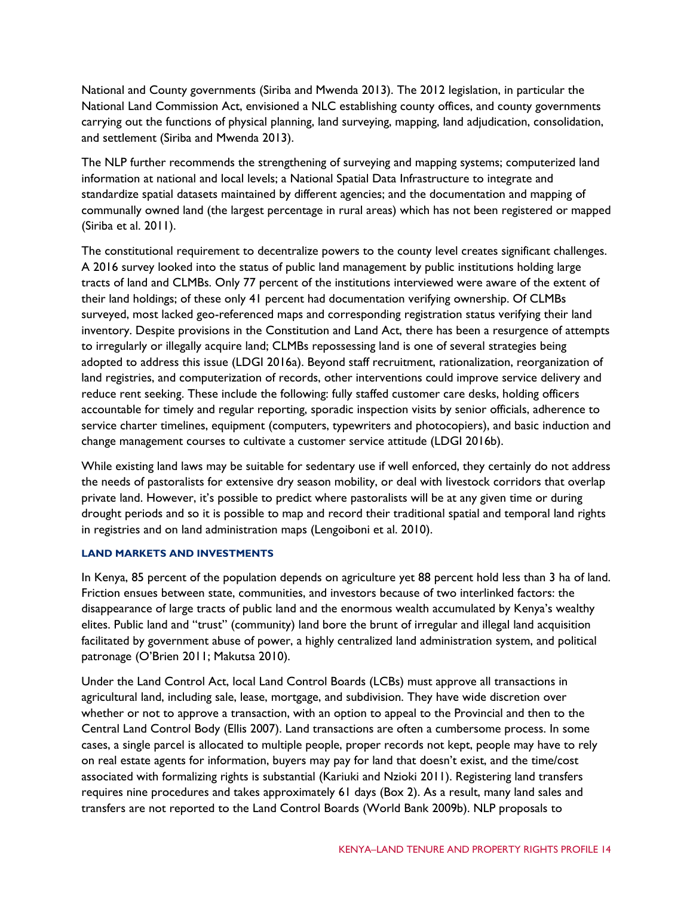National and County governments (Siriba and Mwenda 2013). The 2012 legislation, in particular the National Land Commission Act, envisioned a NLC establishing county offices, and county governments carrying out the functions of physical planning, land surveying, mapping, land adjudication, consolidation, and settlement (Siriba and Mwenda 2013).

The NLP further recommends the strengthening of surveying and mapping systems; computerized land information at national and local levels; a National Spatial Data Infrastructure to integrate and standardize spatial datasets maintained by different agencies; and the documentation and mapping of communally owned land (the largest percentage in rural areas) which has not been registered or mapped (Siriba et al. 2011).

The constitutional requirement to decentralize powers to the county level creates significant challenges. A 2016 survey looked into the status of public land management by public institutions holding large tracts of land and CLMBs. Only 77 percent of the institutions interviewed were aware of the extent of their land holdings; of these only 41 percent had documentation verifying ownership. Of CLMBs surveyed, most lacked geo-referenced maps and corresponding registration status verifying their land inventory. Despite provisions in the Constitution and Land Act, there has been a resurgence of attempts to irregularly or illegally acquire land; CLMBs repossessing land is one of several strategies being adopted to address this issue (LDGI 2016a). Beyond staff recruitment, rationalization, reorganization of land registries, and computerization of records, other interventions could improve service delivery and reduce rent seeking. These include the following: fully staffed customer care desks, holding officers accountable for timely and regular reporting, sporadic inspection visits by senior officials, adherence to service charter timelines, equipment (computers, typewriters and photocopiers), and basic induction and change management courses to cultivate a customer service attitude (LDGI 2016b).

While existing land laws may be suitable for sedentary use if well enforced, they certainly do not address the needs of pastoralists for extensive dry season mobility, or deal with livestock corridors that overlap private land. However, it's possible to predict where pastoralists will be at any given time or during drought periods and so it is possible to map and record their traditional spatial and temporal land rights in registries and on land administration maps (Lengoiboni et al. 2010).

#### LAND MARKETS AND INVESTMENTS

In Kenya, 85 percent of the population depends on agriculture yet 88 percent hold less than 3 ha of land. Friction ensues between state, communities, and investors because of two interlinked factors: the disappearance of large tracts of public land and the enormous wealth accumulated by Kenya's wealthy elites. Public land and "trust" (community) land bore the brunt of irregular and illegal land acquisition facilitated by government abuse of power, a highly centralized land administration system, and political patronage (O'Brien 2011; Makutsa 2010).

Under the Land Control Act, local Land Control Boards (LCBs) must approve all transactions in agricultural land, including sale, lease, mortgage, and subdivision. They have wide discretion over whether or not to approve a transaction, with an option to appeal to the Provincial and then to the Central Land Control Body (Ellis 2007). Land transactions are often a cumbersome process. In some cases, a single parcel is allocated to multiple people, proper records not kept, people may have to rely on real estate agents for information, buyers may pay for land that doesn't exist, and the time/cost associated with formalizing rights is substantial (Kariuki and Nzioki 2011). Registering land transfers requires nine procedures and takes approximately 61 days (Box 2). As a result, many land sales and transfers are not reported to the Land Control Boards (World Bank 2009b). NLP proposals to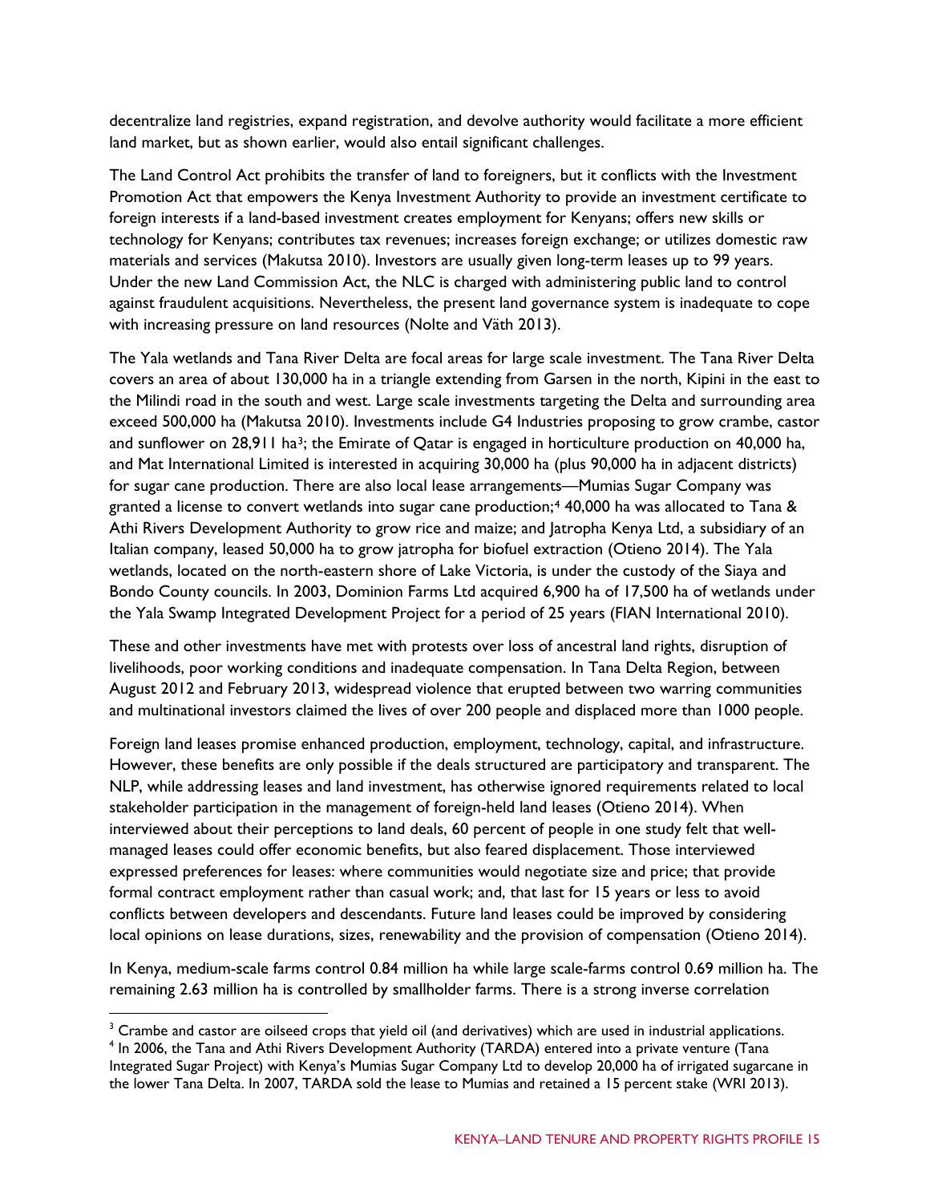decentralize land registries, expand registration, and devolve authority would facilitate a more efficient land market, but as shown earlier, would also entail significant challenges.

The Land Control Act prohibits the transfer of land to foreigners, but it conflicts with the Investment Promotion Act that empowers the Kenya Investment Authority to provide an investment certificate to foreign interests if a land-based investment creates employment for Kenyans; offers new skills or technology for Kenyans; contributes tax revenues; increases foreign exchange; or utilizes domestic raw materials and services (Makutsa 2010). Investors are usually given long-term leases up to 99 years. Under the new Land Commission Act, the NLC is charged with administering public land to control against fraudulent acquisitions. Nevertheless, the present land governance system is inadequate to cope with increasing pressure on land resources (Nolte and Väth 2013).

The Yala wetlands and Tana River Delta are focal areas for large scale investment. The Tana River Delta covers an area of about 130,000 ha in a triangle extending from Garsen in the north, Kipini in the east to the Milindi road in the south and west. Large scale investments targeting the Delta and surrounding area exceed 500,000 ha (Makutsa 2010). Investments include G4 Industries proposing to grow crambe, castor and sunflower on 28,911 ha[3]; the Emirate of Qatar is engaged in horticulture production on 40,000 ha, and Mat International Limited is interested in acquiring 30,000 ha (plus 90,000 ha in adjacent districts) for sugar cane production. There are also local lease arrangements—Mumias Sugar Company was granted a license to convert wetlands into sugar cane production;[4] 40,000 ha was allocated to Tana & Athi Rivers Development Authority to grow rice and maize; and Jatropha Kenya Ltd, a subsidiary of an Italian company, leased 50,000 ha to grow jatropha for biofuel extraction (Otieno 2014). The Yala wetlands, located on the north-eastern shore of Lake Victoria, is under the custody of the Siaya and Bondo County councils. In 2003, Dominion Farms Ltd acquired 6,900 ha of 17,500 ha of wetlands under the Yala Swamp Integrated Development Project for a period of 25 years (FIAN International 2010).

These and other investments have met with protests over loss of ancestral land rights, disruption of livelihoods, poor working conditions and inadequate compensation. In Tana Delta Region, between August 2012 and February 2013, widespread violence that erupted between two warring communities and multinational investors claimed the lives of over 200 people and displaced more than 1000 people.

Foreign land leases promise enhanced production, employment, technology, capital, and infrastructure. However, these benefits are only possible if the deals structured are participatory and transparent. The NLP, while addressing leases and land investment, has otherwise ignored requirements related to local stakeholder participation in the management of foreign-held land leases (Otieno 2014). When interviewed about their perceptions to land deals, 60 percent of people in one study felt that well-managed leases could offer economic benefits, but also feared displacement. Those interviewed expressed preferences for leases: where communities would negotiate size and price; that provide formal contract employment rather than casual work; and, that last for 15 years or less to avoid conflicts between developers and descendants. Future land leases could be improved by considering local opinions on lease durations, sizes, renewability and the provision of compensation (Otieno 2014).

In Kenya, medium-scale farms control 0.84 million ha while large scale-farms control 0.69 million ha. The remaining 2.63 million ha is controlled by smallholder farms. There is a strong inverse correlation

[3] Crambe and castor are oilseed crops that yield oil (and derivatives) which are used in industrial applications.

[4] In 2006, the Tana and Athi Rivers Development Authority (TARDA) entered into a private venture (Tana Integrated Sugar Project) with Kenya's Mumias Sugar Company Ltd to develop 20,000 ha of irrigated sugarcane in the lower Tana Delta. In 2007, TARDA sold the lease to Mumias and retained a 15 percent stake (WRI 2013).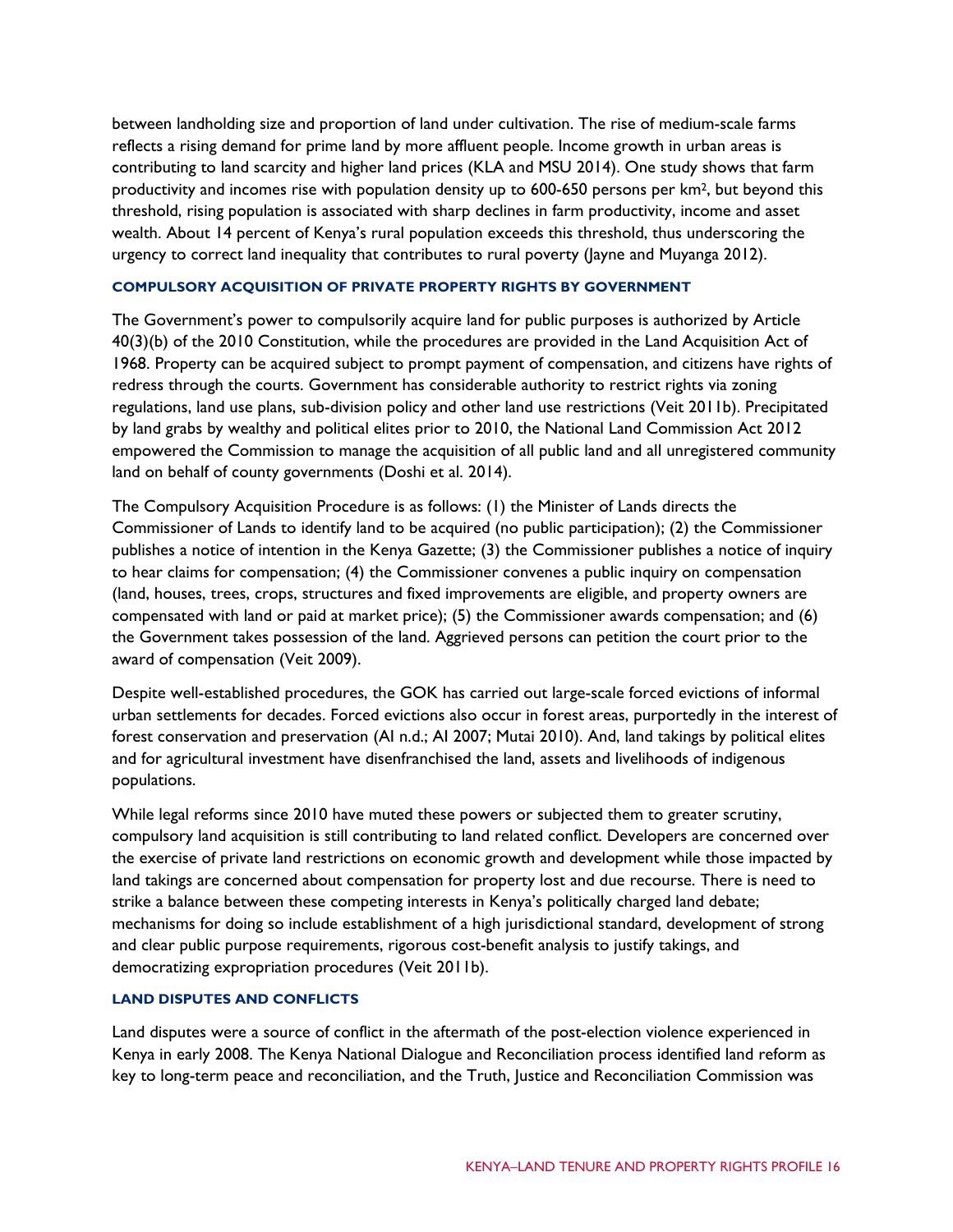between landholding size and proportion of land under cultivation. The rise of medium-scale farms reflects a rising demand for prime land by more affluent people. Income growth in urban areas is contributing to land scarcity and higher land prices (KLA and MSU 2014). One study shows that farm productivity and incomes rise with population density up to 600-650 persons per $km^2$, but beyond this threshold, rising population is associated with sharp declines in farm productivity, income and asset wealth. About 14 percent of Kenya's rural population exceeds this threshold, thus underscoring the urgency to correct land inequality that contributes to rural poverty (Jayne and Muyanga 2012).

#### COMPULSORY ACQUISITION OF PRIVATE PROPERTY RIGHTS BY GOVERNMENT

The Government's power to compulsorily acquire land for public purposes is authorized by Article 40(3)(b) of the 2010 Constitution, while the procedures are provided in the Land Acquisition Act of 1968. Property can be acquired subject to prompt payment of compensation, and citizens have rights of redress through the courts. Government has considerable authority to restrict rights via zoning regulations, land use plans, sub-division policy and other land use restrictions (Veit 2011b). Precipitated by land grabs by wealthy and political elites prior to 2010, the National Land Commission Act 2012 empowered the Commission to manage the acquisition of all public land and all unregistered community land on behalf of county governments (Doshi et al. 2014).

The Compulsory Acquisition Procedure is as follows: (1) the Minister of Lands directs the Commissioner of Lands to identify land to be acquired (no public participation); (2) the Commissioner publishes a notice of intention in the Kenya Gazette; (3) the Commissioner publishes a notice of inquiry to hear claims for compensation; (4) the Commissioner convenes a public inquiry on compensation (land, houses, trees, crops, structures and fixed improvements are eligible, and property owners are compensated with land or paid at market price); (5) the Commissioner awards compensation; and (6) the Government takes possession of the land. Aggrieved persons can petition the court prior to the award of compensation (Veit 2009).

Despite well-established procedures, the GOK has carried out large-scale forced evictions of informal urban settlements for decades. Forced evictions also occur in forest areas, purportedly in the interest of forest conservation and preservation (AI n.d.; AI 2007; Mutai 2010). And, land takings by political elites and for agricultural investment have disenfranchised the land, assets and livelihoods of indigenous populations.

While legal reforms since 2010 have muted these powers or subjected them to greater scrutiny, compulsory land acquisition is still contributing to land related conflict. Developers are concerned over the exercise of private land restrictions on economic growth and development while those impacted by land takings are concerned about compensation for property lost and due recourse. There is need to strike a balance between these competing interests in Kenya's politically charged land debate; mechanisms for doing so include establishment of a high jurisdictional standard, development of strong and clear public purpose requirements, rigorous cost-benefit analysis to justify takings, and democratizing expropriation procedures (Veit 2011b).

#### LAND DISPUTES AND CONFLICTS

Land disputes were a source of conflict in the aftermath of the post-election violence experienced in Kenya in early 2008. The Kenya National Dialogue and Reconciliation process identified land reform as key to long-term peace and reconciliation, and the Truth, Justice and Reconciliation Commission was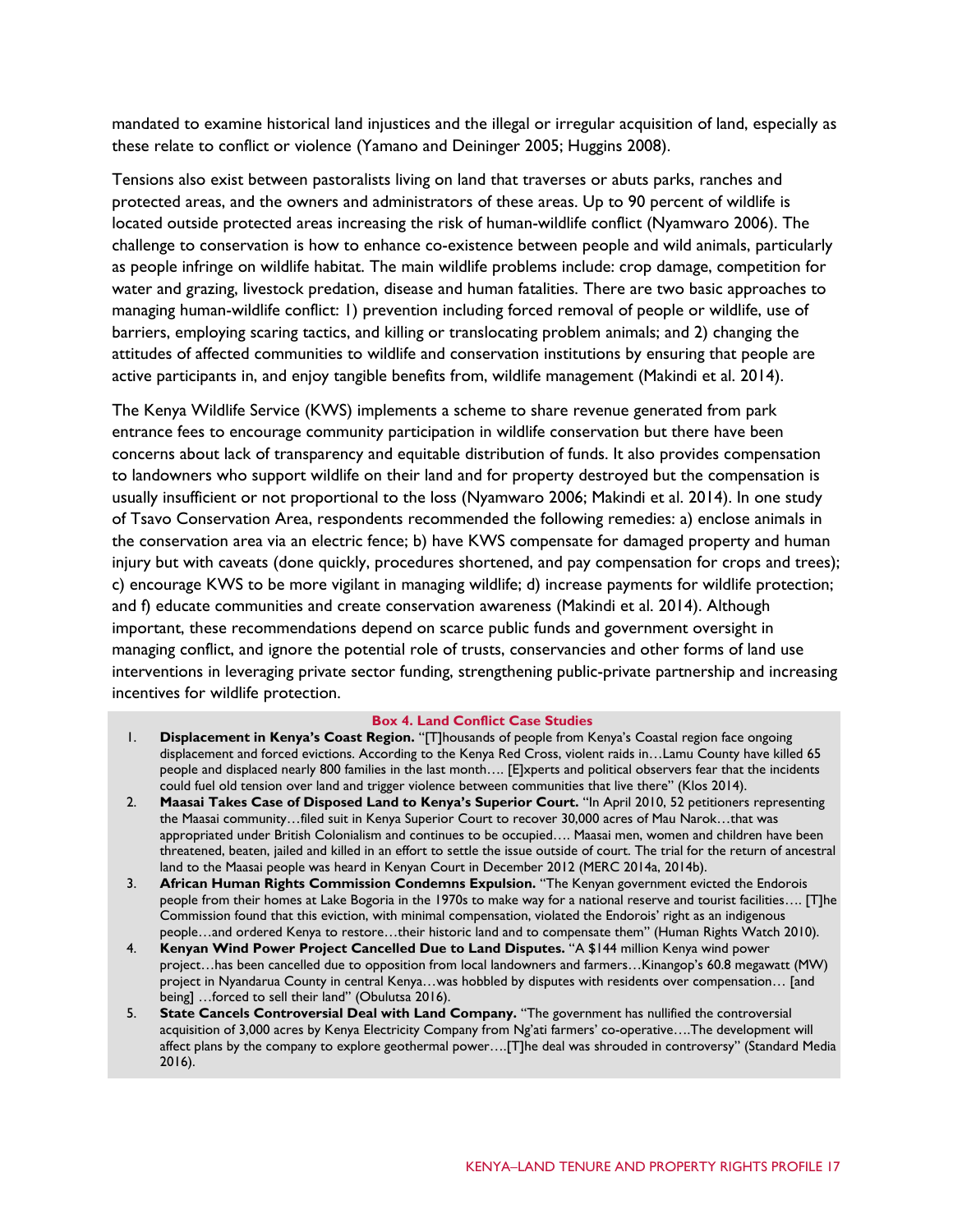mandated to examine historical land injustices and the illegal or irregular acquisition of land, especially as these relate to conflict or violence (Yamano and Deininger 2005; Huggins 2008).

Tensions also exist between pastoralists living on land that traverses or abuts parks, ranches and protected areas, and the owners and administrators of these areas. Up to 90 percent of wildlife is located outside protected areas increasing the risk of human-wildlife conflict (Nyamwaro 2006). The challenge to conservation is how to enhance co-existence between people and wild animals, particularly as people infringe on wildlife habitat. The main wildlife problems include: crop damage, competition for water and grazing, livestock predation, disease and human fatalities. There are two basic approaches to managing human-wildlife conflict: 1) prevention including forced removal of people or wildlife, use of barriers, employing scaring tactics, and killing or translocating problem animals; and 2) changing the attitudes of affected communities to wildlife and conservation institutions by ensuring that people are active participants in, and enjoy tangible benefits from, wildlife management (Makindi et al. 2014).

The Kenya Wildlife Service (KWS) implements a scheme to share revenue generated from park entrance fees to encourage community participation in wildlife conservation but there have been concerns about lack of transparency and equitable distribution of funds. It also provides compensation to landowners who support wildlife on their land and for property destroyed but the compensation is usually insufficient or not proportional to the loss (Nyamwaro 2006; Makindi et al. 2014). In one study of Tsavo Conservation Area, respondents recommended the following remedies: a) enclose animals in the conservation area via an electric fence; b) have KWS compensate for damaged property and human injury but with caveats (done quickly, procedures shortened, and pay compensation for crops and trees); c) encourage KWS to be more vigilant in managing wildlife; d) increase payments for wildlife protection; and f) educate communities and create conservation awareness (Makindi et al. 2014). Although important, these recommendations depend on scarce public funds and government oversight in managing conflict, and ignore the potential role of trusts, conservancies and other forms of land use interventions in leveraging private sector funding, strengthening public-private partnership and increasing incentives for wildlife protection.

**Box 4. Land Conflict Case Studies**

1. **Displacement in Kenya's Coast Region.** "[T]housands of people from Kenya's Coastal region face ongoing displacement and forced evictions. According to the Kenya Red Cross, violent raids in…Lamu County have killed 65 people and displaced nearly 800 families in the last month…. [E]xperts and political observers fear that the incidents could fuel old tension over land and trigger violence between communities that live there" (Klos 2014).
2. **Maasai Takes Case of Disposed Land to Kenya's Superior Court.** "In April 2010, 52 petitioners representing the Maasai community…filed suit in Kenya Superior Court to recover 30,000 acres of Mau Narok…that was appropriated under British Colonialism and continues to be occupied…. Maasai men, women and children have been threatened, beaten, jailed and killed in an effort to settle the issue outside of court. The trial for the return of ancestral land to the Maasai people was heard in Kenyan Court in December 2012 (MERC 2014a, 2014b).
3. **African Human Rights Commission Condemns Expulsion.** "The Kenyan government evicted the Endorois people from their homes at Lake Bogoria in the 1970s to make way for a national reserve and tourist facilities…. [T]he Commission found that this eviction, with minimal compensation, violated the Endorois' right as an indigenous people…and ordered Kenya to restore…their historic land and to compensate them" (Human Rights Watch 2010).
4. **Kenyan Wind Power Project Cancelled Due to Land Disputes.** "A $144 million Kenya wind power project…has been cancelled due to opposition from local landowners and farmers…Kinangop's 60.8 megawatt (MW) project in Nyandarua County in central Kenya…was hobbled by disputes with residents over compensation… [and being] …forced to sell their land" (Obulutsa 2016).
5. **State Cancels Controversial Deal with Land Company.** "The government has nullified the controversial acquisition of 3,000 acres by Kenya Electricity Company from Ng'ati farmers' co-operative….The development will affect plans by the company to explore geothermal power….[T]he deal was shrouded in controversy" (Standard Media 2016).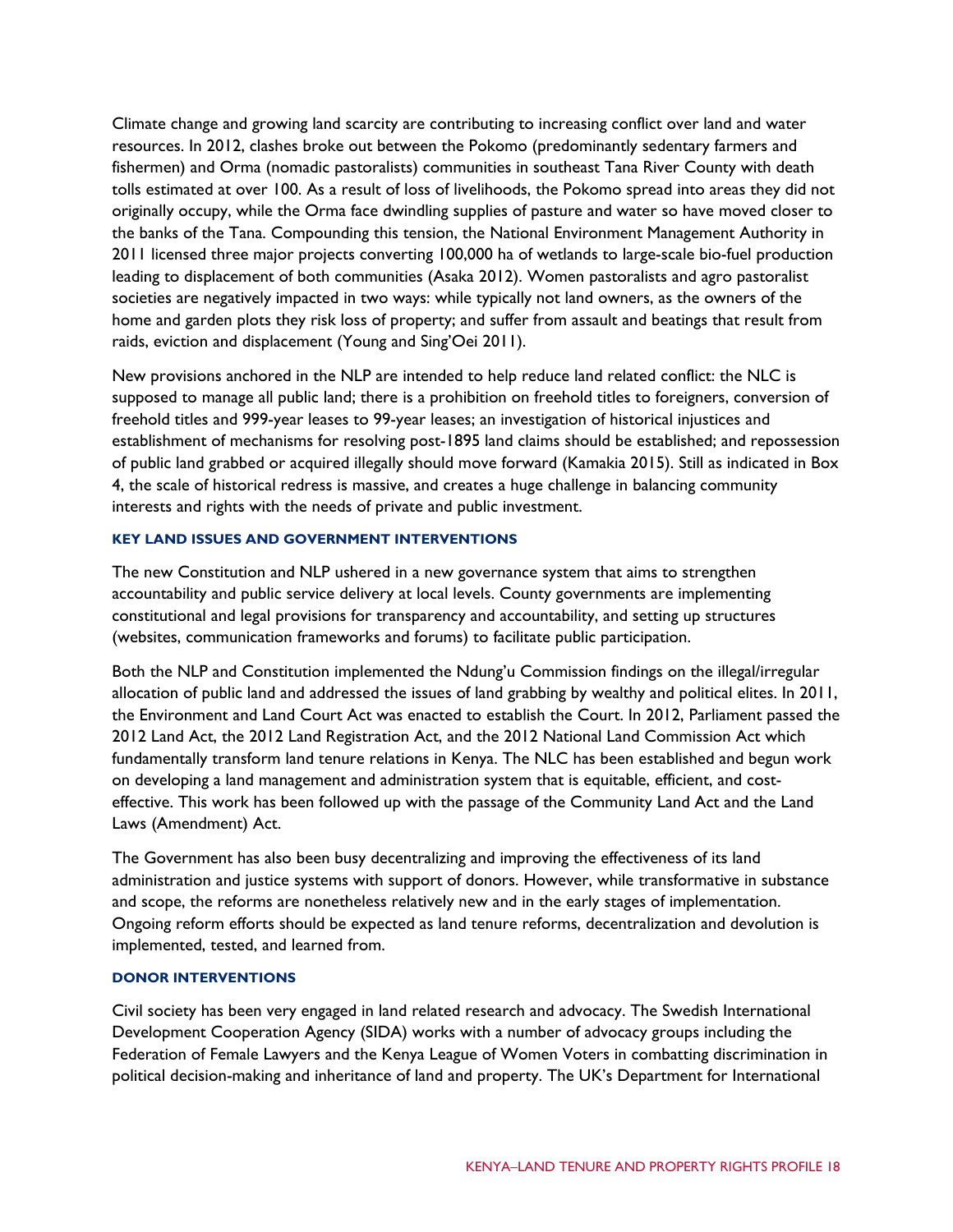Climate change and growing land scarcity are contributing to increasing conflict over land and water resources. In 2012, clashes broke out between the Pokomo (predominantly sedentary farmers and fishermen) and Orma (nomadic pastoralists) communities in southeast Tana River County with death tolls estimated at over 100. As a result of loss of livelihoods, the Pokomo spread into areas they did not originally occupy, while the Orma face dwindling supplies of pasture and water so have moved closer to the banks of the Tana. Compounding this tension, the National Environment Management Authority in 2011 licensed three major projects converting 100,000 ha of wetlands to large-scale bio-fuel production leading to displacement of both communities (Asaka 2012). Women pastoralists and agro pastoralist societies are negatively impacted in two ways: while typically not land owners, as the owners of the home and garden plots they risk loss of property; and suffer from assault and beatings that result from raids, eviction and displacement (Young and Sing'Oei 2011).

New provisions anchored in the NLP are intended to help reduce land related conflict: the NLC is supposed to manage all public land; there is a prohibition on freehold titles to foreigners, conversion of freehold titles and 999-year leases to 99-year leases; an investigation of historical injustices and establishment of mechanisms for resolving post-1895 land claims should be established; and repossession of public land grabbed or acquired illegally should move forward (Kamakia 2015). Still as indicated in Box 4, the scale of historical redress is massive, and creates a huge challenge in balancing community interests and rights with the needs of private and public investment.

#### KEY LAND ISSUES AND GOVERNMENT INTERVENTIONS

The new Constitution and NLP ushered in a new governance system that aims to strengthen accountability and public service delivery at local levels. County governments are implementing constitutional and legal provisions for transparency and accountability, and setting up structures (websites, communication frameworks and forums) to facilitate public participation.

Both the NLP and Constitution implemented the Ndung'u Commission findings on the illegal/irregular allocation of public land and addressed the issues of land grabbing by wealthy and political elites. In 2011, the Environment and Land Court Act was enacted to establish the Court. In 2012, Parliament passed the 2012 Land Act, the 2012 Land Registration Act, and the 2012 National Land Commission Act which fundamentally transform land tenure relations in Kenya. The NLC has been established and begun work on developing a land management and administration system that is equitable, efficient, and cost-effective. This work has been followed up with the passage of the Community Land Act and the Land Laws (Amendment) Act.

The Government has also been busy decentralizing and improving the effectiveness of its land administration and justice systems with support of donors. However, while transformative in substance and scope, the reforms are nonetheless relatively new and in the early stages of implementation. Ongoing reform efforts should be expected as land tenure reforms, decentralization and devolution is implemented, tested, and learned from.

#### DONOR INTERVENTIONS

Civil society has been very engaged in land related research and advocacy. The Swedish International Development Cooperation Agency (SIDA) works with a number of advocacy groups including the Federation of Female Lawyers and the Kenya League of Women Voters in combatting discrimination in political decision-making and inheritance of land and property. The UK's Department for International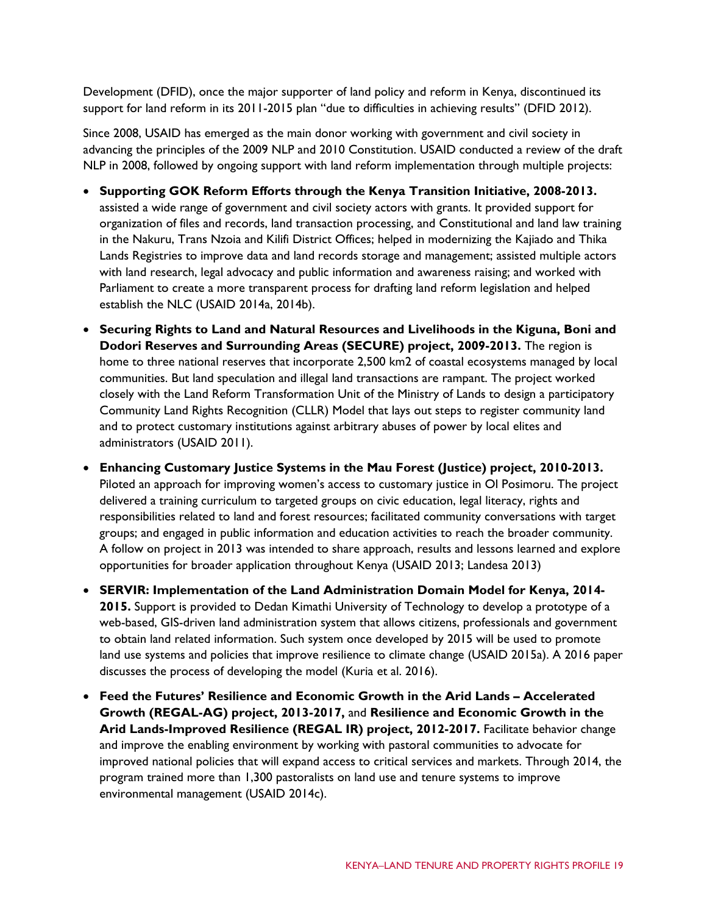Development (DFID), once the major supporter of land policy and reform in Kenya, discontinued its support for land reform in its 2011-2015 plan "due to difficulties in achieving results" (DFID 2012).

Since 2008, USAID has emerged as the main donor working with government and civil society in advancing the principles of the 2009 NLP and 2010 Constitution. USAID conducted a review of the draft NLP in 2008, followed by ongoing support with land reform implementation through multiple projects:

- **Supporting GOK Reform Efforts through the Kenya Transition Initiative, 2008-2013.** assisted a wide range of government and civil society actors with grants. It provided support for organization of files and records, land transaction processing, and Constitutional and land law training in the Nakuru, Trans Nzoia and Kilifi District Offices; helped in modernizing the Kajiado and Thika Lands Registries to improve data and land records storage and management; assisted multiple actors with land research, legal advocacy and public information and awareness raising; and worked with Parliament to create a more transparent process for drafting land reform legislation and helped establish the NLC (USAID 2014a, 2014b).
- **Securing Rights to Land and Natural Resources and Livelihoods in the Kiguna, Boni and Dodori Reserves and Surrounding Areas (SECURE) project, 2009-2013.** The region is home to three national reserves that incorporate 2,500 km2 of coastal ecosystems managed by local communities. But land speculation and illegal land transactions are rampant. The project worked closely with the Land Reform Transformation Unit of the Ministry of Lands to design a participatory Community Land Rights Recognition (CLLR) Model that lays out steps to register community land and to protect customary institutions against arbitrary abuses of power by local elites and administrators (USAID 2011).
- **Enhancing Customary Justice Systems in the Mau Forest (Justice) project, 2010-2013.** Piloted an approach for improving women's access to customary justice in Ol Posimoru. The project delivered a training curriculum to targeted groups on civic education, legal literacy, rights and responsibilities related to land and forest resources; facilitated community conversations with target groups; and engaged in public information and education activities to reach the broader community. A follow on project in 2013 was intended to share approach, results and lessons learned and explore opportunities for broader application throughout Kenya (USAID 2013; Landesa 2013)
- **SERVIR: Implementation of the Land Administration Domain Model for Kenya, 2014-2015.** Support is provided to Dedan Kimathi University of Technology to develop a prototype of a web-based, GIS-driven land administration system that allows citizens, professionals and government to obtain land related information. Such system once developed by 2015 will be used to promote land use systems and policies that improve resilience to climate change (USAID 2015a). A 2016 paper discusses the process of developing the model (Kuria et al. 2016).
- **Feed the Futures' Resilience and Economic Growth in the Arid Lands – Accelerated Growth (REGAL-AG) project, 2013-2017,** and **Resilience and Economic Growth in the Arid Lands-Improved Resilience (REGAL IR) project, 2012-2017.** Facilitate behavior change and improve the enabling environment by working with pastoral communities to advocate for improved national policies that will expand access to critical services and markets. Through 2014, the program trained more than 1,300 pastoralists on land use and tenure systems to improve environmental management (USAID 2014c).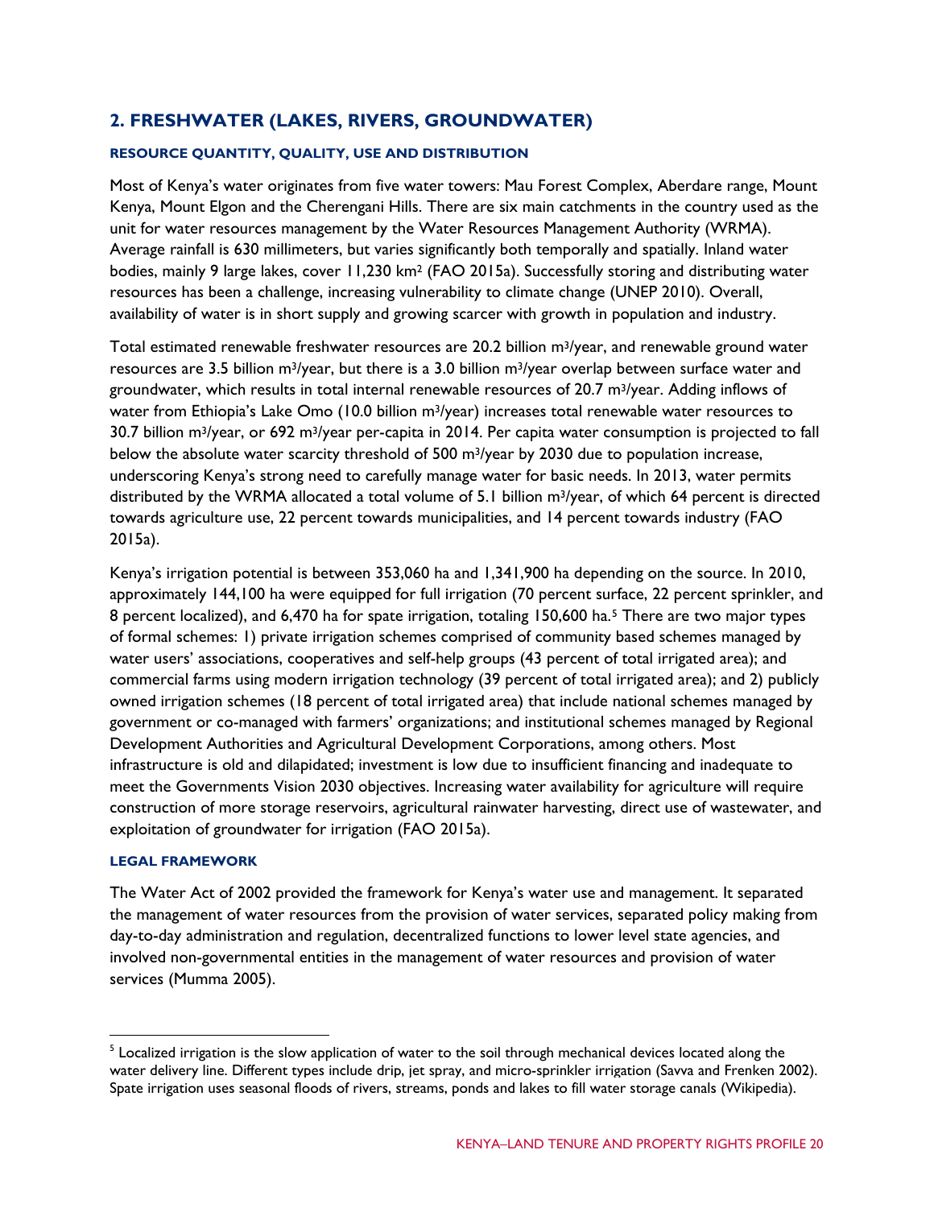## 2. FRESHWATER (LAKES, RIVERS, GROUNDWATER)

### RESOURCE QUANTITY, QUALITY, USE AND DISTRIBUTION

Most of Kenya's water originates from five water towers: Mau Forest Complex, Aberdare range, Mount Kenya, Mount Elgon and the Cherengani Hills. There are six main catchments in the country used as the unit for water resources management by the Water Resources Management Authority (WRMA). Average rainfall is 630 millimeters, but varies significantly both temporally and spatially. Inland water bodies, mainly 9 large lakes, cover 11,230 km$^2$ (FAO 2015a). Successfully storing and distributing water resources has been a challenge, increasing vulnerability to climate change (UNEP 2010). Overall, availability of water is in short supply and growing scarcer with growth in population and industry.

Total estimated renewable freshwater resources are 20.2 billion m$^3$/year, and renewable ground water resources are 3.5 billion m$^3$/year, but there is a 3.0 billion m$^3$/year overlap between surface water and groundwater, which results in total internal renewable resources of 20.7 m$^3$/year. Adding inflows of water from Ethiopia's Lake Omo (10.0 billion m$^3$/year) increases total renewable water resources to 30.7 billion m$^3$/year, or 692 m$^3$/year per-capita in 2014. Per capita water consumption is projected to fall below the absolute water scarcity threshold of 500 m$^3$/year by 2030 due to population increase, underscoring Kenya's strong need to carefully manage water for basic needs. In 2013, water permits distributed by the WRMA allocated a total volume of 5.1 billion m$^3$/year, of which 64 percent is directed towards agriculture use, 22 percent towards municipalities, and 14 percent towards industry (FAO 2015a).

Kenya's irrigation potential is between 353,060 ha and 1,341,900 ha depending on the source. In 2010, approximately 144,100 ha were equipped for full irrigation (70 percent surface, 22 percent sprinkler, and 8 percent localized), and 6,470 ha for spate irrigation, totaling 150,600 ha.[5] There are two major types of formal schemes: 1) private irrigation schemes comprised of community based schemes managed by water users' associations, cooperatives and self-help groups (43 percent of total irrigated area); and commercial farms using modern irrigation technology (39 percent of total irrigated area); and 2) publicly owned irrigation schemes (18 percent of total irrigated area) that include national schemes managed by government or co-managed with farmers' organizations; and institutional schemes managed by Regional Development Authorities and Agricultural Development Corporations, among others. Most infrastructure is old and dilapidated; investment is low due to insufficient financing and inadequate to meet the Governments Vision 2030 objectives. Increasing water availability for agriculture will require construction of more storage reservoirs, agricultural rainwater harvesting, direct use of wastewater, and exploitation of groundwater for irrigation (FAO 2015a).

### LEGAL FRAMEWORK

The Water Act of 2002 provided the framework for Kenya's water use and management. It separated the management of water resources from the provision of water services, separated policy making from day-to-day administration and regulation, decentralized functions to lower level state agencies, and involved non-governmental entities in the management of water resources and provision of water services (Mumma 2005).

---

[5] Localized irrigation is the slow application of water to the soil through mechanical devices located along the water delivery line. Different types include drip, jet spray, and micro-sprinkler irrigation (Savva and Frenken 2002). Spate irrigation uses seasonal floods of rivers, streams, ponds and lakes to fill water storage canals (Wikipedia).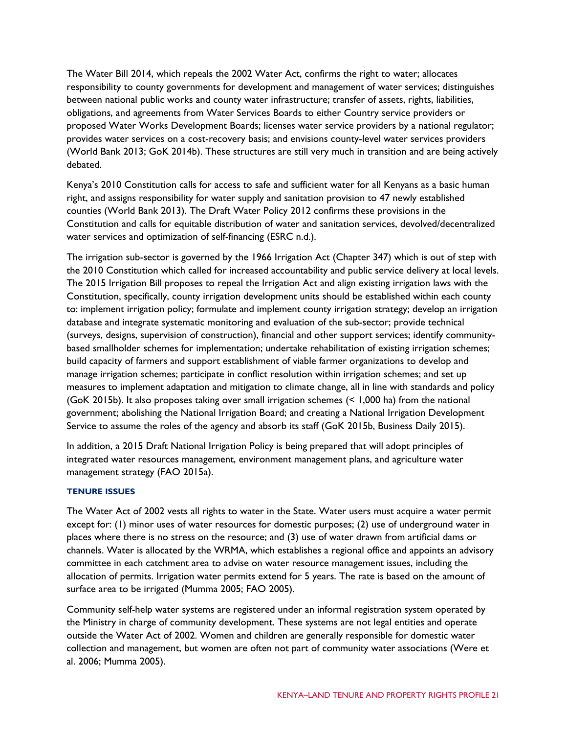The Water Bill 2014, which repeals the 2002 Water Act, confirms the right to water; allocates responsibility to county governments for development and management of water services; distinguishes between national public works and county water infrastructure; transfer of assets, rights, liabilities, obligations, and agreements from Water Services Boards to either Country service providers or proposed Water Works Development Boards; licenses water service providers by a national regulator; provides water services on a cost-recovery basis; and envisions county-level water services providers (World Bank 2013; GoK 2014b). These structures are still very much in transition and are being actively debated.

Kenya's 2010 Constitution calls for access to safe and sufficient water for all Kenyans as a basic human right, and assigns responsibility for water supply and sanitation provision to 47 newly established counties (World Bank 2013). The Draft Water Policy 2012 confirms these provisions in the Constitution and calls for equitable distribution of water and sanitation services, devolved/decentralized water services and optimization of self-financing (ESRC n.d.).

The irrigation sub-sector is governed by the 1966 Irrigation Act (Chapter 347) which is out of step with the 2010 Constitution which called for increased accountability and public service delivery at local levels. The 2015 Irrigation Bill proposes to repeal the Irrigation Act and align existing irrigation laws with the Constitution, specifically, county irrigation development units should be established within each county to: implement irrigation policy; formulate and implement county irrigation strategy; develop an irrigation database and integrate systematic monitoring and evaluation of the sub-sector; provide technical (surveys, designs, supervision of construction), financial and other support services; identify community-based smallholder schemes for implementation; undertake rehabilitation of existing irrigation schemes; build capacity of farmers and support establishment of viable farmer organizations to develop and manage irrigation schemes; participate in conflict resolution within irrigation schemes; and set up measures to implement adaptation and mitigation to climate change, all in line with standards and policy (GoK 2015b). It also proposes taking over small irrigation schemes (< 1,000 ha) from the national government; abolishing the National Irrigation Board; and creating a National Irrigation Development Service to assume the roles of the agency and absorb its staff (GoK 2015b, Business Daily 2015).

In addition, a 2015 Draft National Irrigation Policy is being prepared that will adopt principles of integrated water resources management, environment management plans, and agriculture water management strategy (FAO 2015a).

### TENURE ISSUES

The Water Act of 2002 vests all rights to water in the State. Water users must acquire a water permit except for: (1) minor uses of water resources for domestic purposes; (2) use of underground water in places where there is no stress on the resource; and (3) use of water drawn from artificial dams or channels. Water is allocated by the WRMA, which establishes a regional office and appoints an advisory committee in each catchment area to advise on water resource management issues, including the allocation of permits. Irrigation water permits extend for 5 years. The rate is based on the amount of surface area to be irrigated (Mumma 2005; FAO 2005).

Community self-help water systems are registered under an informal registration system operated by the Ministry in charge of community development. These systems are not legal entities and operate outside the Water Act of 2002. Women and children are generally responsible for domestic water collection and management, but women are often not part of community water associations (Were et al. 2006; Mumma 2005).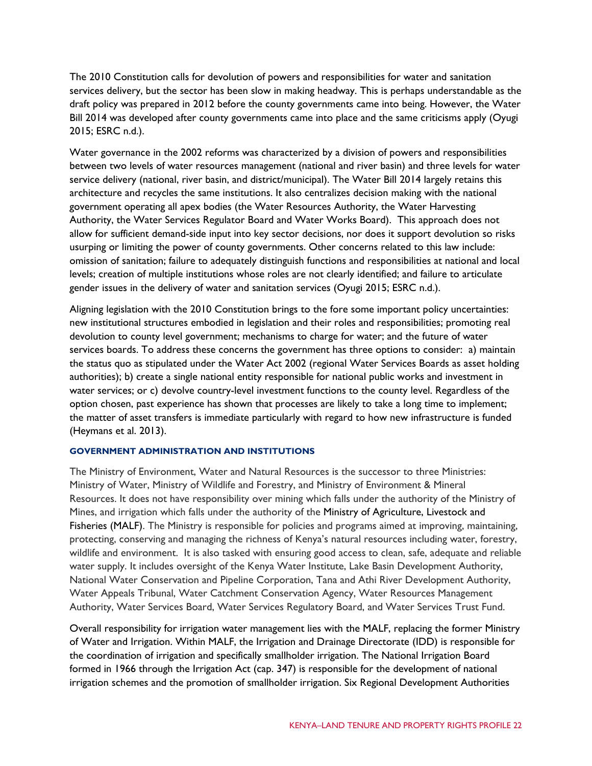The 2010 Constitution calls for devolution of powers and responsibilities for water and sanitation services delivery, but the sector has been slow in making headway. This is perhaps understandable as the draft policy was prepared in 2012 before the county governments came into being. However, the Water Bill 2014 was developed after county governments came into place and the same criticisms apply (Oyugi 2015; ESRC n.d.).

Water governance in the 2002 reforms was characterized by a division of powers and responsibilities between two levels of water resources management (national and river basin) and three levels for water service delivery (national, river basin, and district/municipal). The Water Bill 2014 largely retains this architecture and recycles the same institutions. It also centralizes decision making with the national government operating all apex bodies (the Water Resources Authority, the Water Harvesting Authority, the Water Services Regulator Board and Water Works Board). This approach does not allow for sufficient demand-side input into key sector decisions, nor does it support devolution so risks usurping or limiting the power of county governments. Other concerns related to this law include: omission of sanitation; failure to adequately distinguish functions and responsibilities at national and local levels; creation of multiple institutions whose roles are not clearly identified; and failure to articulate gender issues in the delivery of water and sanitation services (Oyugi 2015; ESRC n.d.).

Aligning legislation with the 2010 Constitution brings to the fore some important policy uncertainties: new institutional structures embodied in legislation and their roles and responsibilities; promoting real devolution to county level government; mechanisms to charge for water; and the future of water services boards. To address these concerns the government has three options to consider: a) maintain the status quo as stipulated under the Water Act 2002 (regional Water Services Boards as asset holding authorities); b) create a single national entity responsible for national public works and investment in water services; or c) devolve country-level investment functions to the county level. Regardless of the option chosen, past experience has shown that processes are likely to take a long time to implement; the matter of asset transfers is immediate particularly with regard to how new infrastructure is funded (Heymans et al. 2013).

#### GOVERNMENT ADMINISTRATION AND INSTITUTIONS

The Ministry of Environment, Water and Natural Resources is the successor to three Ministries: Ministry of Water, Ministry of Wildlife and Forestry, and Ministry of Environment & Mineral Resources. It does not have responsibility over mining which falls under the authority of the Ministry of Mines, and irrigation which falls under the authority of the Ministry of Agriculture, Livestock and Fisheries (MALF). The Ministry is responsible for policies and programs aimed at improving, maintaining, protecting, conserving and managing the richness of Kenya's natural resources including water, forestry, wildlife and environment. It is also tasked with ensuring good access to clean, safe, adequate and reliable water supply. It includes oversight of the Kenya Water Institute, Lake Basin Development Authority, National Water Conservation and Pipeline Corporation, Tana and Athi River Development Authority, Water Appeals Tribunal, Water Catchment Conservation Agency, Water Resources Management Authority, Water Services Board, Water Services Regulatory Board, and Water Services Trust Fund.

Overall responsibility for irrigation water management lies with the MALF, replacing the former Ministry of Water and Irrigation. Within MALF, the Irrigation and Drainage Directorate (IDD) is responsible for the coordination of irrigation and specifically smallholder irrigation. The National Irrigation Board formed in 1966 through the Irrigation Act (cap. 347) is responsible for the development of national irrigation schemes and the promotion of smallholder irrigation. Six Regional Development Authorities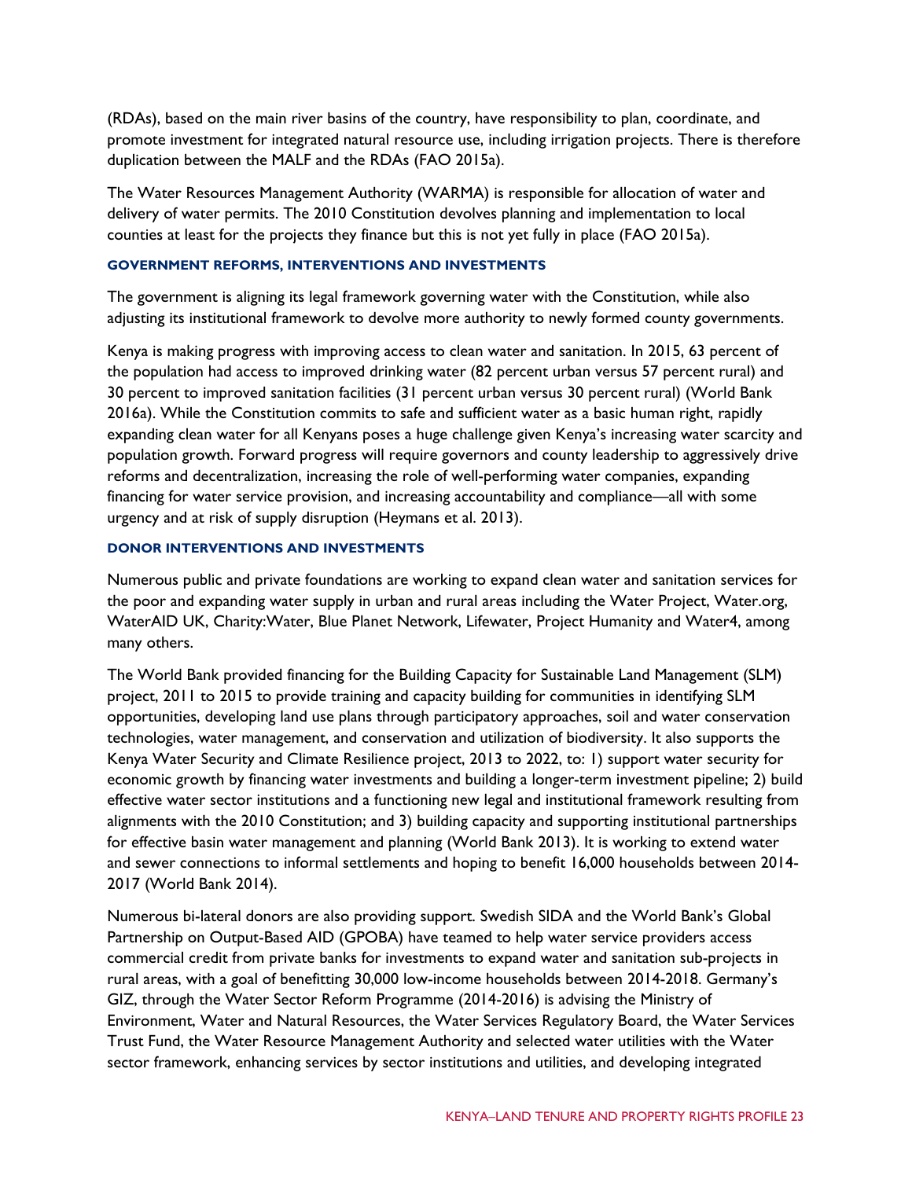(RDAs), based on the main river basins of the country, have responsibility to plan, coordinate, and promote investment for integrated natural resource use, including irrigation projects. There is therefore duplication between the MALF and the RDAs (FAO 2015a).

The Water Resources Management Authority (WARMA) is responsible for allocation of water and delivery of water permits. The 2010 Constitution devolves planning and implementation to local counties at least for the projects they finance but this is not yet fully in place (FAO 2015a).

#### GOVERNMENT REFORMS, INTERVENTIONS AND INVESTMENTS

The government is aligning its legal framework governing water with the Constitution, while also adjusting its institutional framework to devolve more authority to newly formed county governments.

Kenya is making progress with improving access to clean water and sanitation. In 2015, 63 percent of the population had access to improved drinking water (82 percent urban versus 57 percent rural) and 30 percent to improved sanitation facilities (31 percent urban versus 30 percent rural) (World Bank 2016a). While the Constitution commits to safe and sufficient water as a basic human right, rapidly expanding clean water for all Kenyans poses a huge challenge given Kenya's increasing water scarcity and population growth. Forward progress will require governors and county leadership to aggressively drive reforms and decentralization, increasing the role of well-performing water companies, expanding financing for water service provision, and increasing accountability and compliance—all with some urgency and at risk of supply disruption (Heymans et al. 2013).

#### DONOR INTERVENTIONS AND INVESTMENTS

Numerous public and private foundations are working to expand clean water and sanitation services for the poor and expanding water supply in urban and rural areas including the Water Project, Water.org, WaterAID UK, Charity:Water, Blue Planet Network, Lifewater, Project Humanity and Water4, among many others.

The World Bank provided financing for the Building Capacity for Sustainable Land Management (SLM) project, 2011 to 2015 to provide training and capacity building for communities in identifying SLM opportunities, developing land use plans through participatory approaches, soil and water conservation technologies, water management, and conservation and utilization of biodiversity. It also supports the Kenya Water Security and Climate Resilience project, 2013 to 2022, to: 1) support water security for economic growth by financing water investments and building a longer-term investment pipeline; 2) build effective water sector institutions and a functioning new legal and institutional framework resulting from alignments with the 2010 Constitution; and 3) building capacity and supporting institutional partnerships for effective basin water management and planning (World Bank 2013). It is working to extend water and sewer connections to informal settlements and hoping to benefit 16,000 households between 2014-2017 (World Bank 2014).

Numerous bi-lateral donors are also providing support. Swedish SIDA and the World Bank's Global Partnership on Output-Based AID (GPOBA) have teamed to help water service providers access commercial credit from private banks for investments to expand water and sanitation sub-projects in rural areas, with a goal of benefitting 30,000 low-income households between 2014-2018. Germany's GIZ, through the Water Sector Reform Programme (2014-2016) is advising the Ministry of Environment, Water and Natural Resources, the Water Services Regulatory Board, the Water Services Trust Fund, the Water Resource Management Authority and selected water utilities with the Water sector framework, enhancing services by sector institutions and utilities, and developing integrated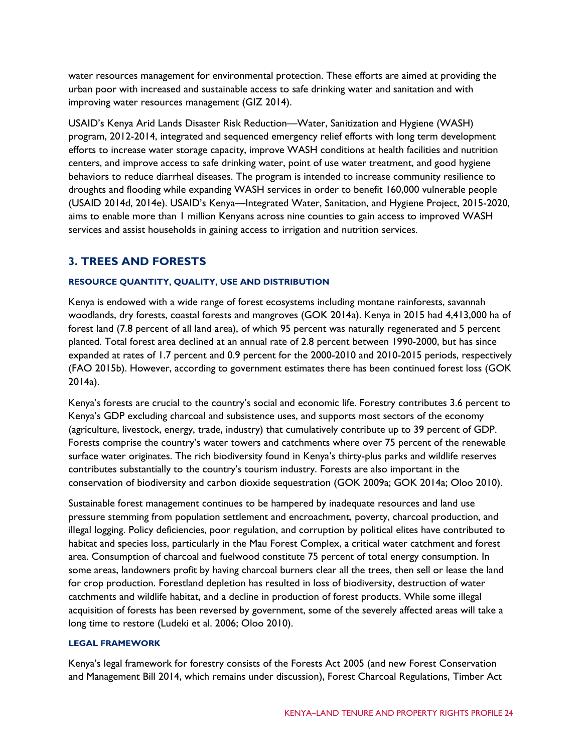water resources management for environmental protection. These efforts are aimed at providing the urban poor with increased and sustainable access to safe drinking water and sanitation and with improving water resources management (GIZ 2014).

USAID's Kenya Arid Lands Disaster Risk Reduction—Water, Sanitization and Hygiene (WASH) program, 2012-2014, integrated and sequenced emergency relief efforts with long term development efforts to increase water storage capacity, improve WASH conditions at health facilities and nutrition centers, and improve access to safe drinking water, point of use water treatment, and good hygiene behaviors to reduce diarrheal diseases. The program is intended to increase community resilience to droughts and flooding while expanding WASH services in order to benefit 160,000 vulnerable people (USAID 2014d, 2014e). USAID's Kenya—Integrated Water, Sanitation, and Hygiene Project, 2015-2020, aims to enable more than 1 million Kenyans across nine counties to gain access to improved WASH services and assist households in gaining access to irrigation and nutrition services.

## 3. TREES AND FORESTS

#### RESOURCE QUANTITY, QUALITY, USE AND DISTRIBUTION

Kenya is endowed with a wide range of forest ecosystems including montane rainforests, savannah woodlands, dry forests, coastal forests and mangroves (GOK 2014a). Kenya in 2015 had 4,413,000 ha of forest land (7.8 percent of all land area), of which 95 percent was naturally regenerated and 5 percent planted. Total forest area declined at an annual rate of 2.8 percent between 1990-2000, but has since expanded at rates of 1.7 percent and 0.9 percent for the 2000-2010 and 2010-2015 periods, respectively (FAO 2015b). However, according to government estimates there has been continued forest loss (GOK 2014a).

Kenya's forests are crucial to the country's social and economic life. Forestry contributes 3.6 percent to Kenya's GDP excluding charcoal and subsistence uses, and supports most sectors of the economy (agriculture, livestock, energy, trade, industry) that cumulatively contribute up to 39 percent of GDP. Forests comprise the country's water towers and catchments where over 75 percent of the renewable surface water originates. The rich biodiversity found in Kenya's thirty-plus parks and wildlife reserves contributes substantially to the country's tourism industry. Forests are also important in the conservation of biodiversity and carbon dioxide sequestration (GOK 2009a; GOK 2014a; Oloo 2010).

Sustainable forest management continues to be hampered by inadequate resources and land use pressure stemming from population settlement and encroachment, poverty, charcoal production, and illegal logging. Policy deficiencies, poor regulation, and corruption by political elites have contributed to habitat and species loss, particularly in the Mau Forest Complex, a critical water catchment and forest area. Consumption of charcoal and fuelwood constitute 75 percent of total energy consumption. In some areas, landowners profit by having charcoal burners clear all the trees, then sell or lease the land for crop production. Forestland depletion has resulted in loss of biodiversity, destruction of water catchments and wildlife habitat, and a decline in production of forest products. While some illegal acquisition of forests has been reversed by government, some of the severely affected areas will take a long time to restore (Ludeki et al. 2006; Oloo 2010).

#### LEGAL FRAMEWORK

Kenya's legal framework for forestry consists of the Forests Act 2005 (and new Forest Conservation and Management Bill 2014, which remains under discussion), Forest Charcoal Regulations, Timber Act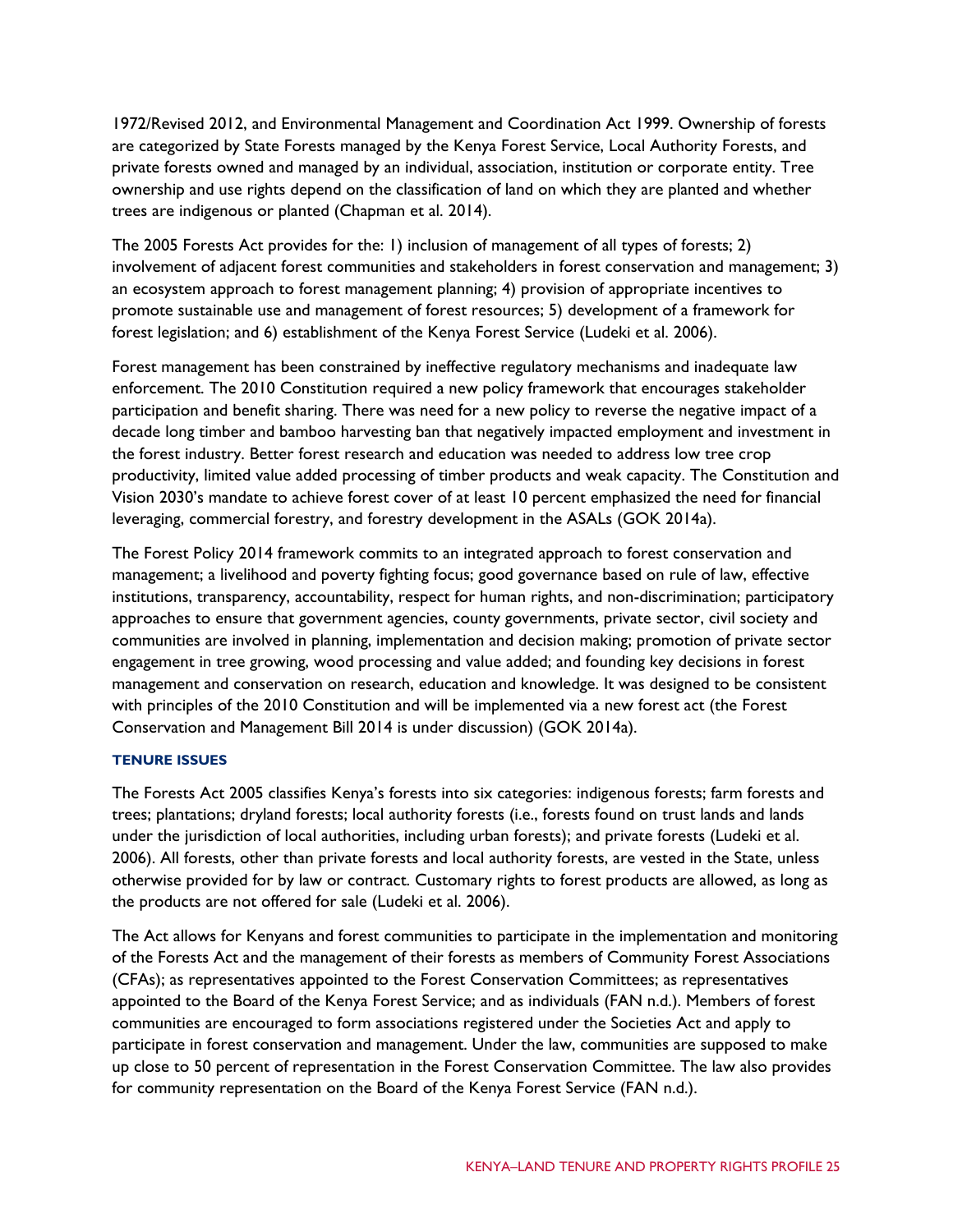1972/Revised 2012, and Environmental Management and Coordination Act 1999. Ownership of forests are categorized by State Forests managed by the Kenya Forest Service, Local Authority Forests, and private forests owned and managed by an individual, association, institution or corporate entity. Tree ownership and use rights depend on the classification of land on which they are planted and whether trees are indigenous or planted (Chapman et al. 2014).

The 2005 Forests Act provides for the: 1) inclusion of management of all types of forests; 2) involvement of adjacent forest communities and stakeholders in forest conservation and management; 3) an ecosystem approach to forest management planning; 4) provision of appropriate incentives to promote sustainable use and management of forest resources; 5) development of a framework for forest legislation; and 6) establishment of the Kenya Forest Service (Ludeki et al. 2006).

Forest management has been constrained by ineffective regulatory mechanisms and inadequate law enforcement. The 2010 Constitution required a new policy framework that encourages stakeholder participation and benefit sharing. There was need for a new policy to reverse the negative impact of a decade long timber and bamboo harvesting ban that negatively impacted employment and investment in the forest industry. Better forest research and education was needed to address low tree crop productivity, limited value added processing of timber products and weak capacity. The Constitution and Vision 2030's mandate to achieve forest cover of at least 10 percent emphasized the need for financial leveraging, commercial forestry, and forestry development in the ASALs (GOK 2014a).

The Forest Policy 2014 framework commits to an integrated approach to forest conservation and management; a livelihood and poverty fighting focus; good governance based on rule of law, effective institutions, transparency, accountability, respect for human rights, and non-discrimination; participatory approaches to ensure that government agencies, county governments, private sector, civil society and communities are involved in planning, implementation and decision making; promotion of private sector engagement in tree growing, wood processing and value added; and founding key decisions in forest management and conservation on research, education and knowledge. It was designed to be consistent with principles of the 2010 Constitution and will be implemented via a new forest act (the Forest Conservation and Management Bill 2014 is under discussion) (GOK 2014a).

#### TENURE ISSUES

The Forests Act 2005 classifies Kenya's forests into six categories: indigenous forests; farm forests and trees; plantations; dryland forests; local authority forests (i.e., forests found on trust lands and lands under the jurisdiction of local authorities, including urban forests); and private forests (Ludeki et al. 2006). All forests, other than private forests and local authority forests, are vested in the State, unless otherwise provided for by law or contract. Customary rights to forest products are allowed, as long as the products are not offered for sale (Ludeki et al. 2006).

The Act allows for Kenyans and forest communities to participate in the implementation and monitoring of the Forests Act and the management of their forests as members of Community Forest Associations (CFAs); as representatives appointed to the Forest Conservation Committees; as representatives appointed to the Board of the Kenya Forest Service; and as individuals (FAN n.d.). Members of forest communities are encouraged to form associations registered under the Societies Act and apply to participate in forest conservation and management. Under the law, communities are supposed to make up close to 50 percent of representation in the Forest Conservation Committee. The law also provides for community representation on the Board of the Kenya Forest Service (FAN n.d.).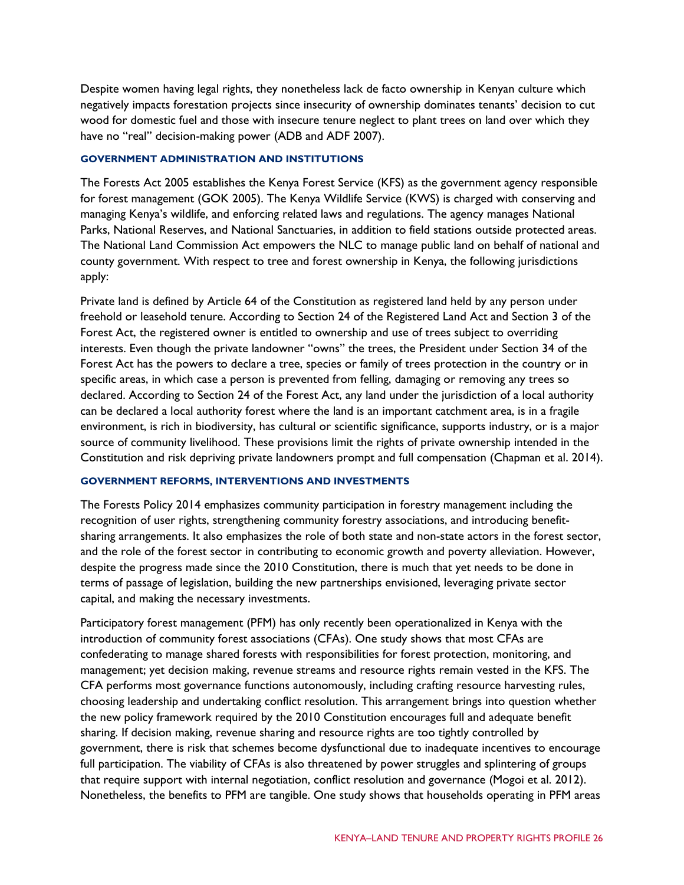Despite women having legal rights, they nonetheless lack de facto ownership in Kenyan culture which negatively impacts forestation projects since insecurity of ownership dominates tenants' decision to cut wood for domestic fuel and those with insecure tenure neglect to plant trees on land over which they have no "real" decision-making power (ADB and ADF 2007).

#### GOVERNMENT ADMINISTRATION AND INSTITUTIONS

The Forests Act 2005 establishes the Kenya Forest Service (KFS) as the government agency responsible for forest management (GOK 2005). The Kenya Wildlife Service (KWS) is charged with conserving and managing Kenya's wildlife, and enforcing related laws and regulations. The agency manages National Parks, National Reserves, and National Sanctuaries, in addition to field stations outside protected areas. The National Land Commission Act empowers the NLC to manage public land on behalf of national and county government. With respect to tree and forest ownership in Kenya, the following jurisdictions apply:

Private land is defined by Article 64 of the Constitution as registered land held by any person under freehold or leasehold tenure. According to Section 24 of the Registered Land Act and Section 3 of the Forest Act, the registered owner is entitled to ownership and use of trees subject to overriding interests. Even though the private landowner "owns" the trees, the President under Section 34 of the Forest Act has the powers to declare a tree, species or family of trees protection in the country or in specific areas, in which case a person is prevented from felling, damaging or removing any trees so declared. According to Section 24 of the Forest Act, any land under the jurisdiction of a local authority can be declared a local authority forest where the land is an important catchment area, is in a fragile environment, is rich in biodiversity, has cultural or scientific significance, supports industry, or is a major source of community livelihood. These provisions limit the rights of private ownership intended in the Constitution and risk depriving private landowners prompt and full compensation (Chapman et al. 2014).

#### GOVERNMENT REFORMS, INTERVENTIONS AND INVESTMENTS

The Forests Policy 2014 emphasizes community participation in forestry management including the recognition of user rights, strengthening community forestry associations, and introducing benefit-sharing arrangements. It also emphasizes the role of both state and non-state actors in the forest sector, and the role of the forest sector in contributing to economic growth and poverty alleviation. However, despite the progress made since the 2010 Constitution, there is much that yet needs to be done in terms of passage of legislation, building the new partnerships envisioned, leveraging private sector capital, and making the necessary investments.

Participatory forest management (PFM) has only recently been operationalized in Kenya with the introduction of community forest associations (CFAs). One study shows that most CFAs are confederating to manage shared forests with responsibilities for forest protection, monitoring, and management; yet decision making, revenue streams and resource rights remain vested in the KFS. The CFA performs most governance functions autonomously, including crafting resource harvesting rules, choosing leadership and undertaking conflict resolution. This arrangement brings into question whether the new policy framework required by the 2010 Constitution encourages full and adequate benefit sharing. If decision making, revenue sharing and resource rights are too tightly controlled by government, there is risk that schemes become dysfunctional due to inadequate incentives to encourage full participation. The viability of CFAs is also threatened by power struggles and splintering of groups that require support with internal negotiation, conflict resolution and governance (Mogoi et al. 2012). Nonetheless, the benefits to PFM are tangible. One study shows that households operating in PFM areas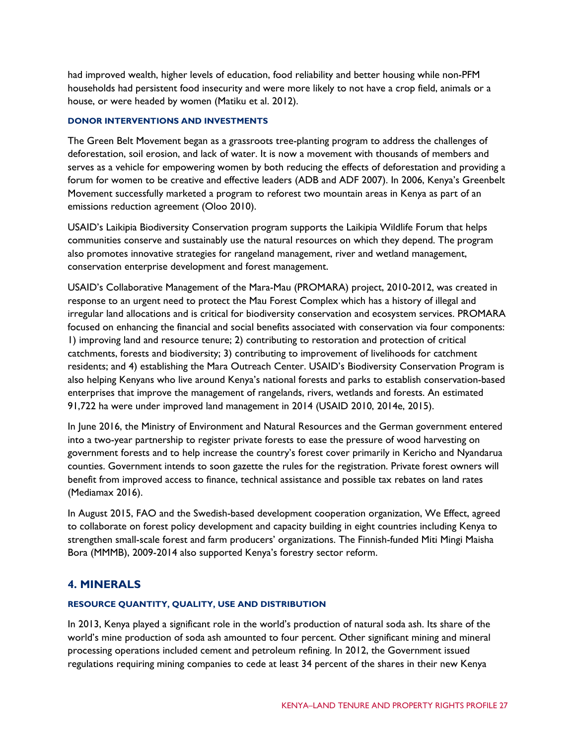had improved wealth, higher levels of education, food reliability and better housing while non-PFM households had persistent food insecurity and were more likely to not have a crop field, animals or a house, or were headed by women (Matiku et al. 2012).

#### DONOR INTERVENTIONS AND INVESTMENTS

The Green Belt Movement began as a grassroots tree-planting program to address the challenges of deforestation, soil erosion, and lack of water. It is now a movement with thousands of members and serves as a vehicle for empowering women by both reducing the effects of deforestation and providing a forum for women to be creative and effective leaders (ADB and ADF 2007). In 2006, Kenya's Greenbelt Movement successfully marketed a program to reforest two mountain areas in Kenya as part of an emissions reduction agreement (Oloo 2010).

USAID's Laikipia Biodiversity Conservation program supports the Laikipia Wildlife Forum that helps communities conserve and sustainably use the natural resources on which they depend. The program also promotes innovative strategies for rangeland management, river and wetland management, conservation enterprise development and forest management.

USAID's Collaborative Management of the Mara-Mau (PROMARA) project, 2010-2012, was created in response to an urgent need to protect the Mau Forest Complex which has a history of illegal and irregular land allocations and is critical for biodiversity conservation and ecosystem services. PROMARA focused on enhancing the financial and social benefits associated with conservation via four components: 1) improving land and resource tenure; 2) contributing to restoration and protection of critical catchments, forests and biodiversity; 3) contributing to improvement of livelihoods for catchment residents; and 4) establishing the Mara Outreach Center. USAID's Biodiversity Conservation Program is also helping Kenyans who live around Kenya's national forests and parks to establish conservation-based enterprises that improve the management of rangelands, rivers, wetlands and forests. An estimated 91,722 ha were under improved land management in 2014 (USAID 2010, 2014e, 2015).

In June 2016, the Ministry of Environment and Natural Resources and the German government entered into a two-year partnership to register private forests to ease the pressure of wood harvesting on government forests and to help increase the country's forest cover primarily in Kericho and Nyandarua counties. Government intends to soon gazette the rules for the registration. Private forest owners will benefit from improved access to finance, technical assistance and possible tax rebates on land rates (Mediamax 2016).

In August 2015, FAO and the Swedish-based development cooperation organization, We Effect, agreed to collaborate on forest policy development and capacity building in eight countries including Kenya to strengthen small-scale forest and farm producers' organizations. The Finnish-funded Miti Mingi Maisha Bora (MMMB), 2009-2014 also supported Kenya's forestry sector reform.

## 4. MINERALS

#### RESOURCE QUANTITY, QUALITY, USE AND DISTRIBUTION

In 2013, Kenya played a significant role in the world's production of natural soda ash. Its share of the world's mine production of soda ash amounted to four percent. Other significant mining and mineral processing operations included cement and petroleum refining. In 2012, the Government issued regulations requiring mining companies to cede at least 34 percent of the shares in their new Kenya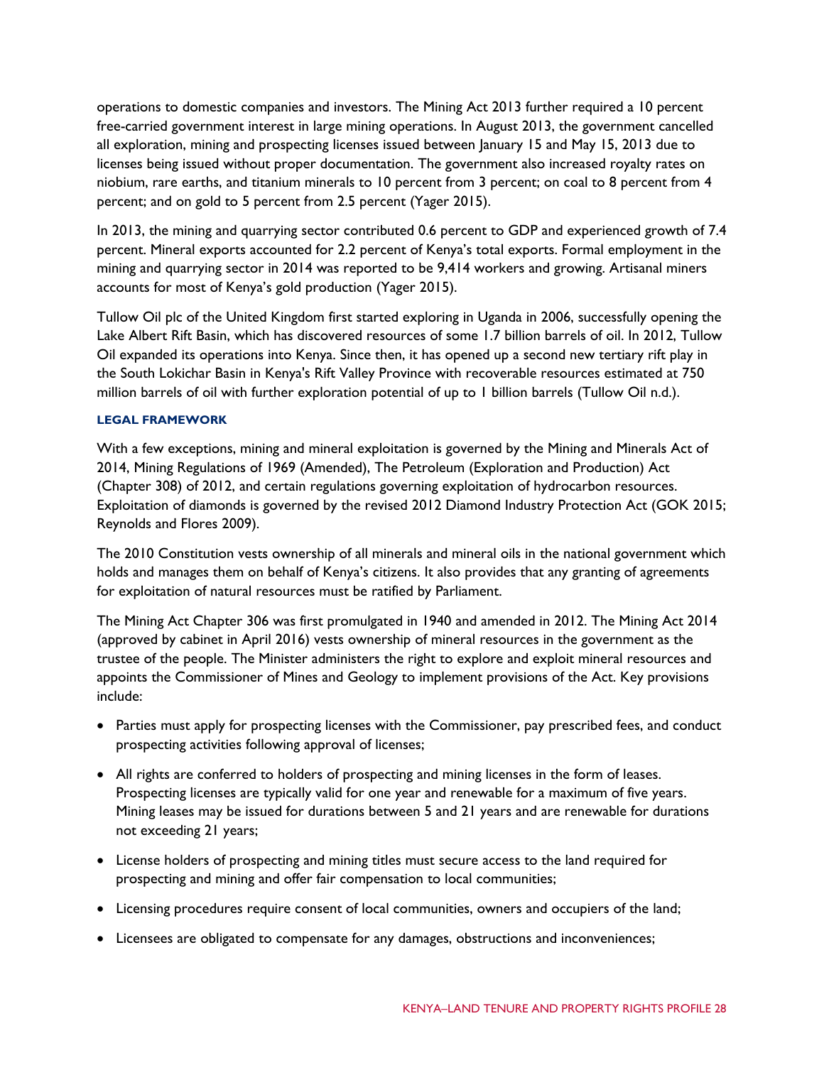operations to domestic companies and investors. The Mining Act 2013 further required a 10 percent free-carried government interest in large mining operations. In August 2013, the government cancelled all exploration, mining and prospecting licenses issued between January 15 and May 15, 2013 due to licenses being issued without proper documentation. The government also increased royalty rates on niobium, rare earths, and titanium minerals to 10 percent from 3 percent; on coal to 8 percent from 4 percent; and on gold to 5 percent from 2.5 percent (Yager 2015).

In 2013, the mining and quarrying sector contributed 0.6 percent to GDP and experienced growth of 7.4 percent. Mineral exports accounted for 2.2 percent of Kenya's total exports. Formal employment in the mining and quarrying sector in 2014 was reported to be 9,414 workers and growing. Artisanal miners accounts for most of Kenya's gold production (Yager 2015).

Tullow Oil plc of the United Kingdom first started exploring in Uganda in 2006, successfully opening the Lake Albert Rift Basin, which has discovered resources of some 1.7 billion barrels of oil. In 2012, Tullow Oil expanded its operations into Kenya. Since then, it has opened up a second new tertiary rift play in the South Lokichar Basin in Kenya's Rift Valley Province with recoverable resources estimated at 750 million barrels of oil with further exploration potential of up to 1 billion barrels (Tullow Oil n.d.).

#### LEGAL FRAMEWORK

With a few exceptions, mining and mineral exploitation is governed by the Mining and Minerals Act of 2014, Mining Regulations of 1969 (Amended), The Petroleum (Exploration and Production) Act (Chapter 308) of 2012, and certain regulations governing exploitation of hydrocarbon resources. Exploitation of diamonds is governed by the revised 2012 Diamond Industry Protection Act (GOK 2015; Reynolds and Flores 2009).

The 2010 Constitution vests ownership of all minerals and mineral oils in the national government which holds and manages them on behalf of Kenya's citizens. It also provides that any granting of agreements for exploitation of natural resources must be ratified by Parliament.

The Mining Act Chapter 306 was first promulgated in 1940 and amended in 2012. The Mining Act 2014 (approved by cabinet in April 2016) vests ownership of mineral resources in the government as the trustee of the people. The Minister administers the right to explore and exploit mineral resources and appoints the Commissioner of Mines and Geology to implement provisions of the Act. Key provisions include:

- Parties must apply for prospecting licenses with the Commissioner, pay prescribed fees, and conduct prospecting activities following approval of licenses;
- All rights are conferred to holders of prospecting and mining licenses in the form of leases. Prospecting licenses are typically valid for one year and renewable for a maximum of five years. Mining leases may be issued for durations between 5 and 21 years and are renewable for durations not exceeding 21 years;
- License holders of prospecting and mining titles must secure access to the land required for prospecting and mining and offer fair compensation to local communities;
- Licensing procedures require consent of local communities, owners and occupiers of the land;
- Licensees are obligated to compensate for any damages, obstructions and inconveniences;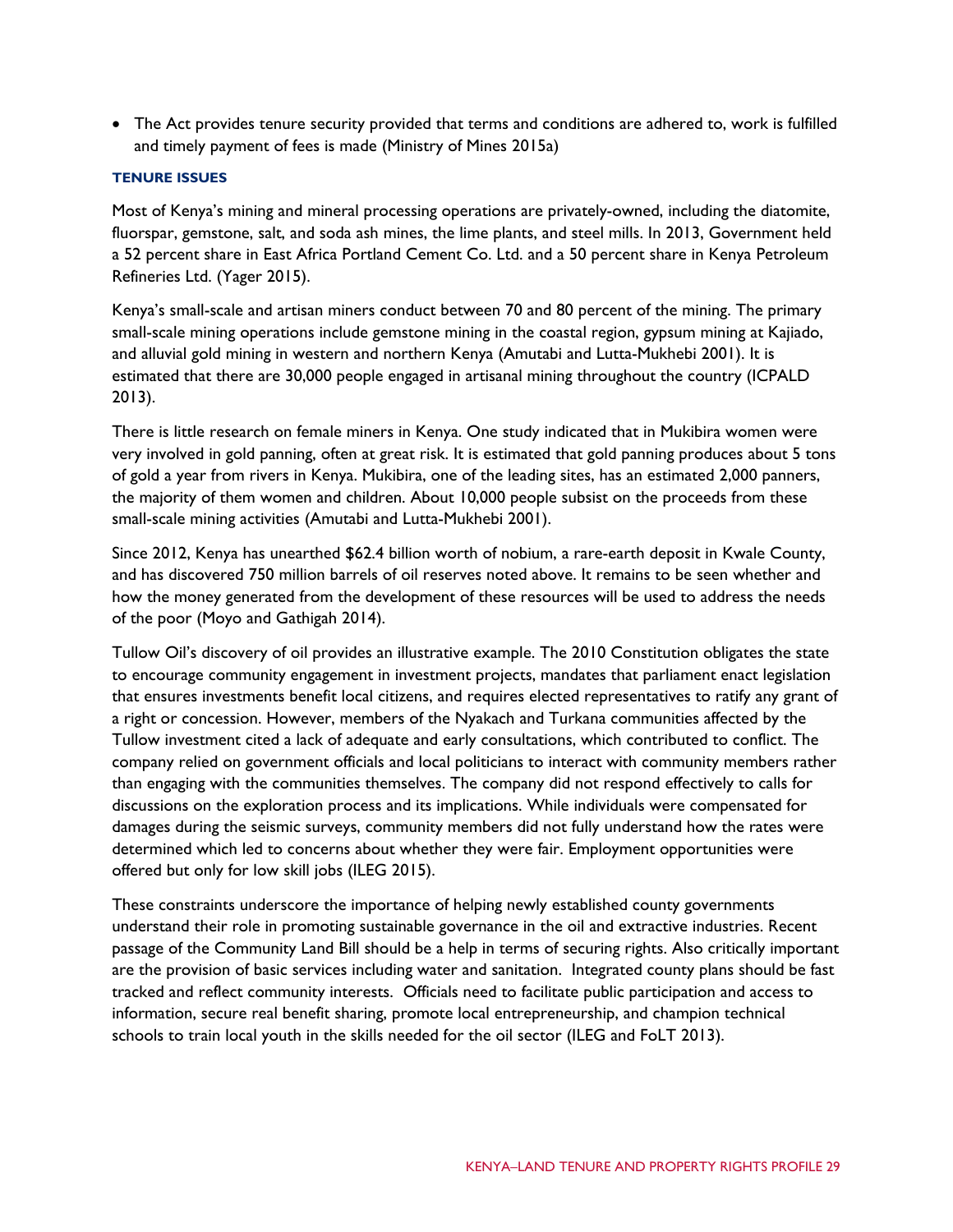- The Act provides tenure security provided that terms and conditions are adhered to, work is fulfilled and timely payment of fees is made (Ministry of Mines 2015a)

### TENURE ISSUES

Most of Kenya's mining and mineral processing operations are privately-owned, including the diatomite, fluorspar, gemstone, salt, and soda ash mines, the lime plants, and steel mills. In 2013, Government held a 52 percent share in East Africa Portland Cement Co. Ltd. and a 50 percent share in Kenya Petroleum Refineries Ltd. (Yager 2015).

Kenya's small-scale and artisan miners conduct between 70 and 80 percent of the mining. The primary small-scale mining operations include gemstone mining in the coastal region, gypsum mining at Kajiado, and alluvial gold mining in western and northern Kenya (Amutabi and Lutta-Mukhebi 2001). It is estimated that there are 30,000 people engaged in artisanal mining throughout the country (ICPALD 2013).

There is little research on female miners in Kenya. One study indicated that in Mukibira women were very involved in gold panning, often at great risk. It is estimated that gold panning produces about 5 tons of gold a year from rivers in Kenya. Mukibira, one of the leading sites, has an estimated 2,000 panners, the majority of them women and children. About 10,000 people subsist on the proceeds from these small-scale mining activities (Amutabi and Lutta-Mukhebi 2001).

Since 2012, Kenya has unearthed $62.4 billion worth of nobium, a rare-earth deposit in Kwale County, and has discovered 750 million barrels of oil reserves noted above. It remains to be seen whether and how the money generated from the development of these resources will be used to address the needs of the poor (Moyo and Gathigah 2014).

Tullow Oil's discovery of oil provides an illustrative example. The 2010 Constitution obligates the state to encourage community engagement in investment projects, mandates that parliament enact legislation that ensures investments benefit local citizens, and requires elected representatives to ratify any grant of a right or concession. However, members of the Nyakach and Turkana communities affected by the Tullow investment cited a lack of adequate and early consultations, which contributed to conflict. The company relied on government officials and local politicians to interact with community members rather than engaging with the communities themselves. The company did not respond effectively to calls for discussions on the exploration process and its implications. While individuals were compensated for damages during the seismic surveys, community members did not fully understand how the rates were determined which led to concerns about whether they were fair. Employment opportunities were offered but only for low skill jobs (ILEG 2015).

These constraints underscore the importance of helping newly established county governments understand their role in promoting sustainable governance in the oil and extractive industries. Recent passage of the Community Land Bill should be a help in terms of securing rights. Also critically important are the provision of basic services including water and sanitation. Integrated county plans should be fast tracked and reflect community interests. Officials need to facilitate public participation and access to information, secure real benefit sharing, promote local entrepreneurship, and champion technical schools to train local youth in the skills needed for the oil sector (ILEG and FoLT 2013).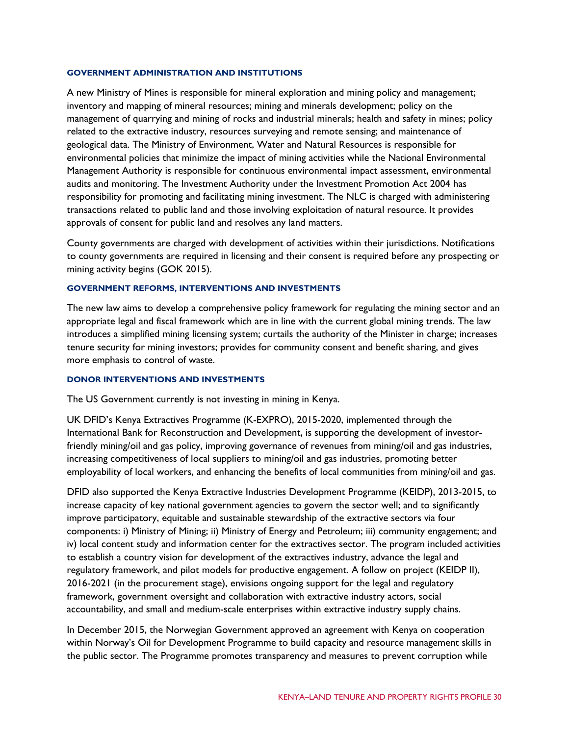#### GOVERNMENT ADMINISTRATION AND INSTITUTIONS

A new Ministry of Mines is responsible for mineral exploration and mining policy and management; inventory and mapping of mineral resources; mining and minerals development; policy on the management of quarrying and mining of rocks and industrial minerals; health and safety in mines; policy related to the extractive industry, resources surveying and remote sensing; and maintenance of geological data. The Ministry of Environment, Water and Natural Resources is responsible for environmental policies that minimize the impact of mining activities while the National Environmental Management Authority is responsible for continuous environmental impact assessment, environmental audits and monitoring. The Investment Authority under the Investment Promotion Act 2004 has responsibility for promoting and facilitating mining investment. The NLC is charged with administering transactions related to public land and those involving exploitation of natural resource. It provides approvals of consent for public land and resolves any land matters.

County governments are charged with development of activities within their jurisdictions. Notifications to county governments are required in licensing and their consent is required before any prospecting or mining activity begins (GOK 2015).

#### GOVERNMENT REFORMS, INTERVENTIONS AND INVESTMENTS

The new law aims to develop a comprehensive policy framework for regulating the mining sector and an appropriate legal and fiscal framework which are in line with the current global mining trends. The law introduces a simplified mining licensing system; curtails the authority of the Minister in charge; increases tenure security for mining investors; provides for community consent and benefit sharing, and gives more emphasis to control of waste.

#### DONOR INTERVENTIONS AND INVESTMENTS

The US Government currently is not investing in mining in Kenya.

UK DFID's Kenya Extractives Programme (K-EXPRO), 2015-2020, implemented through the International Bank for Reconstruction and Development, is supporting the development of investor-friendly mining/oil and gas policy, improving governance of revenues from mining/oil and gas industries, increasing competitiveness of local suppliers to mining/oil and gas industries, promoting better employability of local workers, and enhancing the benefits of local communities from mining/oil and gas.

DFID also supported the Kenya Extractive Industries Development Programme (KEIDP), 2013-2015, to increase capacity of key national government agencies to govern the sector well; and to significantly improve participatory, equitable and sustainable stewardship of the extractive sectors via four components: i) Ministry of Mining; ii) Ministry of Energy and Petroleum; iii) community engagement; and iv) local content study and information center for the extractives sector. The program included activities to establish a country vision for development of the extractives industry, advance the legal and regulatory framework, and pilot models for productive engagement. A follow on project (KEIDP II), 2016-2021 (in the procurement stage), envisions ongoing support for the legal and regulatory framework, government oversight and collaboration with extractive industry actors, social accountability, and small and medium-scale enterprises within extractive industry supply chains.

In December 2015, the Norwegian Government approved an agreement with Kenya on cooperation within Norway's Oil for Development Programme to build capacity and resource management skills in the public sector. The Programme promotes transparency and measures to prevent corruption while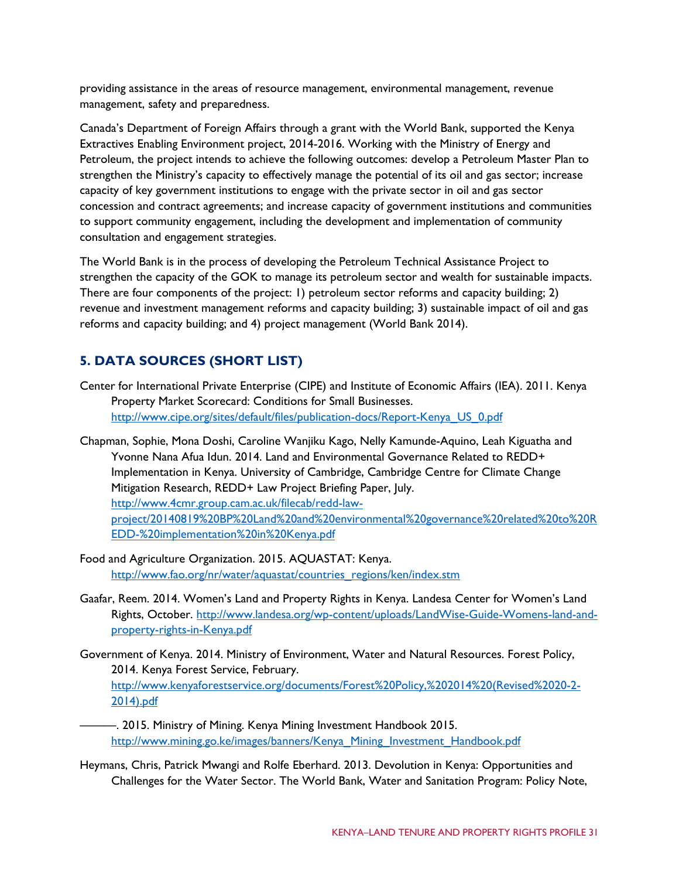providing assistance in the areas of resource management, environmental management, revenue management, safety and preparedness.

Canada's Department of Foreign Affairs through a grant with the World Bank, supported the Kenya Extractives Enabling Environment project, 2014-2016. Working with the Ministry of Energy and Petroleum, the project intends to achieve the following outcomes: develop a Petroleum Master Plan to strengthen the Ministry's capacity to effectively manage the potential of its oil and gas sector; increase capacity of key government institutions to engage with the private sector in oil and gas sector concession and contract agreements; and increase capacity of government institutions and communities to support community engagement, including the development and implementation of community consultation and engagement strategies.

The World Bank is in the process of developing the Petroleum Technical Assistance Project to strengthen the capacity of the GOK to manage its petroleum sector and wealth for sustainable impacts. There are four components of the project: 1) petroleum sector reforms and capacity building; 2) revenue and investment management reforms and capacity building; 3) sustainable impact of oil and gas reforms and capacity building; and 4) project management (World Bank 2014).

## 5. DATA SOURCES (SHORT LIST)

Center for International Private Enterprise (CIPE) and Institute of Economic Affairs (IEA). 2011. Kenya Property Market Scorecard: Conditions for Small Businesses. http://www.cipe.org/sites/default/files/publication-docs/Report-Kenya_US_0.pdf

Chapman, Sophie, Mona Doshi, Caroline Wanjiku Kago, Nelly Kamunde-Aquino, Leah Kiguatha and Yvonne Nana Afua Idun. 2014. Land and Environmental Governance Related to REDD+ Implementation in Kenya. University of Cambridge, Cambridge Centre for Climate Change Mitigation Research, REDD+ Law Project Briefing Paper, July. http://www.4cmr.group.cam.ac.uk/filecab/redd-law-project/20140819%20BP%20Land%20and%20environmental%20governance%20related%20to%20REDD-%20implementation%20in%20Kenya.pdf

Food and Agriculture Organization. 2015. AQUASTAT: Kenya. http://www.fao.org/nr/water/aquastat/countries_regions/ken/index.stm

Gaafar, Reem. 2014. Women's Land and Property Rights in Kenya. Landesa Center for Women's Land Rights, October. http://www.landesa.org/wp-content/uploads/LandWise-Guide-Womens-land-and-property-rights-in-Kenya.pdf

Government of Kenya. 2014. Ministry of Environment, Water and Natural Resources. Forest Policy, 2014. Kenya Forest Service, February. http://www.kenyaforestservice.org/documents/Forest%20Policy,%202014%20(Revised%2020-2-2014).pdf

———. 2015. Ministry of Mining. Kenya Mining Investment Handbook 2015. http://www.mining.go.ke/images/banners/Kenya_Mining_Investment_Handbook.pdf

Heymans, Chris, Patrick Mwangi and Rolfe Eberhard. 2013. Devolution in Kenya: Opportunities and Challenges for the Water Sector. The World Bank, Water and Sanitation Program: Policy Note,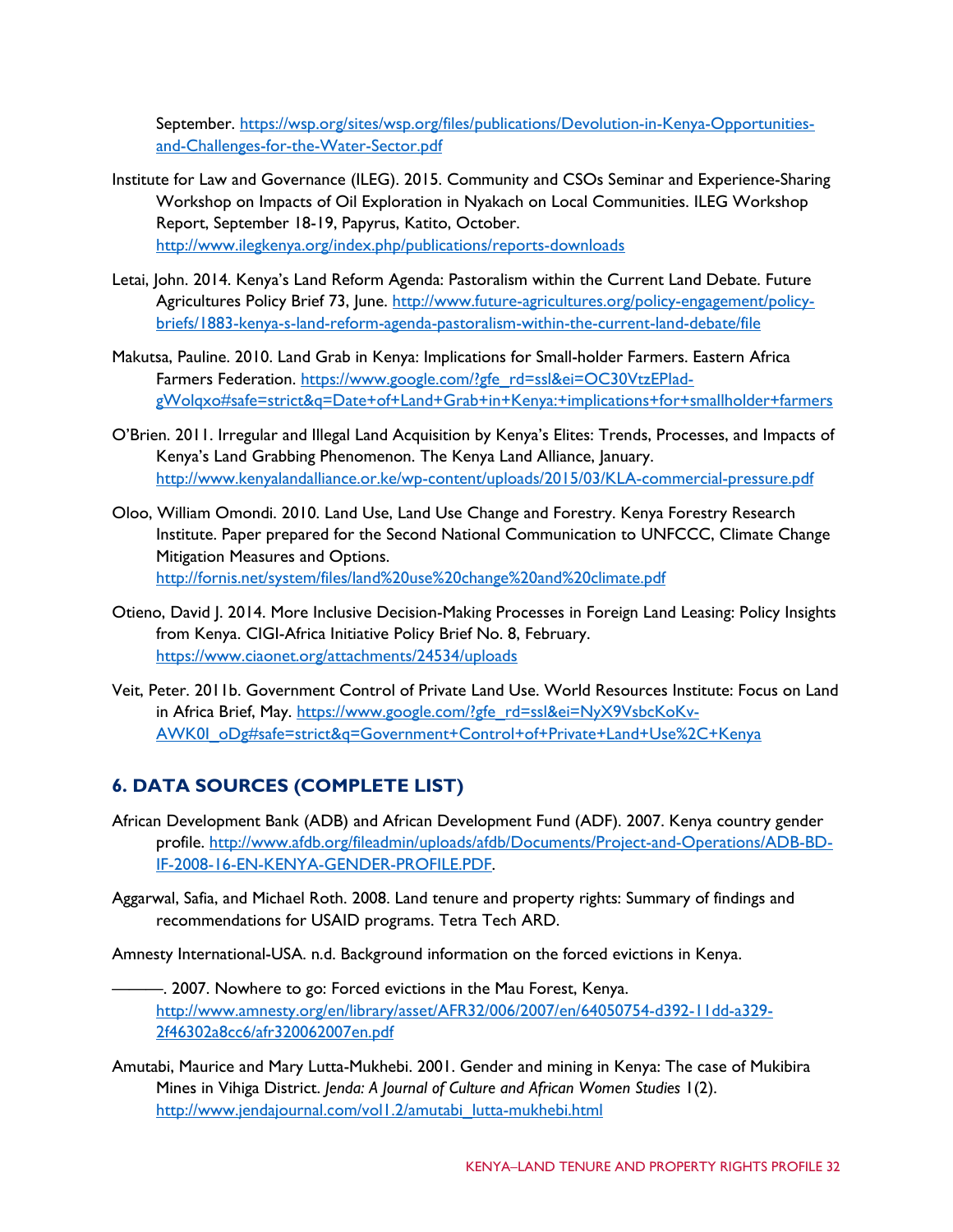September. https://wsp.org/sites/wsp.org/files/publications/Devolution-in-Kenya-Opportunities-and-Challenges-for-the-Water-Sector.pdf

Institute for Law and Governance (ILEG). 2015. Community and CSOs Seminar and Experience-Sharing Workshop on Impacts of Oil Exploration in Nyakach on Local Communities. ILEG Workshop Report, September 18-19, Papyrus, Katito, October. http://www.ilegkenya.org/index.php/publications/reports-downloads

Letai, John. 2014. Kenya's Land Reform Agenda: Pastoralism within the Current Land Debate. Future Agricultures Policy Brief 73, June. http://www.future-agricultures.org/policy-engagement/policy-briefs/1883-kenya-s-land-reform-agenda-pastoralism-within-the-current-land-debate/file

Makutsa, Pauline. 2010. Land Grab in Kenya: Implications for Small-holder Farmers. Eastern Africa Farmers Federation. https://www.google.com/?gfe_rd=ssl&ei=OC30VtzEPlad-gWolqxo#safe=strict&q=Date+of+Land+Grab+in+Kenya:+implications+for+smallholder+farmers

O'Brien. 2011. Irregular and Illegal Land Acquisition by Kenya's Elites: Trends, Processes, and Impacts of Kenya's Land Grabbing Phenomenon. The Kenya Land Alliance, January. http://www.kenyalandalliance.or.ke/wp-content/uploads/2015/03/KLA-commercial-pressure.pdf

Oloo, William Omondi. 2010. Land Use, Land Use Change and Forestry. Kenya Forestry Research Institute. Paper prepared for the Second National Communication to UNFCCC, Climate Change Mitigation Measures and Options. http://fornis.net/system/files/land%20use%20change%20and%20climate.pdf

Otieno, David J. 2014. More Inclusive Decision-Making Processes in Foreign Land Leasing: Policy Insights from Kenya. CIGI-Africa Initiative Policy Brief No. 8, February. https://www.ciaonet.org/attachments/24534/uploads

Veit, Peter. 2011b. Government Control of Private Land Use. World Resources Institute: Focus on Land in Africa Brief, May. https://www.google.com/?gfe_rd=ssl&ei=NyX9VsbcKoKv-AWK0I_oDg#safe=strict&q=Government+Control+of+Private+Land+Use%2C+Kenya

## 6. DATA SOURCES (COMPLETE LIST)

African Development Bank (ADB) and African Development Fund (ADF). 2007. Kenya country gender profile. http://www.afdb.org/fileadmin/uploads/afdb/Documents/Project-and-Operations/ADB-BD-IF-2008-16-EN-KENYA-GENDER-PROFILE.PDF.

Aggarwal, Safia, and Michael Roth. 2008. Land tenure and property rights: Summary of findings and recommendations for USAID programs. Tetra Tech ARD.

Amnesty International-USA. n.d. Background information on the forced evictions in Kenya.

———. 2007. Nowhere to go: Forced evictions in the Mau Forest, Kenya. http://www.amnesty.org/en/library/asset/AFR32/006/2007/en/64050754-d392-11dd-a329-2f46302a8cc6/afr320062007en.pdf

Amutabi, Maurice and Mary Lutta-Mukhebi. 2001. Gender and mining in Kenya: The case of Mukibira Mines in Vihiga District. *Jenda: A Journal of Culture and African Women Studies* 1(2). http://www.jendajournal.com/vol1.2/amutabi_lutta-mukhebi.html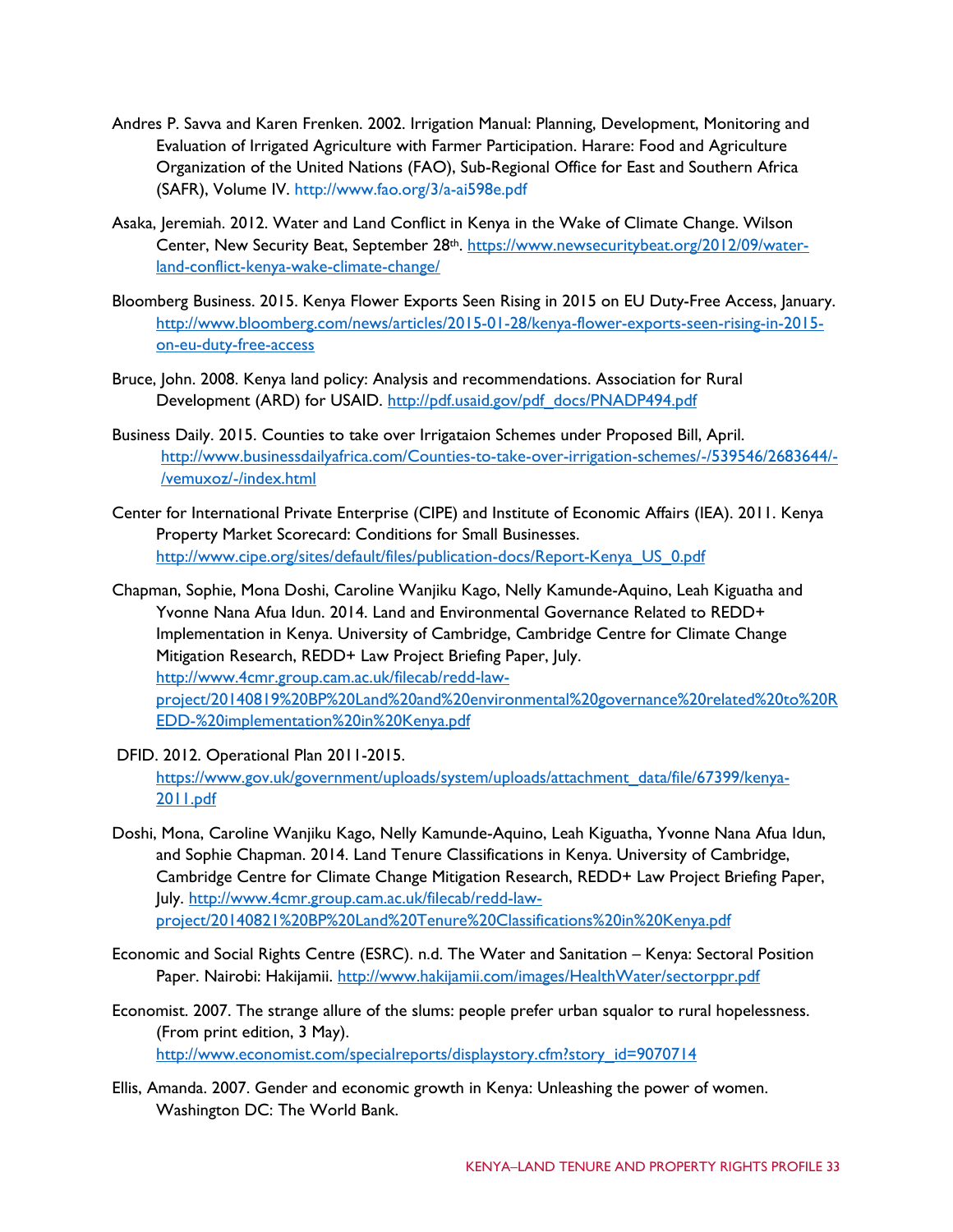Andres P. Savva and Karen Frenken. 2002. Irrigation Manual: Planning, Development, Monitoring and Evaluation of Irrigated Agriculture with Farmer Participation. Harare: Food and Agriculture Organization of the United Nations (FAO), Sub-Regional Office for East and Southern Africa (SAFR), Volume IV. http://www.fao.org/3/a-ai598e.pdf

Asaka, Jeremiah. 2012. Water and Land Conflict in Kenya in the Wake of Climate Change. Wilson Center, New Security Beat, September 28th. https://www.newsecuritybeat.org/2012/09/water-land-conflict-kenya-wake-climate-change/

Bloomberg Business. 2015. Kenya Flower Exports Seen Rising in 2015 on EU Duty-Free Access, January. http://www.bloomberg.com/news/articles/2015-01-28/kenya-flower-exports-seen-rising-in-2015-on-eu-duty-free-access

Bruce, John. 2008. Kenya land policy: Analysis and recommendations. Association for Rural Development (ARD) for USAID. http://pdf.usaid.gov/pdf_docs/PNADP494.pdf

Business Daily. 2015. Counties to take over Irrigataion Schemes under Proposed Bill, April. http://www.businessdailyafrica.com/Counties-to-take-over-irrigation-schemes/-/539546/2683644/-/vemuxoz/-/index.html

Center for International Private Enterprise (CIPE) and Institute of Economic Affairs (IEA). 2011. Kenya Property Market Scorecard: Conditions for Small Businesses. http://www.cipe.org/sites/default/files/publication-docs/Report-Kenya_US_0.pdf

Chapman, Sophie, Mona Doshi, Caroline Wanjiku Kago, Nelly Kamunde-Aquino, Leah Kiguatha and Yvonne Nana Afua Idun. 2014. Land and Environmental Governance Related to REDD+ Implementation in Kenya. University of Cambridge, Cambridge Centre for Climate Change Mitigation Research, REDD+ Law Project Briefing Paper, July. http://www.4cmr.group.cam.ac.uk/filecab/redd-law-project/20140819%20BP%20Land%20and%20environmental%20governance%20related%20to%20REDD-%20implementation%20in%20Kenya.pdf

DFID. 2012. Operational Plan 2011-2015. https://www.gov.uk/government/uploads/system/uploads/attachment_data/file/67399/kenya-2011.pdf

Doshi, Mona, Caroline Wanjiku Kago, Nelly Kamunde-Aquino, Leah Kiguatha, Yvonne Nana Afua Idun, and Sophie Chapman. 2014. Land Tenure Classifications in Kenya. University of Cambridge, Cambridge Centre for Climate Change Mitigation Research, REDD+ Law Project Briefing Paper, July. http://www.4cmr.group.cam.ac.uk/filecab/redd-law-project/20140821%20BP%20Land%20Tenure%20Classifications%20in%20Kenya.pdf

Economic and Social Rights Centre (ESRC). n.d. The Water and Sanitation – Kenya: Sectoral Position Paper. Nairobi: Hakijamii. http://www.hakijamii.com/images/HealthWater/sectorppr.pdf

Economist. 2007. The strange allure of the slums: people prefer urban squalor to rural hopelessness. (From print edition, 3 May). http://www.economist.com/specialreports/displaystory.cfm?story_id=9070714

Ellis, Amanda. 2007. Gender and economic growth in Kenya: Unleashing the power of women. Washington DC: The World Bank.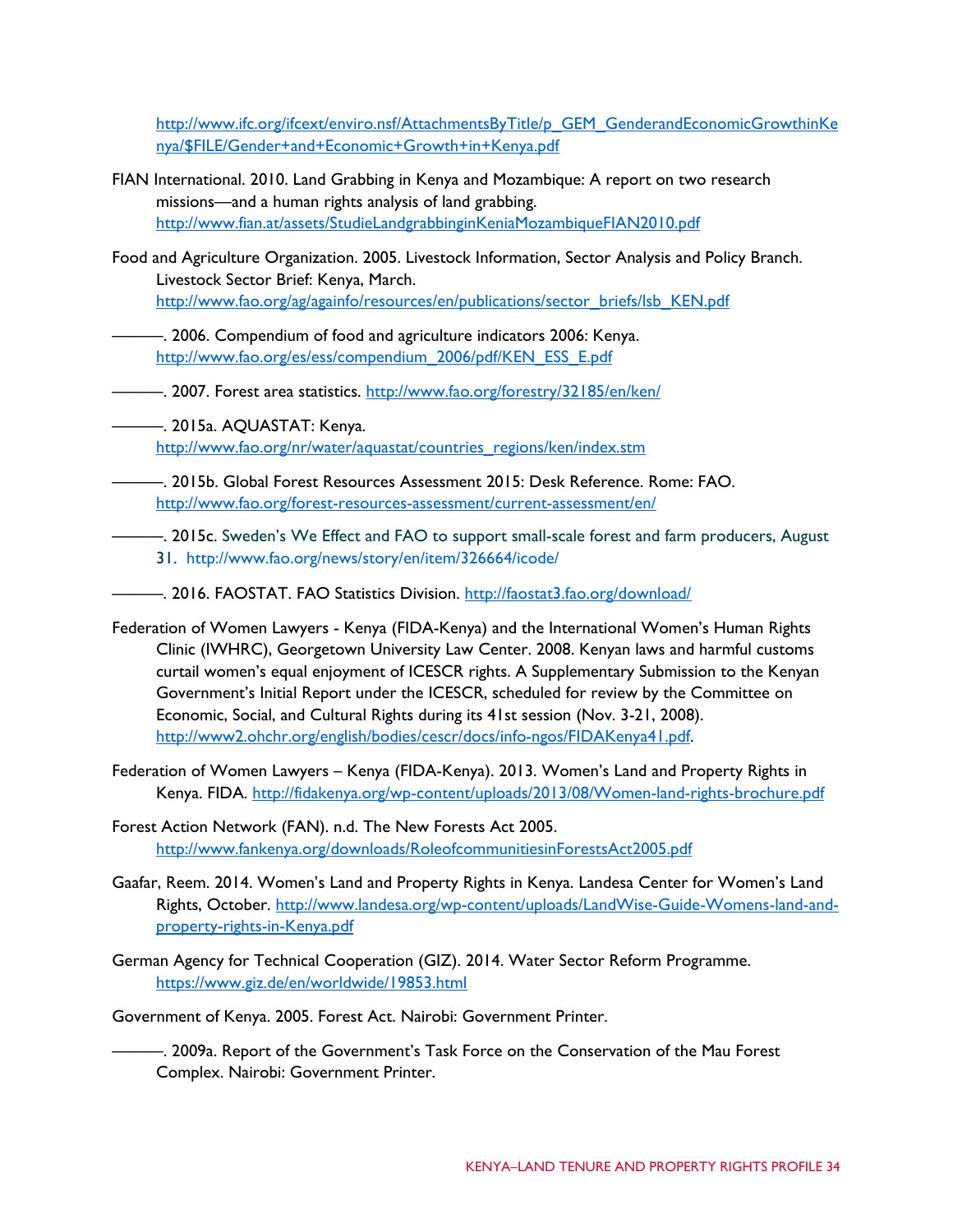http://www.ifc.org/ifcext/enviro.nsf/AttachmentsByTitle/p_GEM_GenderandEconomicGrowthinKenya/$FILE/Gender+and+Economic+Growth+in+Kenya.pdf

FIAN International. 2010. Land Grabbing in Kenya and Mozambique: A report on two research missions—and a human rights analysis of land grabbing. http://www.fian.at/assets/StudieLandgrabbinginKeniaMozambiqueFIAN2010.pdf

Food and Agriculture Organization. 2005. Livestock Information, Sector Analysis and Policy Branch. Livestock Sector Brief: Kenya, March. http://www.fao.org/ag/againfo/resources/en/publications/sector_briefs/lsb_KEN.pdf

———. 2006. Compendium of food and agriculture indicators 2006: Kenya. http://www.fao.org/es/ess/compendium_2006/pdf/KEN_ESS_E.pdf

———. 2007. Forest area statistics. http://www.fao.org/forestry/32185/en/ken/

———. 2015a. AQUASTAT: Kenya. http://www.fao.org/nr/water/aquastat/countries_regions/ken/index.stm

———. 2015b. Global Forest Resources Assessment 2015: Desk Reference. Rome: FAO. http://www.fao.org/forest-resources-assessment/current-assessment/en/

———. 2015c. Sweden's We Effect and FAO to support small-scale forest and farm producers, August 31. http://www.fao.org/news/story/en/item/326664/icode/

———. 2016. FAOSTAT. FAO Statistics Division. http://faostat3.fao.org/download/

Federation of Women Lawyers - Kenya (FIDA-Kenya) and the International Women's Human Rights Clinic (IWHRC), Georgetown University Law Center. 2008. Kenyan laws and harmful customs curtail women's equal enjoyment of ICESCR rights. A Supplementary Submission to the Kenyan Government's Initial Report under the ICESCR, scheduled for review by the Committee on Economic, Social, and Cultural Rights during its 41st session (Nov. 3-21, 2008). http://www2.ohchr.org/english/bodies/cescr/docs/info-ngos/FIDAKenya41.pdf.

Federation of Women Lawyers – Kenya (FIDA-Kenya). 2013. Women's Land and Property Rights in Kenya. FIDA. http://fidakenya.org/wp-content/uploads/2013/08/Women-land-rights-brochure.pdf

Forest Action Network (FAN). n.d. The New Forests Act 2005. http://www.fankenya.org/downloads/RoleofcommunitiesinForestsAct2005.pdf

Gaafar, Reem. 2014. Women's Land and Property Rights in Kenya. Landesa Center for Women's Land Rights, October. http://www.landesa.org/wp-content/uploads/LandWise-Guide-Womens-land-and-property-rights-in-Kenya.pdf

German Agency for Technical Cooperation (GIZ). 2014. Water Sector Reform Programme. https://www.giz.de/en/worldwide/19853.html

Government of Kenya. 2005. Forest Act. Nairobi: Government Printer.

———. 2009a. Report of the Government's Task Force on the Conservation of the Mau Forest Complex. Nairobi: Government Printer.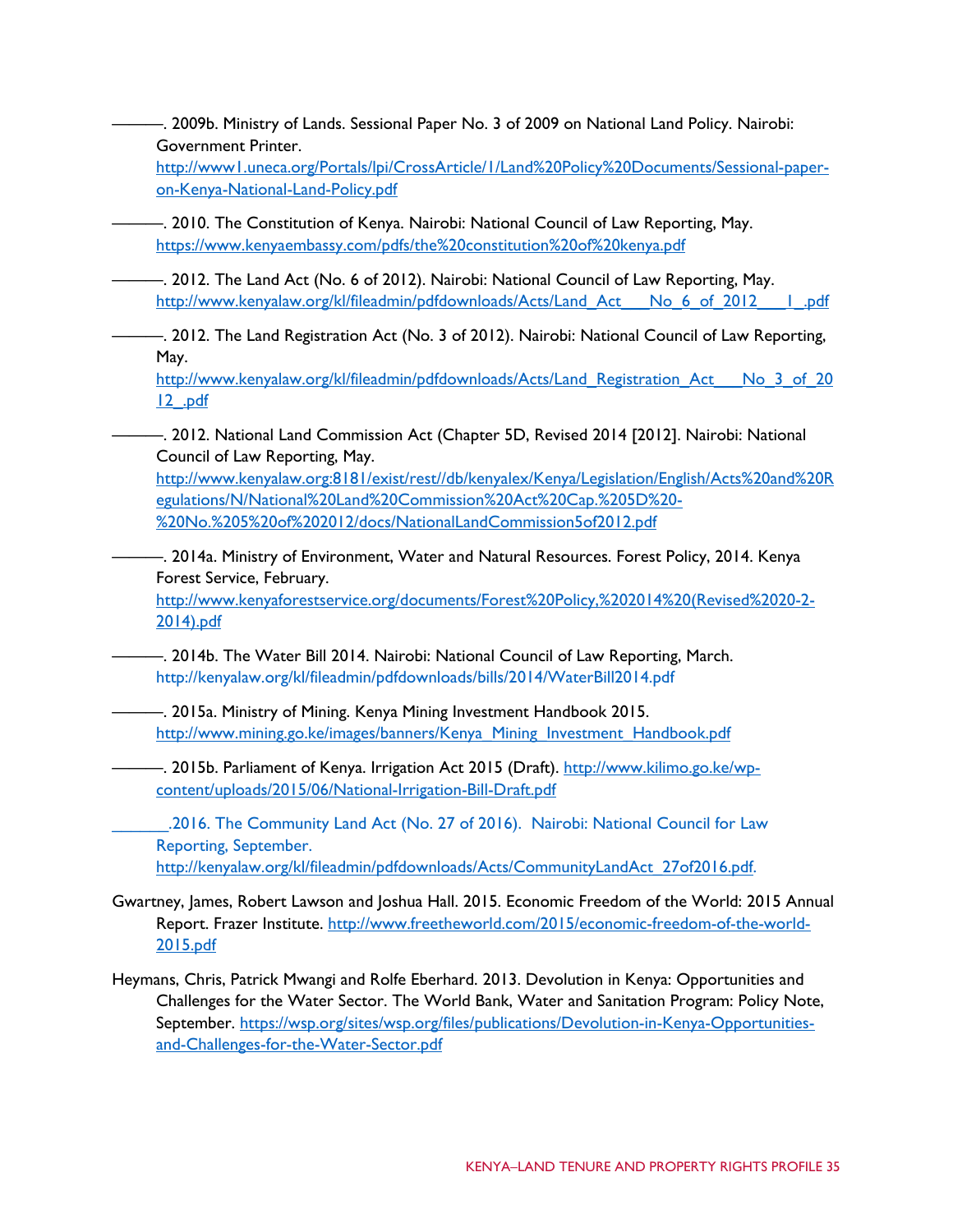———. 2009b. Ministry of Lands. Sessional Paper No. 3 of 2009 on National Land Policy. Nairobi: Government Printer. http://www1.uneca.org/Portals/lpi/CrossArticle/1/Land%20Policy%20Documents/Sessional-paper-on-Kenya-National-Land-Policy.pdf

———. 2010. The Constitution of Kenya. Nairobi: National Council of Law Reporting, May. https://www.kenyaembassy.com/pdfs/the%20constitution%20of%20kenya.pdf

———. 2012. The Land Act (No. 6 of 2012). Nairobi: National Council of Law Reporting, May. http://www.kenyalaw.org/kl/fileadmin/pdfdownloads/Acts/Land_Act___No_6_of_2012___1_.pdf

———. 2012. The Land Registration Act (No. 3 of 2012). Nairobi: National Council of Law Reporting, May. http://www.kenyalaw.org/kl/fileadmin/pdfdownloads/Acts/Land_Registration_Act___No_3_of_2012_.pdf

———. 2012. National Land Commission Act (Chapter 5D, Revised 2014 [2012]. Nairobi: National Council of Law Reporting, May. http://www.kenyalaw.org:8181/exist/rest//db/kenyalex/Kenya/Legislation/English/Acts%20and%20Regulations/N/National%20Land%20Commission%20Act%20Cap.%205D%20-%20No.%205%20of%202012/docs/NationalLandCommission5of2012.pdf

———. 2014a. Ministry of Environment, Water and Natural Resources. Forest Policy, 2014. Kenya Forest Service, February. http://www.kenyaforestservice.org/documents/Forest%20Policy,%202014%20(Revised%2020-2-2014).pdf

———. 2014b. The Water Bill 2014. Nairobi: National Council of Law Reporting, March. http://kenyalaw.org/kl/fileadmin/pdfdownloads/bills/2014/WaterBill2014.pdf

———. 2015a. Ministry of Mining. Kenya Mining Investment Handbook 2015. http://www.mining.go.ke/images/banners/Kenya_Mining_Investment_Handbook.pdf

———. 2015b. Parliament of Kenya. Irrigation Act 2015 (Draft). http://www.kilimo.go.ke/wp-content/uploads/2015/06/National-Irrigation-Bill-Draft.pdf

_______.2016. The Community Land Act (No. 27 of 2016). Nairobi: National Council for Law Reporting, September. http://kenyalaw.org/kl/fileadmin/pdfdownloads/Acts/CommunityLandAct_27of2016.pdf.

Gwartney, James, Robert Lawson and Joshua Hall. 2015. Economic Freedom of the World: 2015 Annual Report. Frazer Institute. http://www.freetheworld.com/2015/economic-freedom-of-the-world-2015.pdf

Heymans, Chris, Patrick Mwangi and Rolfe Eberhard. 2013. Devolution in Kenya: Opportunities and Challenges for the Water Sector. The World Bank, Water and Sanitation Program: Policy Note, September. https://wsp.org/sites/wsp.org/files/publications/Devolution-in-Kenya-Opportunities-and-Challenges-for-the-Water-Sector.pdf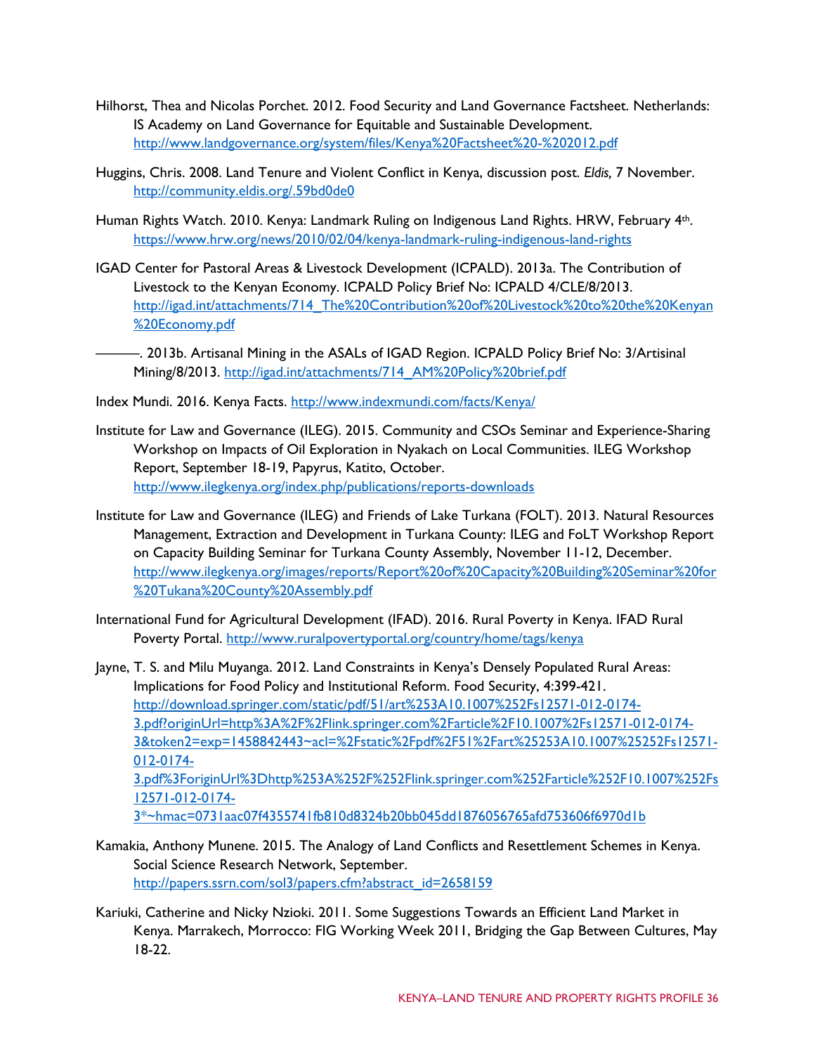Hilhorst, Thea and Nicolas Porchet. 2012. Food Security and Land Governance Factsheet. Netherlands: IS Academy on Land Governance for Equitable and Sustainable Development. http://www.landgovernance.org/system/files/Kenya%20Factsheet%20-%202012.pdf

Huggins, Chris. 2008. Land Tenure and Violent Conflict in Kenya, discussion post. *Eldis,* 7 November. http://community.eldis.org/.59bd0de0

Human Rights Watch. 2010. Kenya: Landmark Ruling on Indigenous Land Rights. HRW, February 4th. https://www.hrw.org/news/2010/02/04/kenya-landmark-ruling-indigenous-land-rights

IGAD Center for Pastoral Areas & Livestock Development (ICPALD). 2013a. The Contribution of Livestock to the Kenyan Economy. ICPALD Policy Brief No: ICPALD 4/CLE/8/2013. http://igad.int/attachments/714_The%20Contribution%20of%20Livestock%20to%20the%20Kenyan%20Economy.pdf

———. 2013b. Artisanal Mining in the ASALs of IGAD Region. ICPALD Policy Brief No: 3/Artisinal Mining/8/2013. http://igad.int/attachments/714_AM%20Policy%20brief.pdf

Index Mundi. 2016. Kenya Facts. http://www.indexmundi.com/facts/Kenya/

Institute for Law and Governance (ILEG). 2015. Community and CSOs Seminar and Experience-Sharing Workshop on Impacts of Oil Exploration in Nyakach on Local Communities. ILEG Workshop Report, September 18-19, Papyrus, Katito, October. http://www.ilegkenya.org/index.php/publications/reports-downloads

Institute for Law and Governance (ILEG) and Friends of Lake Turkana (FOLT). 2013. Natural Resources Management, Extraction and Development in Turkana County: ILEG and FoLT Workshop Report on Capacity Building Seminar for Turkana County Assembly, November 11-12, December. http://www.ilegkenya.org/images/reports/Report%20of%20Capacity%20Building%20Seminar%20for%20Tukana%20County%20Assembly.pdf

International Fund for Agricultural Development (IFAD). 2016. Rural Poverty in Kenya. IFAD Rural Poverty Portal. http://www.ruralpovertyportal.org/country/home/tags/kenya

Jayne, T. S. and Milu Muyanga. 2012. Land Constraints in Kenya's Densely Populated Rural Areas: Implications for Food Policy and Institutional Reform. Food Security, 4:399-421. http://download.springer.com/static/pdf/51/art%253A10.1007%252Fs12571-012-0174-3.pdf?originUrl=http%3A%2F%2Flink.springer.com%2Farticle%2F10.1007%2Fs12571-012-0174-3&token2=exp=1458842443~acl=%2Fstatic%2Fpdf%2F51%2Fart%25253A10.1007%25252Fs12571-012-0174-3.pdf%3ForiginUrl%3Dhttp%253A%252F%252Flink.springer.com%252Farticle%252F10.1007%252Fs12571-012-0174-3*~hmac=0731aac07f4355741fb810d8324b20bb045dd1876056765afd753606f6970d1b

Kamakia, Anthony Munene. 2015. The Analogy of Land Conflicts and Resettlement Schemes in Kenya. Social Science Research Network, September. http://papers.ssrn.com/sol3/papers.cfm?abstract_id=2658159

Kariuki, Catherine and Nicky Nzioki. 2011. Some Suggestions Towards an Efficient Land Market in Kenya. Marrakech, Morrocco: FIG Working Week 2011, Bridging the Gap Between Cultures, May 18-22.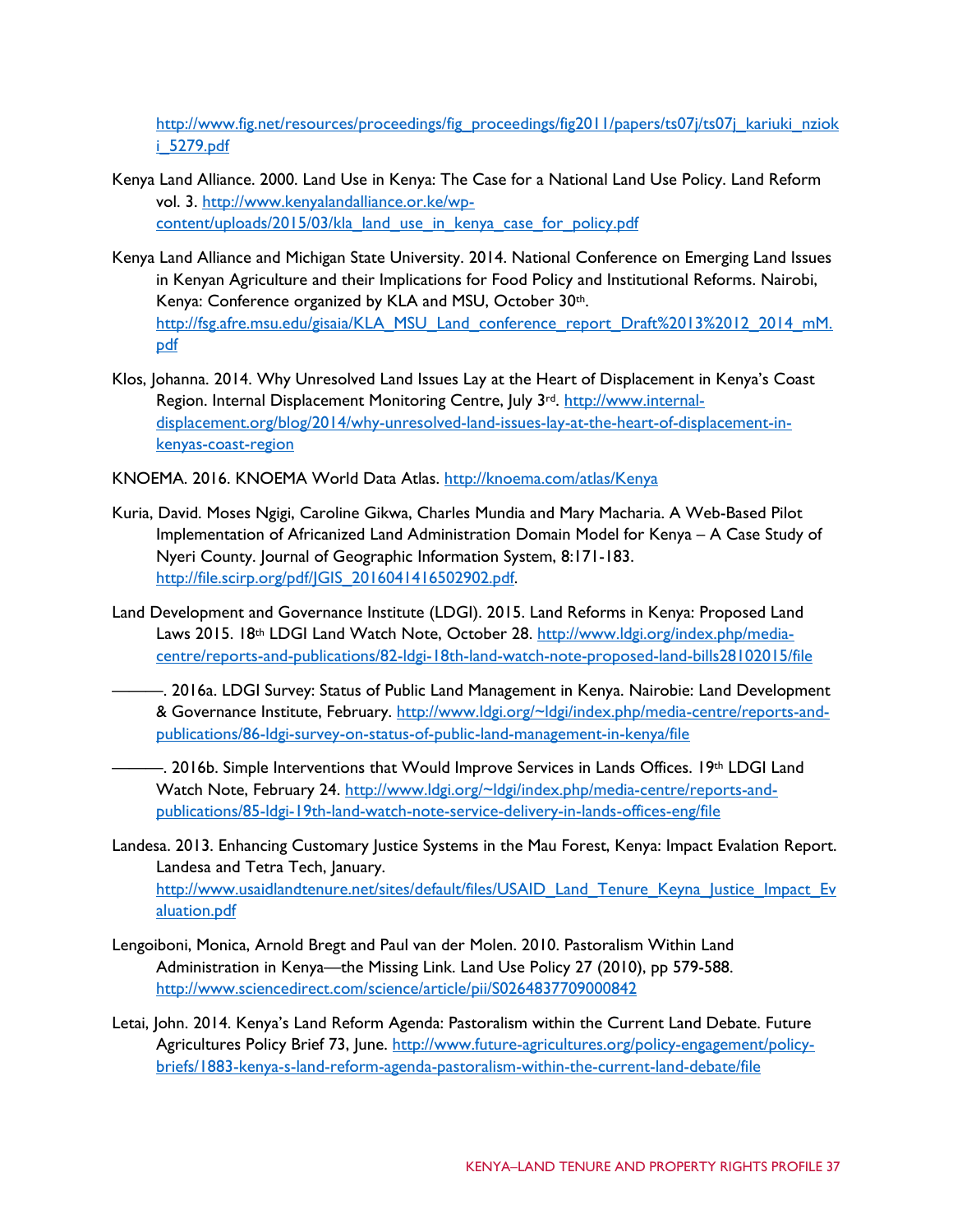http://www.fig.net/resources/proceedings/fig_proceedings/fig2011/papers/ts07j/ts07j_kariuki_nzioki_5279.pdf

Kenya Land Alliance. 2000. Land Use in Kenya: The Case for a National Land Use Policy. Land Reform vol. 3. http://www.kenyalandalliance.or.ke/wp-content/uploads/2015/03/kla_land_use_in_kenya_case_for_policy.pdf

Kenya Land Alliance and Michigan State University. 2014. National Conference on Emerging Land Issues in Kenyan Agriculture and their Implications for Food Policy and Institutional Reforms. Nairobi, Kenya: Conference organized by KLA and MSU, October 30th. http://fsg.afre.msu.edu/gisaia/KLA_MSU_Land_conference_report_Draft%2013%2012_2014_mM.pdf

Klos, Johanna. 2014. Why Unresolved Land Issues Lay at the Heart of Displacement in Kenya's Coast Region. Internal Displacement Monitoring Centre, July 3rd. http://www.internal-displacement.org/blog/2014/why-unresolved-land-issues-lay-at-the-heart-of-displacement-in-kenyas-coast-region

KNOEMA. 2016. KNOEMA World Data Atlas. http://knoema.com/atlas/Kenya

Kuria, David. Moses Ngigi, Caroline Gikwa, Charles Mundia and Mary Macharia. A Web-Based Pilot Implementation of Africanized Land Administration Domain Model for Kenya – A Case Study of Nyeri County. Journal of Geographic Information System, 8:171-183. http://file.scirp.org/pdf/JGIS_2016041416502902.pdf.

Land Development and Governance Institute (LDGI). 2015. Land Reforms in Kenya: Proposed Land Laws 2015. 18th LDGI Land Watch Note, October 28. http://www.ldgi.org/index.php/media-centre/reports-and-publications/82-ldgi-18th-land-watch-note-proposed-land-bills28102015/file

———. 2016a. LDGI Survey: Status of Public Land Management in Kenya. Nairobie: Land Development & Governance Institute, February. http://www.ldgi.org/~ldgi/index.php/media-centre/reports-and-publications/86-ldgi-survey-on-status-of-public-land-management-in-kenya/file

———. 2016b. Simple Interventions that Would Improve Services in Lands Offices. 19th LDGI Land Watch Note, February 24. http://www.ldgi.org/~ldgi/index.php/media-centre/reports-and-publications/85-ldgi-19th-land-watch-note-service-delivery-in-lands-offices-eng/file

Landesa. 2013. Enhancing Customary Justice Systems in the Mau Forest, Kenya: Impact Evalation Report. Landesa and Tetra Tech, January. http://www.usaidlandtenure.net/sites/default/files/USAID_Land_Tenure_Keyna_Justice_Impact_Evaluation.pdf

Lengoiboni, Monica, Arnold Bregt and Paul van der Molen. 2010. Pastoralism Within Land Administration in Kenya—the Missing Link. Land Use Policy 27 (2010), pp 579-588. http://www.sciencedirect.com/science/article/pii/S0264837709000842

Letai, John. 2014. Kenya's Land Reform Agenda: Pastoralism within the Current Land Debate. Future Agricultures Policy Brief 73, June. http://www.future-agricultures.org/policy-engagement/policy-briefs/1883-kenya-s-land-reform-agenda-pastoralism-within-the-current-land-debate/file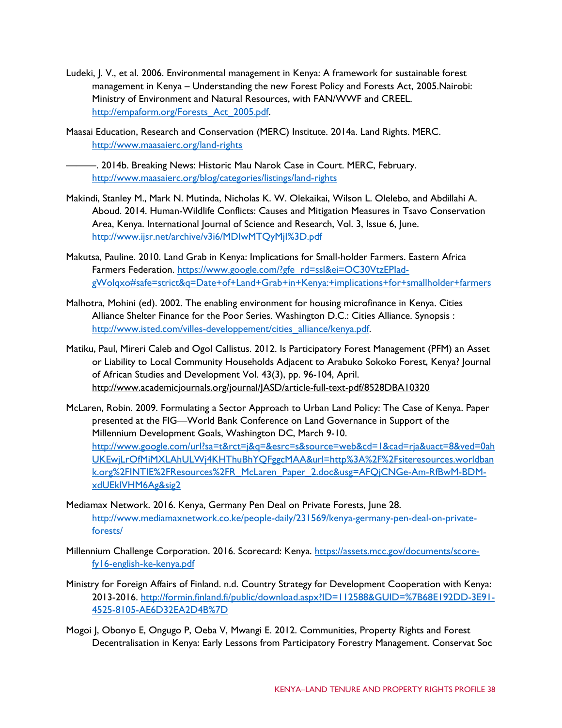Ludeki, J. V., et al. 2006. Environmental management in Kenya: A framework for sustainable forest management in Kenya – Understanding the new Forest Policy and Forests Act, 2005.Nairobi: Ministry of Environment and Natural Resources, with FAN/WWF and CREEL. http://empaform.org/Forests_Act_2005.pdf.

Maasai Education, Research and Conservation (MERC) Institute. 2014a. Land Rights. MERC. http://www.maasaierc.org/land-rights

———. 2014b. Breaking News: Historic Mau Narok Case in Court. MERC, February. http://www.maasaierc.org/blog/categories/listings/land-rights

Makindi, Stanley M., Mark N. Mutinda, Nicholas K. W. Olekaikai, Wilson L. Olelebo, and Abdillahi A. Aboud. 2014. Human-Wildlife Conflicts: Causes and Mitigation Measures in Tsavo Conservation Area, Kenya. International Journal of Science and Research, Vol. 3, Issue 6, June. http://www.ijsr.net/archive/v3i6/MDIwMTQyMjI%3D.pdf

Makutsa, Pauline. 2010. Land Grab in Kenya: Implications for Small-holder Farmers. Eastern Africa Farmers Federation. https://www.google.com/?gfe_rd=ssl&ei=OC30VtzEPlad-gWolqxo#safe=strict&q=Date+of+Land+Grab+in+Kenya:+implications+for+smallholder+farmers

Malhotra, Mohini (ed). 2002. The enabling environment for housing microfinance in Kenya. Cities Alliance Shelter Finance for the Poor Series. Washington D.C.: Cities Alliance. Synopsis : http://www.isted.com/villes-developpement/cities_alliance/kenya.pdf.

Matiku, Paul, Mireri Caleb and Ogol Callistus. 2012. Is Participatory Forest Management (PFM) an Asset or Liability to Local Community Households Adjacent to Arabuko Sokoko Forest, Kenya? Journal of African Studies and Development Vol. 43(3), pp. 96-104, April. http://www.academicjournals.org/journal/JASD/article-full-text-pdf/8528DBA10320

McLaren, Robin. 2009. Formulating a Sector Approach to Urban Land Policy: The Case of Kenya. Paper presented at the FIG—World Bank Conference on Land Governance in Support of the Millennium Development Goals, Washington DC, March 9-10. http://www.google.com/url?sa=t&rct=j&q=&esrc=s&source=web&cd=1&cad=rja&uact=8&ved=0ahUKEwjLrOfMiMXLAhULWj4KHThuBhYQFggcMAA&url=http%3A%2F%2Fsiteresources.worldbank.org%2FINTIE%2FResources%2FR_McLaren_Paper_2.doc&usg=AFQjCNGe-Am-RfBwM-BDM-xdUEkIVHM6Ag&sig2

Mediamax Network. 2016. Kenya, Germany Pen Deal on Private Forests, June 28. http://www.mediamaxnetwork.co.ke/people-daily/231569/kenya-germany-pen-deal-on-private-forests/

Millennium Challenge Corporation. 2016. Scorecard: Kenya. https://assets.mcc.gov/documents/score-fy16-english-ke-kenya.pdf

Ministry for Foreign Affairs of Finland. n.d. Country Strategy for Development Cooperation with Kenya: 2013-2016. http://formin.finland.fi/public/download.aspx?ID=112588&GUID=%7B68E192DD-3E91-4525-8105-AE6D32EA2D4B%7D

Mogoi J, Obonyo E, Ongugo P, Oeba V, Mwangi E. 2012. Communities, Property Rights and Forest Decentralisation in Kenya: Early Lessons from Participatory Forestry Management. Conservat Soc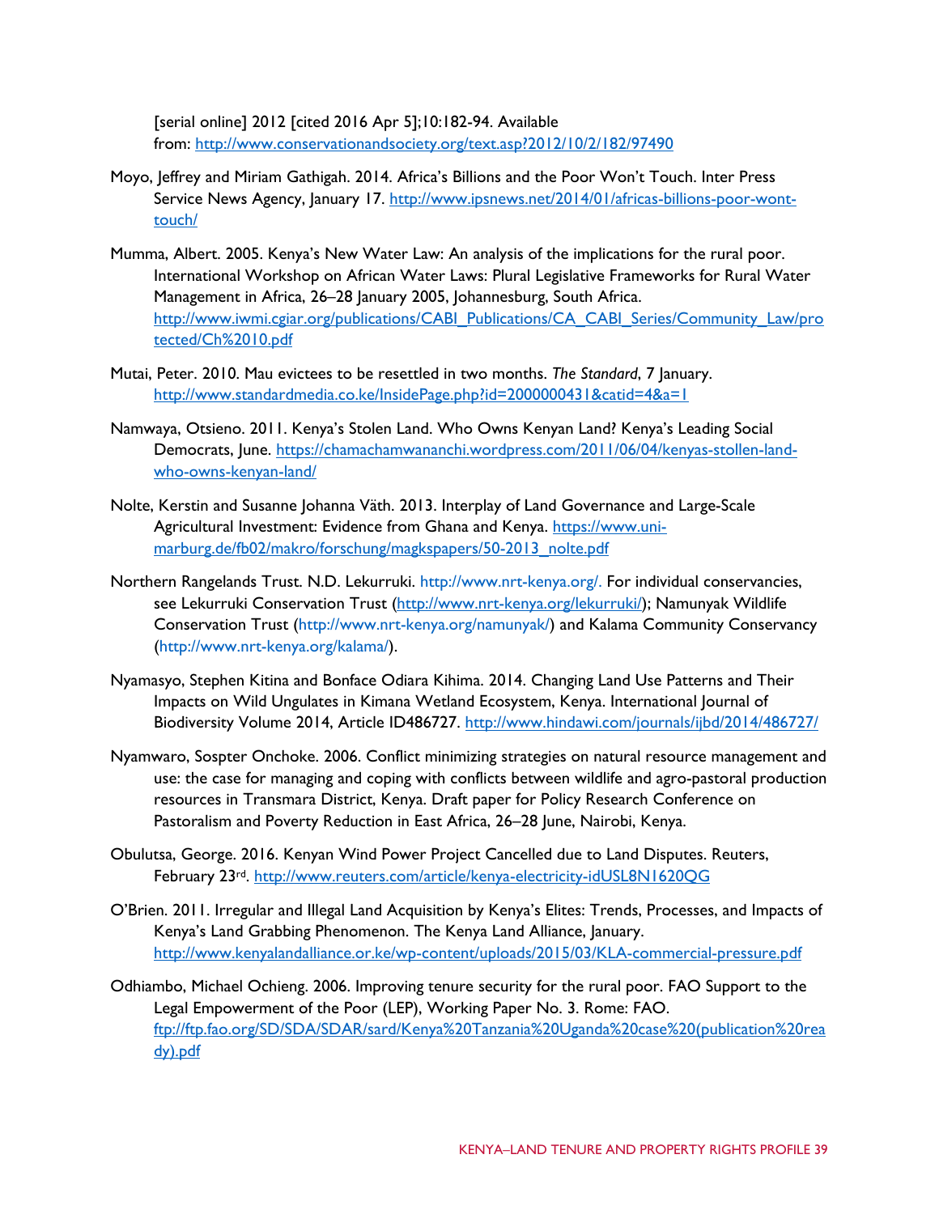[serial online] 2012 [cited 2016 Apr 5];10:182-94. Available from: http://www.conservationandsociety.org/text.asp?2012/10/2/182/97490

Moyo, Jeffrey and Miriam Gathigah. 2014. Africa's Billions and the Poor Won't Touch. Inter Press Service News Agency, January 17. http://www.ipsnews.net/2014/01/africas-billions-poor-wont-touch/

Mumma, Albert. 2005. Kenya's New Water Law: An analysis of the implications for the rural poor. International Workshop on African Water Laws: Plural Legislative Frameworks for Rural Water Management in Africa, 26–28 January 2005, Johannesburg, South Africa. http://www.iwmi.cgiar.org/publications/CABI_Publications/CA_CABI_Series/Community_Law/protected/Ch%2010.pdf

Mutai, Peter. 2010. Mau evictees to be resettled in two months. *The Standard*, 7 January. http://www.standardmedia.co.ke/InsidePage.php?id=2000000431&catid=4&a=1

Namwaya, Otsieno. 2011. Kenya's Stolen Land. Who Owns Kenyan Land? Kenya's Leading Social Democrats, June. https://chamachamwananchi.wordpress.com/2011/06/04/kenyas-stollen-land-who-owns-kenyan-land/

Nolte, Kerstin and Susanne Johanna Väth. 2013. Interplay of Land Governance and Large-Scale Agricultural Investment: Evidence from Ghana and Kenya. https://www.uni-marburg.de/fb02/makro/forschung/magkspapers/50-2013_nolte.pdf

Northern Rangelands Trust. N.D. Lekurruki. http://www.nrt-kenya.org/. For individual conservancies, see Lekurruki Conservation Trust (http://www.nrt-kenya.org/lekurruki/); Namunyak Wildlife Conservation Trust (http://www.nrt-kenya.org/namunyak/) and Kalama Community Conservancy (http://www.nrt-kenya.org/kalama/).

Nyamasyo, Stephen Kitina and Bonface Odiara Kihima. 2014. Changing Land Use Patterns and Their Impacts on Wild Ungulates in Kimana Wetland Ecosystem, Kenya. International Journal of Biodiversity Volume 2014, Article ID486727. http://www.hindawi.com/journals/ijbd/2014/486727/

Nyamwaro, Sospter Onchoke. 2006. Conflict minimizing strategies on natural resource management and use: the case for managing and coping with conflicts between wildlife and agro-pastoral production resources in Transmara District, Kenya. Draft paper for Policy Research Conference on Pastoralism and Poverty Reduction in East Africa, 26–28 June, Nairobi, Kenya.

Obulutsa, George. 2016. Kenyan Wind Power Project Cancelled due to Land Disputes. Reuters, February 23rd. http://www.reuters.com/article/kenya-electricity-idUSL8N1620QG

O'Brien. 2011. Irregular and Illegal Land Acquisition by Kenya's Elites: Trends, Processes, and Impacts of Kenya's Land Grabbing Phenomenon. The Kenya Land Alliance, January. http://www.kenyalandalliance.or.ke/wp-content/uploads/2015/03/KLA-commercial-pressure.pdf

Odhiambo, Michael Ochieng. 2006. Improving tenure security for the rural poor. FAO Support to the Legal Empowerment of the Poor (LEP), Working Paper No. 3. Rome: FAO. ftp://ftp.fao.org/SD/SDA/SDAR/sard/Kenya%20Tanzania%20Uganda%20case%20(publication%20ready).pdf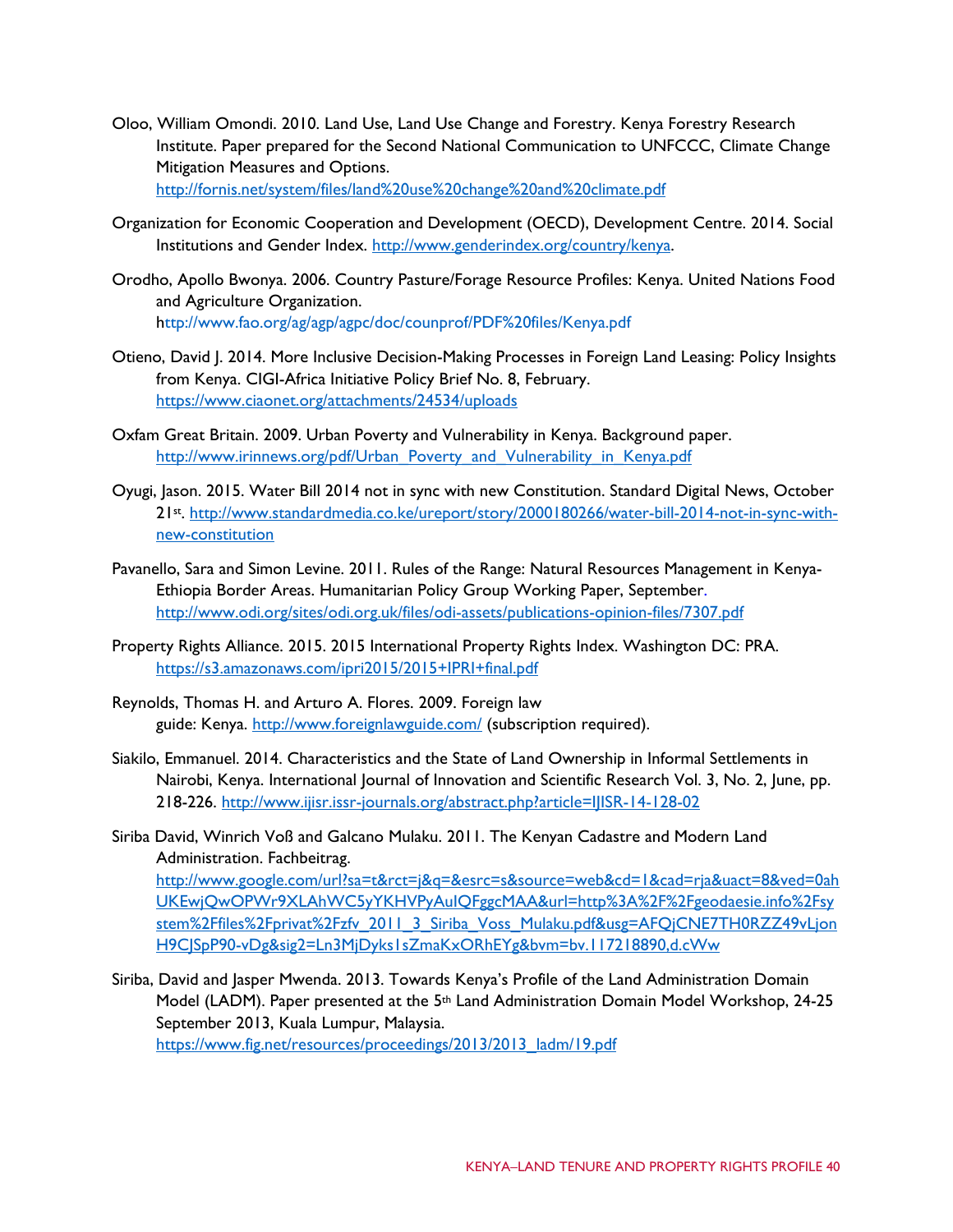Oloo, William Omondi. 2010. Land Use, Land Use Change and Forestry. Kenya Forestry Research Institute. Paper prepared for the Second National Communication to UNFCCC, Climate Change Mitigation Measures and Options. http://fornis.net/system/files/land%20use%20change%20and%20climate.pdf

Organization for Economic Cooperation and Development (OECD), Development Centre. 2014. Social Institutions and Gender Index. http://www.genderindex.org/country/kenya.

Orodho, Apollo Bwonya. 2006. Country Pasture/Forage Resource Profiles: Kenya. United Nations Food and Agriculture Organization. http://www.fao.org/ag/agp/agpc/doc/counprof/PDF%20files/Kenya.pdf

Otieno, David J. 2014. More Inclusive Decision-Making Processes in Foreign Land Leasing: Policy Insights from Kenya. CIGI-Africa Initiative Policy Brief No. 8, February. https://www.ciaonet.org/attachments/24534/uploads

Oxfam Great Britain. 2009. Urban Poverty and Vulnerability in Kenya. Background paper. http://www.irinnews.org/pdf/Urban_Poverty_and_Vulnerability_in_Kenya.pdf

Oyugi, Jason. 2015. Water Bill 2014 not in sync with new Constitution. Standard Digital News, October 21st. http://www.standardmedia.co.ke/ureport/story/2000180266/water-bill-2014-not-in-sync-with-new-constitution

Pavanello, Sara and Simon Levine. 2011. Rules of the Range: Natural Resources Management in Kenya-Ethiopia Border Areas. Humanitarian Policy Group Working Paper, September. http://www.odi.org/sites/odi.org.uk/files/odi-assets/publications-opinion-files/7307.pdf

Property Rights Alliance. 2015. 2015 International Property Rights Index. Washington DC: PRA. https://s3.amazonaws.com/ipri2015/2015+IPRI+final.pdf

Reynolds, Thomas H. and Arturo A. Flores. 2009. Foreign law guide: Kenya. http://www.foreignlawguide.com/ (subscription required).

Siakilo, Emmanuel. 2014. Characteristics and the State of Land Ownership in Informal Settlements in Nairobi, Kenya. International Journal of Innovation and Scientific Research Vol. 3, No. 2, June, pp. 218-226. http://www.ijisr.issr-journals.org/abstract.php?article=IJISR-14-128-02

Siriba David, Winrich Voß and Galcano Mulaku. 2011. The Kenyan Cadastre and Modern Land Administration. Fachbeitrag. http://www.google.com/url?sa=t&rct=j&q=&esrc=s&source=web&cd=1&cad=rja&uact=8&ved=0ahUKEwjQwOPWr9XLAhWC5yYKHVPyAuIQFggcMAA&url=http%3A%2F%2Fgeodaesie.info%2Fsystem%2Ffiles%2Fprivat%2Fzfv_2011_3_Siriba_Voss_Mulaku.pdf&usg=AFQjCNE7TH0RZZ49vLjonH9CJSpP90-vDg&sig2=Ln3MjDyks1sZmaKxORhEYg&bvm=bv.117218890,d.cWw

Siriba, David and Jasper Mwenda. 2013. Towards Kenya's Profile of the Land Administration Domain Model (LADM). Paper presented at the 5th Land Administration Domain Model Workshop, 24-25 September 2013, Kuala Lumpur, Malaysia. https://www.fig.net/resources/proceedings/2013/2013_ladm/19.pdf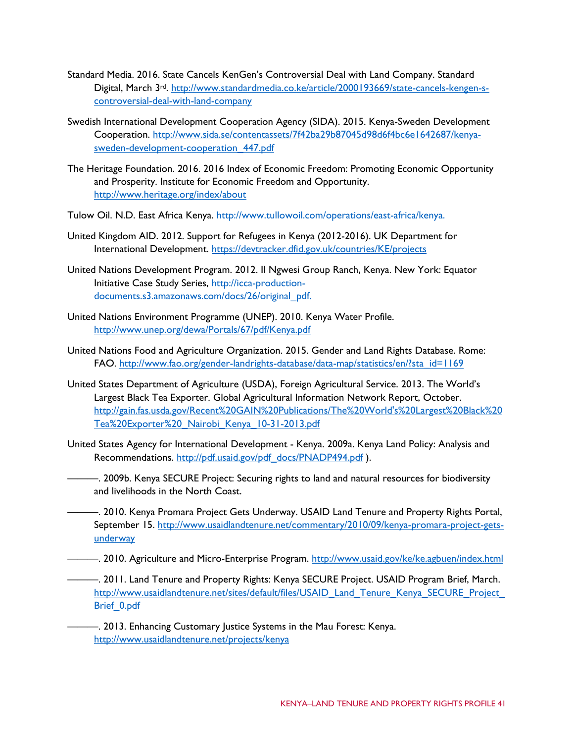Standard Media. 2016. State Cancels KenGen's Controversial Deal with Land Company. Standard Digital, March 3rd. http://www.standardmedia.co.ke/article/2000193669/state-cancels-kengen-s-controversial-deal-with-land-company

Swedish International Development Cooperation Agency (SIDA). 2015. Kenya-Sweden Development Cooperation. http://www.sida.se/contentassets/7f42ba29b87045d98d6f4bc6e1642687/kenya-sweden-development-cooperation_447.pdf

The Heritage Foundation. 2016. 2016 Index of Economic Freedom: Promoting Economic Opportunity and Prosperity. Institute for Economic Freedom and Opportunity. http://www.heritage.org/index/about

Tulow Oil. N.D. East Africa Kenya. http://www.tullowoil.com/operations/east-africa/kenya.

United Kingdom AID. 2012. Support for Refugees in Kenya (2012-2016). UK Department for International Development. https://devtracker.dfid.gov.uk/countries/KE/projects

United Nations Development Program. 2012. Il Ngwesi Group Ranch, Kenya. New York: Equator Initiative Case Study Series, http://icca-production-documents.s3.amazonaws.com/docs/26/original_pdf.

United Nations Environment Programme (UNEP). 2010. Kenya Water Profile. http://www.unep.org/dewa/Portals/67/pdf/Kenya.pdf

United Nations Food and Agriculture Organization. 2015. Gender and Land Rights Database. Rome: FAO. http://www.fao.org/gender-landrights-database/data-map/statistics/en/?sta_id=1169

United States Department of Agriculture (USDA), Foreign Agricultural Service. 2013. The World's Largest Black Tea Exporter. Global Agricultural Information Network Report, October. http://gain.fas.usda.gov/Recent%20GAIN%20Publications/The%20World's%20Largest%20Black%20Tea%20Exporter%20_Nairobi_Kenya_10-31-2013.pdf

United States Agency for International Development - Kenya. 2009a. Kenya Land Policy: Analysis and Recommendations. http://pdf.usaid.gov/pdf_docs/PNADP494.pdf ).

———. 2009b. Kenya SECURE Project: Securing rights to land and natural resources for biodiversity and livelihoods in the North Coast.

———. 2010. Kenya Promara Project Gets Underway. USAID Land Tenure and Property Rights Portal, September 15. http://www.usaidlandtenure.net/commentary/2010/09/kenya-promara-project-gets-underway

———. 2010. Agriculture and Micro-Enterprise Program. http://www.usaid.gov/ke/ke.agbuen/index.html

———. 2011. Land Tenure and Property Rights: Kenya SECURE Project. USAID Program Brief, March. http://www.usaidlandtenure.net/sites/default/files/USAID_Land_Tenure_Kenya_SECURE_Project_Brief_0.pdf

———. 2013. Enhancing Customary Justice Systems in the Mau Forest: Kenya. http://www.usaidlandtenure.net/projects/kenya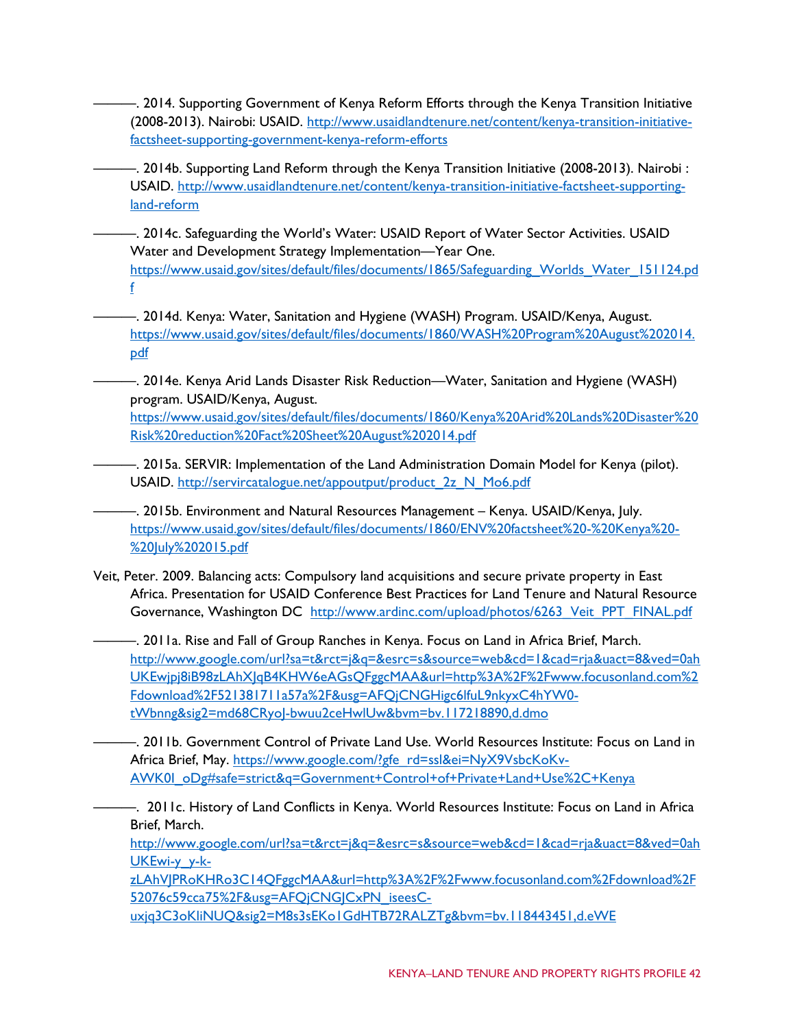———. 2014. Supporting Government of Kenya Reform Efforts through the Kenya Transition Initiative (2008-2013). Nairobi: USAID. http://www.usaidlandtenure.net/content/kenya-transition-initiative-factsheet-supporting-government-kenya-reform-efforts

———. 2014b. Supporting Land Reform through the Kenya Transition Initiative (2008-2013). Nairobi : USAID. http://www.usaidlandtenure.net/content/kenya-transition-initiative-factsheet-supporting-land-reform

———. 2014c. Safeguarding the World's Water: USAID Report of Water Sector Activities. USAID Water and Development Strategy Implementation—Year One. https://www.usaid.gov/sites/default/files/documents/1865/Safeguarding_Worlds_Water_151124.pdf

———. 2014d. Kenya: Water, Sanitation and Hygiene (WASH) Program. USAID/Kenya, August. https://www.usaid.gov/sites/default/files/documents/1860/WASH%20Program%20August%202014.pdf

———. 2014e. Kenya Arid Lands Disaster Risk Reduction—Water, Sanitation and Hygiene (WASH) program. USAID/Kenya, August. https://www.usaid.gov/sites/default/files/documents/1860/Kenya%20Arid%20Lands%20Disaster%20Risk%20reduction%20Fact%20Sheet%20August%202014.pdf

———. 2015a. SERVIR: Implementation of the Land Administration Domain Model for Kenya (pilot). USAID. http://servircatalogue.net/appoutput/product_2z_N_Mo6.pdf

———. 2015b. Environment and Natural Resources Management – Kenya. USAID/Kenya, July. https://www.usaid.gov/sites/default/files/documents/1860/ENV%20factsheet%20-%20Kenya%20-%20July%202015.pdf

Veit, Peter. 2009. Balancing acts: Compulsory land acquisitions and secure private property in East Africa. Presentation for USAID Conference Best Practices for Land Tenure and Natural Resource Governance, Washington DC http://www.ardinc.com/upload/photos/6263_Veit_PPT_FINAL.pdf

———. 2011a. Rise and Fall of Group Ranches in Kenya. Focus on Land in Africa Brief, March. http://www.google.com/url?sa=t&rct=j&q=&esrc=s&source=web&cd=1&cad=rja&uact=8&ved=0ahUKEwjpj8iB98zLAhXJqB4KHW6eAGsQFggcMAA&url=http%3A%2F%2Fwww.focusonland.com%2Fdownload%2F521381711a57a%2F&usg=AFQjCNGHigc6lfuL9nkyxC4hYW0-tWbnng&sig2=md68CRyoJ-bwuu2ceHwlUw&bvm=bv.117218890,d.dmo

———. 2011b. Government Control of Private Land Use. World Resources Institute: Focus on Land in Africa Brief, May. https://www.google.com/?gfe_rd=ssl&ei=NyX9VsbcKoKv-AWK0I_oDg#safe=strict&q=Government+Control+of+Private+Land+Use%2C+Kenya

———. 2011c. History of Land Conflicts in Kenya. World Resources Institute: Focus on Land in Africa Brief, March. http://www.google.com/url?sa=t&rct=j&q=&esrc=s&source=web&cd=1&cad=rja&uact=8&ved=0ahUKEwi-y_y-k-zLAhVJPRoKHRo3C14QFggcMAA&url=http%3A%2F%2Fwww.focusonland.com%2Fdownload%2F52076c59cca75%2F&usg=AFQjCNGJCxPN_iseesC-uxjq3C3oKIiNUQ&sig2=M8s3sEKo1GdHTB72RALZTg&bvm=bv.118443451,d.eWE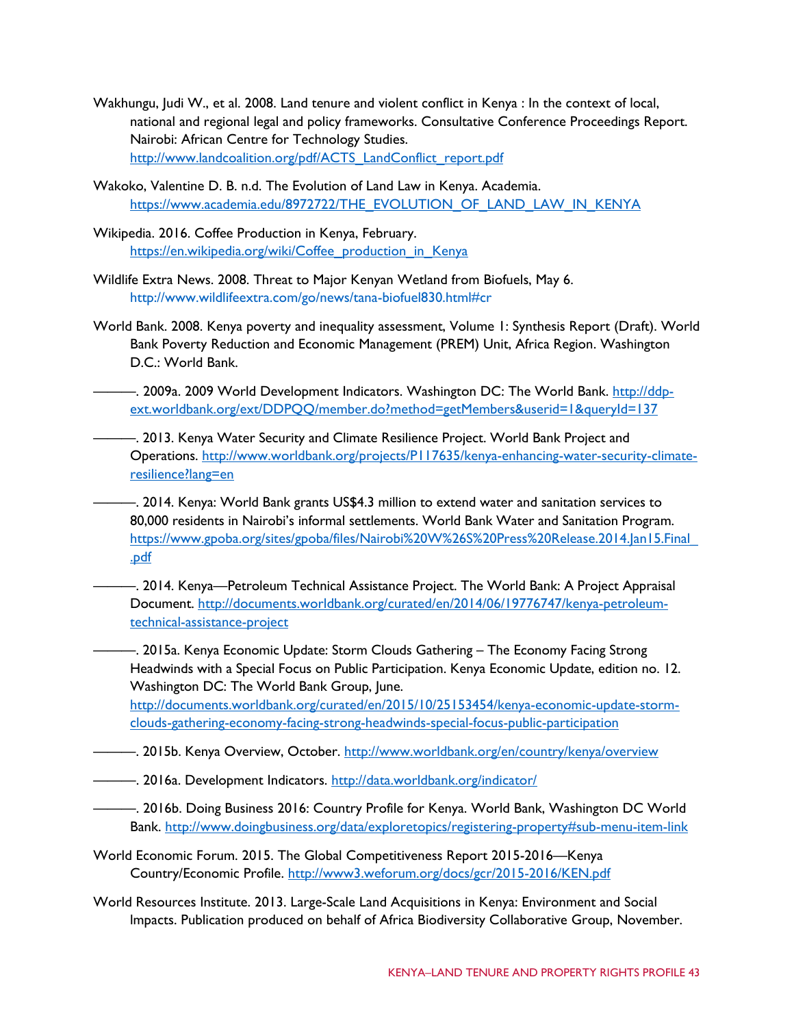Wakhungu, Judi W., et al. 2008. Land tenure and violent conflict in Kenya : In the context of local, national and regional legal and policy frameworks. Consultative Conference Proceedings Report. Nairobi: African Centre for Technology Studies. http://www.landcoalition.org/pdf/ACTS_LandConflict_report.pdf

Wakoko, Valentine D. B. n.d. The Evolution of Land Law in Kenya. Academia. https://www.academia.edu/8972722/THE_EVOLUTION_OF_LAND_LAW_IN_KENYA

Wikipedia. 2016. Coffee Production in Kenya, February. https://en.wikipedia.org/wiki/Coffee_production_in_Kenya

Wildlife Extra News. 2008. Threat to Major Kenyan Wetland from Biofuels, May 6. http://www.wildlifeextra.com/go/news/tana-biofuel830.html#cr

World Bank. 2008. Kenya poverty and inequality assessment, Volume 1: Synthesis Report (Draft). World Bank Poverty Reduction and Economic Management (PREM) Unit, Africa Region. Washington D.C.: World Bank.

———. 2009a. 2009 World Development Indicators. Washington DC: The World Bank. http://ddp-ext.worldbank.org/ext/DDPQQ/member.do?method=getMembers&userid=1&queryId=137

———. 2013. Kenya Water Security and Climate Resilience Project. World Bank Project and Operations. http://www.worldbank.org/projects/P117635/kenya-enhancing-water-security-climate-resilience?lang=en

———. 2014. Kenya: World Bank grants US$4.3 million to extend water and sanitation services to 80,000 residents in Nairobi's informal settlements. World Bank Water and Sanitation Program. https://www.gpoba.org/sites/gpoba/files/Nairobi%20W%26S%20Press%20Release.2014.Jan15.Final_.pdf

———. 2014. Kenya—Petroleum Technical Assistance Project. The World Bank: A Project Appraisal Document. http://documents.worldbank.org/curated/en/2014/06/19776747/kenya-petroleum-technical-assistance-project

———. 2015a. Kenya Economic Update: Storm Clouds Gathering – The Economy Facing Strong Headwinds with a Special Focus on Public Participation. Kenya Economic Update, edition no. 12. Washington DC: The World Bank Group, June. http://documents.worldbank.org/curated/en/2015/10/25153454/kenya-economic-update-storm-clouds-gathering-economy-facing-strong-headwinds-special-focus-public-participation

———. 2015b. Kenya Overview, October. http://www.worldbank.org/en/country/kenya/overview

———. 2016a. Development Indicators. http://data.worldbank.org/indicator/

———. 2016b. Doing Business 2016: Country Profile for Kenya. World Bank, Washington DC World Bank. http://www.doingbusiness.org/data/exploretopics/registering-property#sub-menu-item-link

World Economic Forum. 2015. The Global Competitiveness Report 2015-2016—Kenya Country/Economic Profile. http://www3.weforum.org/docs/gcr/2015-2016/KEN.pdf

World Resources Institute. 2013. Large-Scale Land Acquisitions in Kenya: Environment and Social Impacts. Publication produced on behalf of Africa Biodiversity Collaborative Group, November.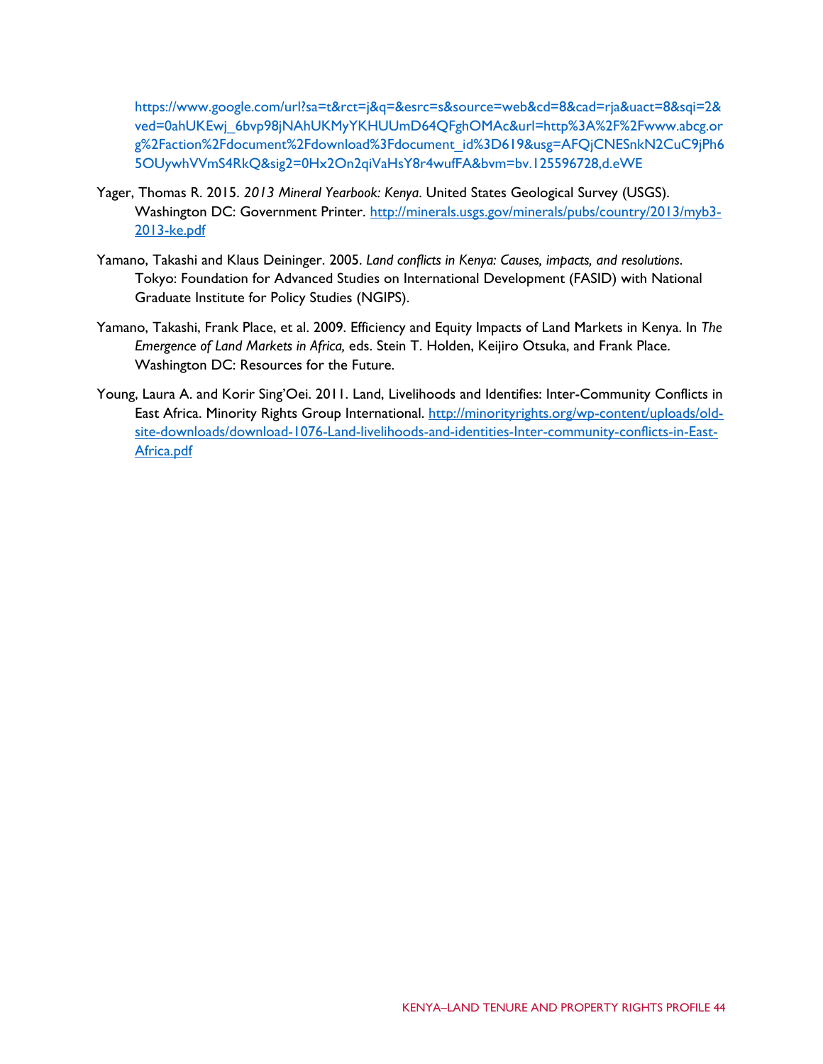https://www.google.com/url?sa=t&rct=j&q=&esrc=s&source=web&cd=8&cad=rja&uact=8&sqi=2&ved=0ahUKEwj_6bvp98jNAhUKMyYKHUUmD64QFghOMAc&url=http%3A%2F%2Fwww.abcg.org%2Faction%2Fdocument%2Fdownload%3Fdocument_id%3D619&usg=AFQjCNESnkN2CuC9jPh65OUywhVVmS4RkQ&sig2=0Hx2On2qiVaHsY8r4wufFA&bvm=bv.125596728,d.eWE

Yager, Thomas R. 2015. *2013 Mineral Yearbook: Kenya*. United States Geological Survey (USGS). Washington DC: Government Printer. http://minerals.usgs.gov/minerals/pubs/country/2013/myb3-2013-ke.pdf

Yamano, Takashi and Klaus Deininger. 2005. *Land conflicts in Kenya: Causes, impacts, and resolutions*. Tokyo: Foundation for Advanced Studies on International Development (FASID) with National Graduate Institute for Policy Studies (NGIPS).

Yamano, Takashi, Frank Place, et al. 2009. Efficiency and Equity Impacts of Land Markets in Kenya. In *The Emergence of Land Markets in Africa,* eds. Stein T. Holden, Keijiro Otsuka, and Frank Place. Washington DC: Resources for the Future.

Young, Laura A. and Korir Sing'Oei. 2011. Land, Livelihoods and Identifies: Inter-Community Conflicts in East Africa. Minority Rights Group International. http://minorityrights.org/wp-content/uploads/old-site-downloads/download-1076-Land-livelihoods-and-identities-Inter-community-conflicts-in-East-Africa.pdf